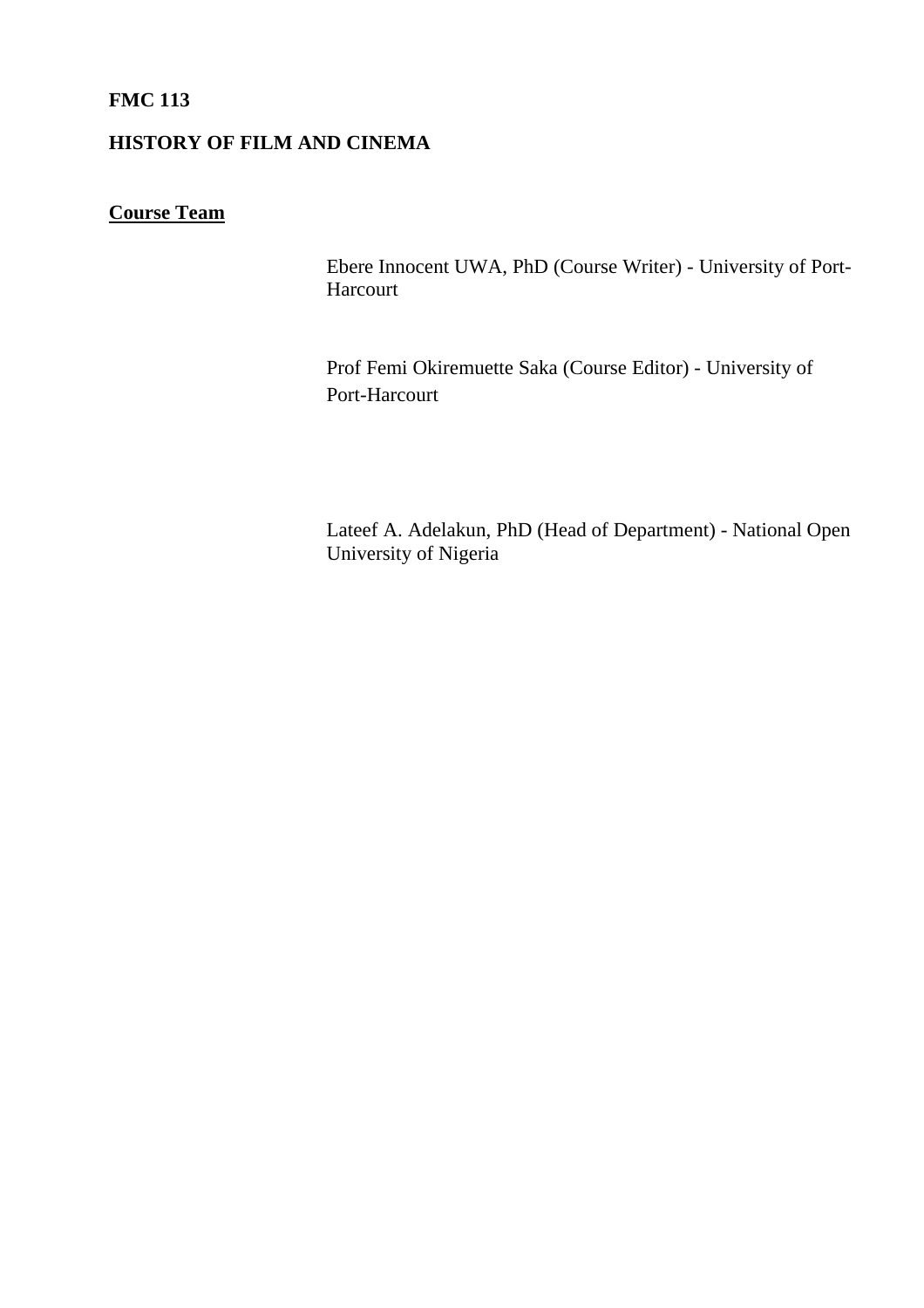**FMC 113**

**HISTORY OF FILM AND CINEMA**

**Course Team**

Ebere Innocent UWA, PhD (Course Writer) - University of Port-Harcourt

Prof Femi Okiremuette Saka (Course Editor) - University of Port-Harcourt

Lateef A. Adelakun, PhD (Head of Department) - National Open University of Nigeria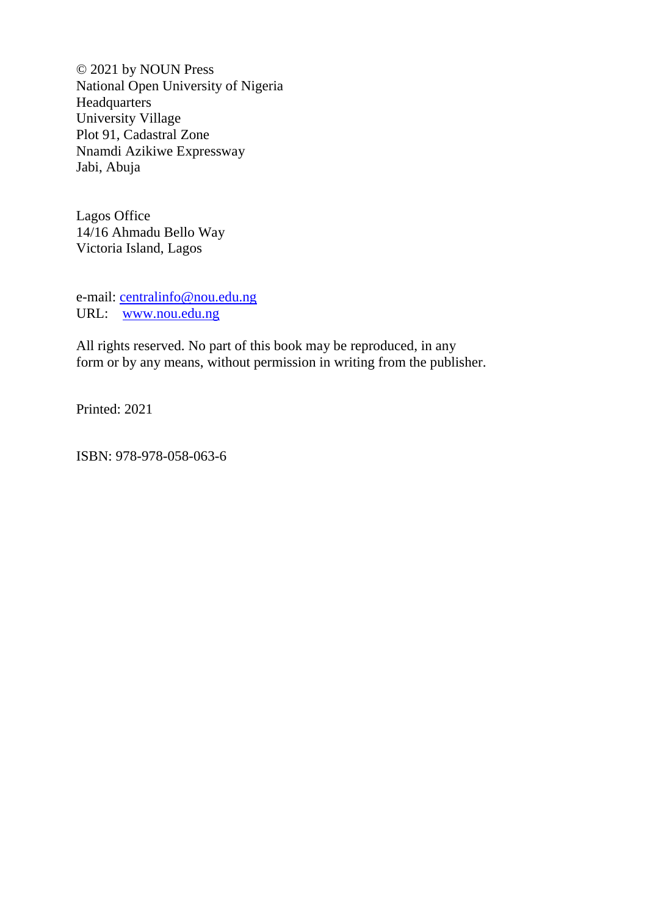© 2021 by NOUN Press
National Open University of Nigeria
Headquarters
University Village
Plot 91, Cadastral Zone
Nnamdi Azikiwe Expressway
Jabi, Abuja

Lagos Office
14/16 Ahmadu Bello Way
Victoria Island, Lagos

e-mail: centralinfo@nou.edu.ng
URL: www.nou.edu.ng

All rights reserved. No part of this book may be reproduced, in any form or by any means, without permission in writing from the publisher.

Printed: 2021

ISBN: 978-978-058-063-6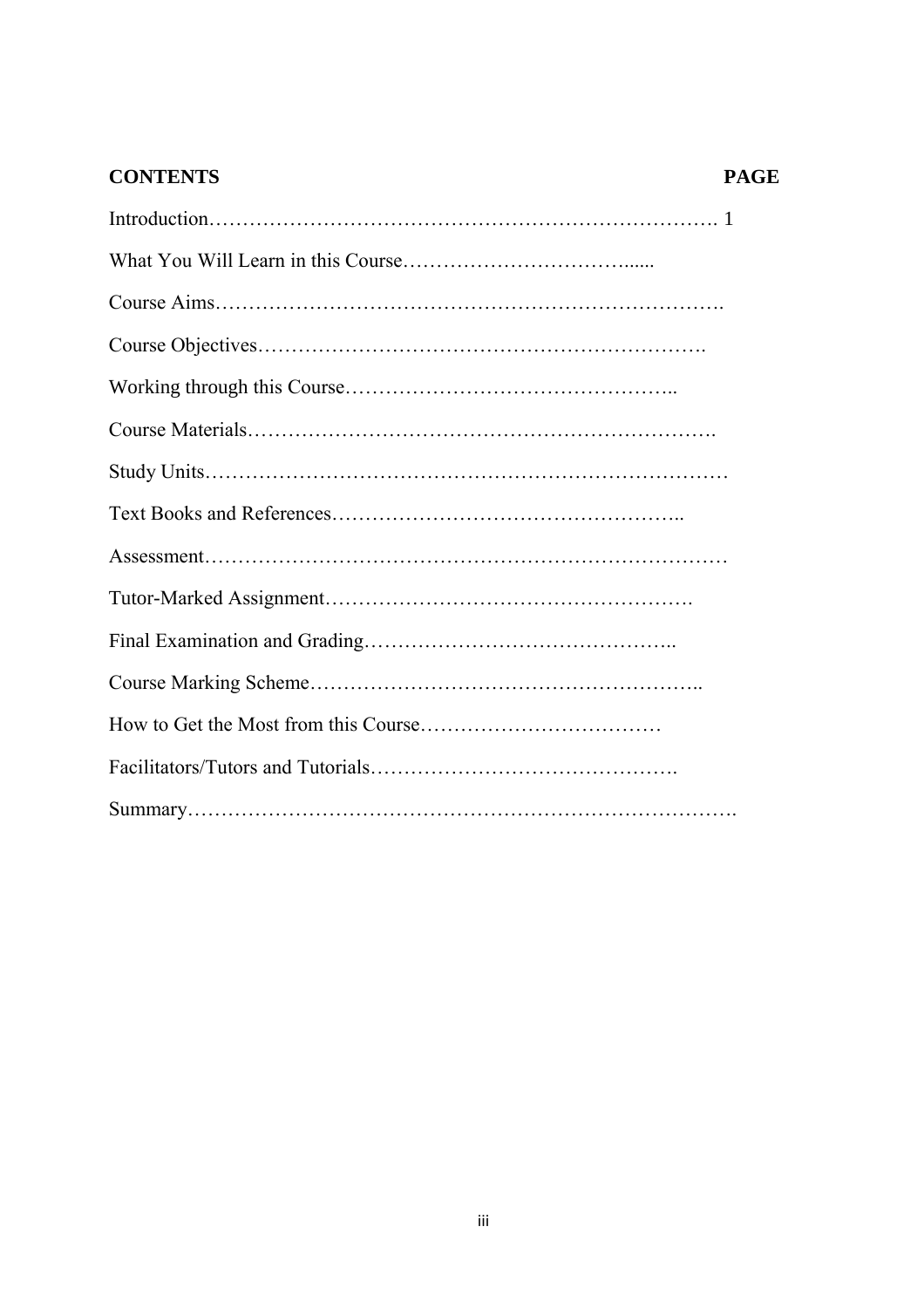| CONTENTS | PAGE |
|---|---|
| Introduction………………………………………………………………. | 1 |
| What You Will Learn in this Course……………………………...... | |
| Course Aims………………………………………………………………. | |
| Course Objectives………………………………………………………. | |
| Working through this Course………………………………………….. | |
| Course Materials……………………………………………………………. | |
| Study Units………………………………………………………………… | |
| Text Books and References………………………………………….. | |
| Assessment………………………………………………………………… | |
| Tutor-Marked Assignment……………………………………………. | |
| Final Examination and Grading……………………………………….. | |
| Course Marking Scheme……………………………………………….. | |
| How to Get the Most from this Course……………………………… | |
| Facilitators/Tutors and Tutorials………………………………………. | |
| Summary……………………………………………………………………. | |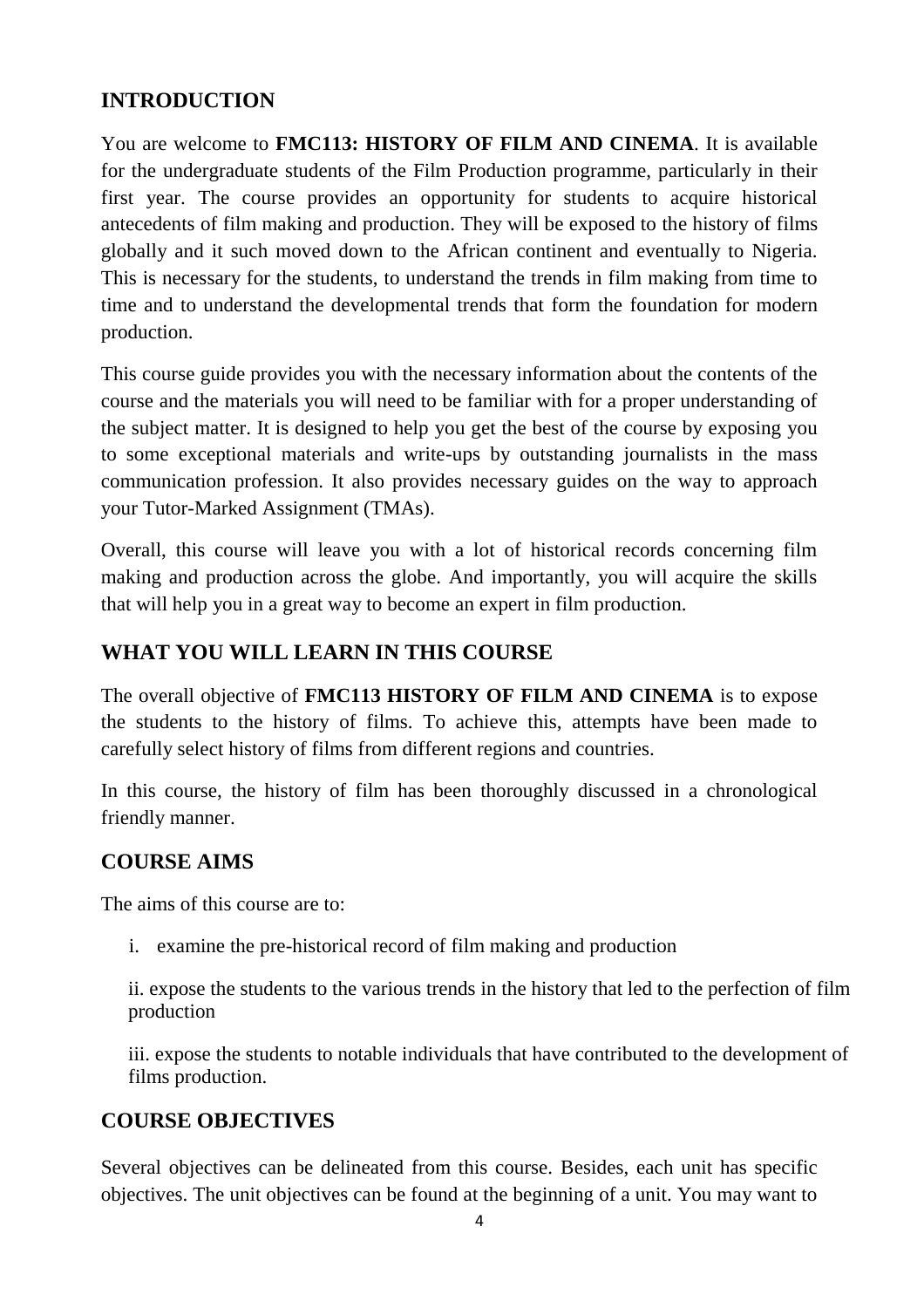## INTRODUCTION

You are welcome to **FMC113: HISTORY OF FILM AND CINEMA**. It is available for the undergraduate students of the Film Production programme, particularly in their first year. The course provides an opportunity for students to acquire historical antecedents of film making and production. They will be exposed to the history of films globally and it such moved down to the African continent and eventually to Nigeria. This is necessary for the students, to understand the trends in film making from time to time and to understand the developmental trends that form the foundation for modern production.

This course guide provides you with the necessary information about the contents of the course and the materials you will need to be familiar with for a proper understanding of the subject matter. It is designed to help you get the best of the course by exposing you to some exceptional materials and write-ups by outstanding journalists in the mass communication profession. It also provides necessary guides on the way to approach your Tutor-Marked Assignment (TMAs).

Overall, this course will leave you with a lot of historical records concerning film making and production across the globe. And importantly, you will acquire the skills that will help you in a great way to become an expert in film production.

## WHAT YOU WILL LEARN IN THIS COURSE

The overall objective of **FMC113 HISTORY OF FILM AND CINEMA** is to expose the students to the history of films. To achieve this, attempts have been made to carefully select history of films from different regions and countries.

In this course, the history of film has been thoroughly discussed in a chronological friendly manner.

## COURSE AIMS

The aims of this course are to:

i. examine the pre-historical record of film making and production

ii. expose the students to the various trends in the history that led to the perfection of film production

iii. expose the students to notable individuals that have contributed to the development of films production.

## COURSE OBJECTIVES

Several objectives can be delineated from this course. Besides, each unit has specific objectives. The unit objectives can be found at the beginning of a unit. You may want to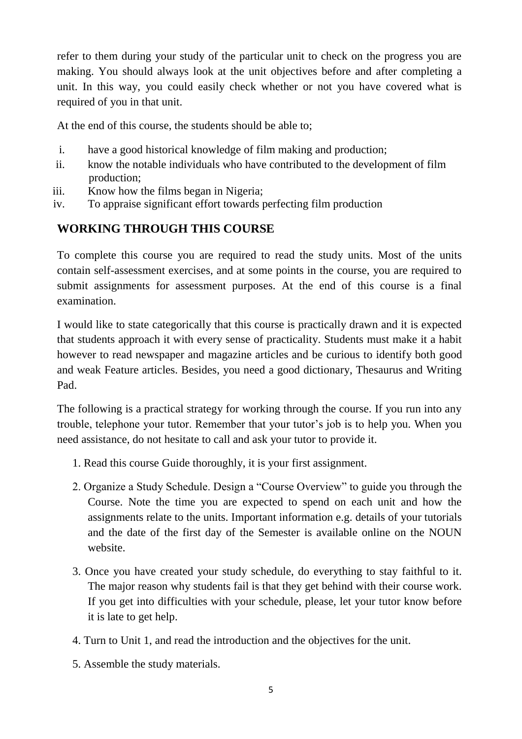refer to them during your study of the particular unit to check on the progress you are making. You should always look at the unit objectives before and after completing a unit. In this way, you could easily check whether or not you have covered what is required of you in that unit.

At the end of this course, the students should be able to;

i. have a good historical knowledge of film making and production;
ii. know the notable individuals who have contributed to the development of film production;
iii. Know how the films began in Nigeria;
iv. To appraise significant effort towards perfecting film production

## WORKING THROUGH THIS COURSE

To complete this course you are required to read the study units. Most of the units contain self-assessment exercises, and at some points in the course, you are required to submit assignments for assessment purposes. At the end of this course is a final examination.

I would like to state categorically that this course is practically drawn and it is expected that students approach it with every sense of practicality. Students must make it a habit however to read newspaper and magazine articles and be curious to identify both good and weak Feature articles. Besides, you need a good dictionary, Thesaurus and Writing Pad.

The following is a practical strategy for working through the course. If you run into any trouble, telephone your tutor. Remember that your tutor's job is to help you. When you need assistance, do not hesitate to call and ask your tutor to provide it.

1. Read this course Guide thoroughly, it is your first assignment.

2. Organize a Study Schedule. Design a "Course Overview" to guide you through the Course. Note the time you are expected to spend on each unit and how the assignments relate to the units. Important information e.g. details of your tutorials and the date of the first day of the Semester is available online on the NOUN website.

3. Once you have created your study schedule, do everything to stay faithful to it. The major reason why students fail is that they get behind with their course work. If you get into difficulties with your schedule, please, let your tutor know before it is late to get help.

4. Turn to Unit 1, and read the introduction and the objectives for the unit.

5. Assemble the study materials.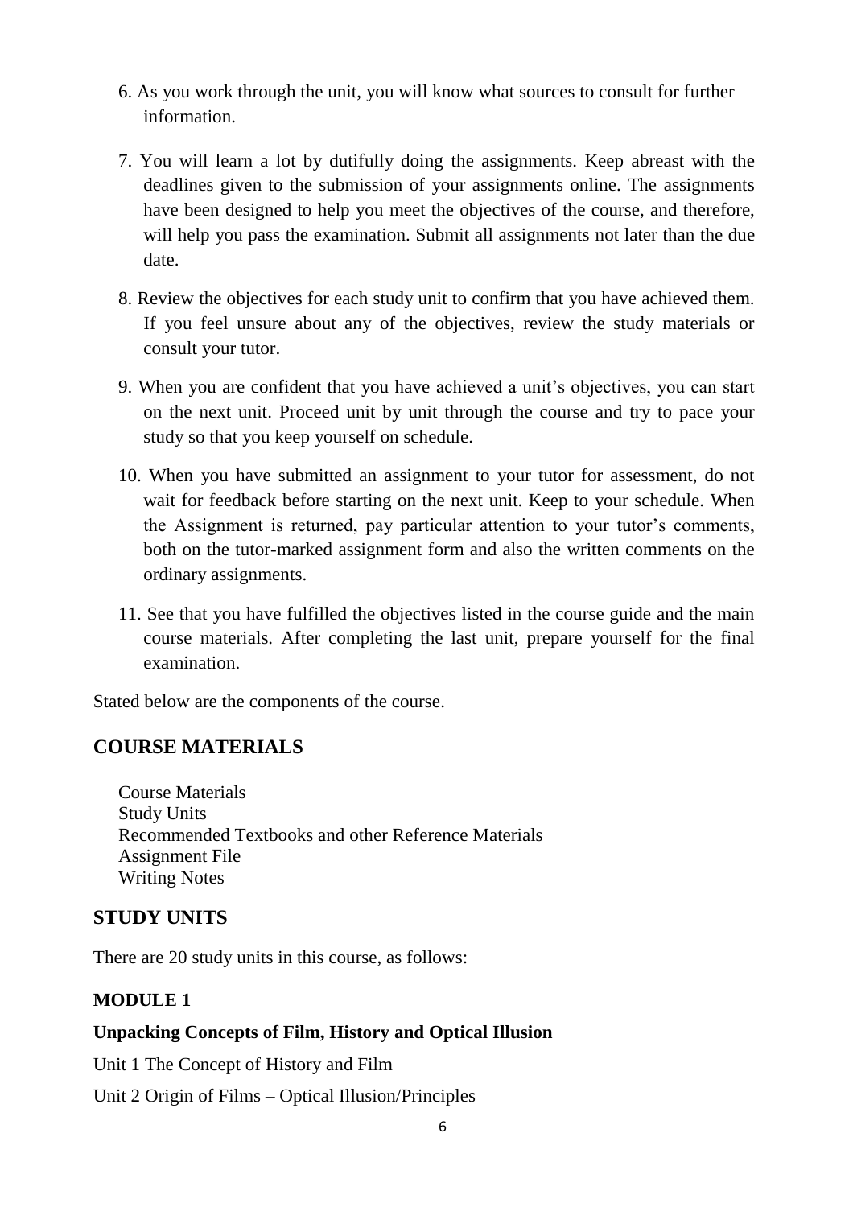6. As you work through the unit, you will know what sources to consult for further information.

7. You will learn a lot by dutifully doing the assignments. Keep abreast with the deadlines given to the submission of your assignments online. The assignments have been designed to help you meet the objectives of the course, and therefore, will help you pass the examination. Submit all assignments not later than the due date.

8. Review the objectives for each study unit to confirm that you have achieved them. If you feel unsure about any of the objectives, review the study materials or consult your tutor.

9. When you are confident that you have achieved a unit's objectives, you can start on the next unit. Proceed unit by unit through the course and try to pace your study so that you keep yourself on schedule.

10. When you have submitted an assignment to your tutor for assessment, do not wait for feedback before starting on the next unit. Keep to your schedule. When the Assignment is returned, pay particular attention to your tutor's comments, both on the tutor-marked assignment form and also the written comments on the ordinary assignments.

11. See that you have fulfilled the objectives listed in the course guide and the main course materials. After completing the last unit, prepare yourself for the final examination.

Stated below are the components of the course.

## COURSE MATERIALS

Course Materials
Study Units
Recommended Textbooks and other Reference Materials
Assignment File
Writing Notes

## STUDY UNITS

There are 20 study units in this course, as follows:

### MODULE 1

**Unpacking Concepts of Film, History and Optical Illusion**

Unit 1 The Concept of History and Film

Unit 2 Origin of Films – Optical Illusion/Principles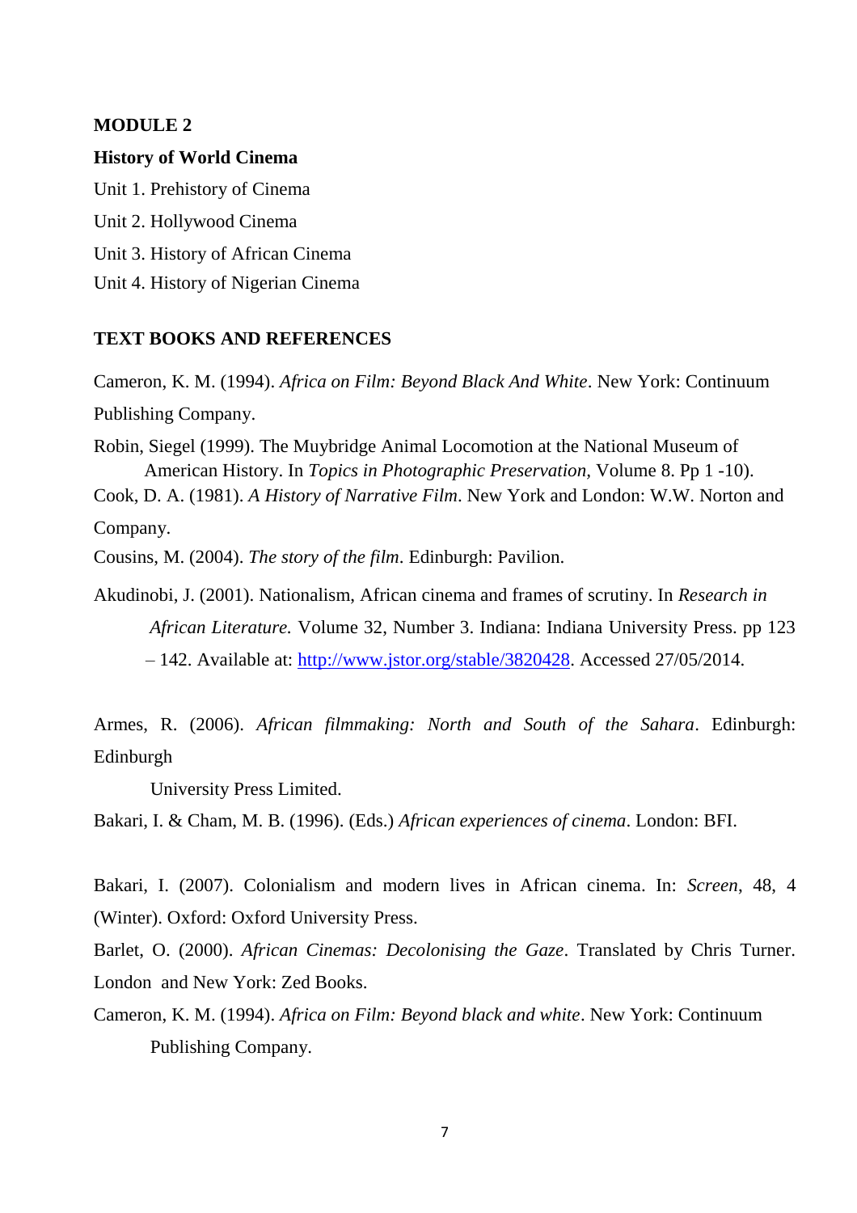**MODULE 2**

**History of World Cinema**

Unit 1. Prehistory of Cinema

Unit 2. Hollywood Cinema

Unit 3. History of African Cinema

Unit 4. History of Nigerian Cinema

**TEXT BOOKS AND REFERENCES**

Cameron, K. M. (1994). *Africa on Film: Beyond Black And White*. New York: Continuum Publishing Company.

Robin, Siegel (1999). The Muybridge Animal Locomotion at the National Museum of American History. In *Topics in Photographic Preservation*, Volume 8. Pp 1 -10).

Cook, D. A. (1981). *A History of Narrative Film*. New York and London: W.W. Norton and Company.

Cousins, M. (2004). *The story of the film*. Edinburgh: Pavilion.

Akudinobi, J. (2001). Nationalism, African cinema and frames of scrutiny. In *Research in African Literature.* Volume 32, Number 3. Indiana: Indiana University Press. pp 123 – 142. Available at: http://www.jstor.org/stable/3820428. Accessed 27/05/2014.

Armes, R. (2006). *African filmmaking: North and South of the Sahara*. Edinburgh: Edinburgh University Press Limited.

Bakari, I. & Cham, M. B. (1996). (Eds.) *African experiences of cinema*. London: BFI.

Bakari, I. (2007). Colonialism and modern lives in African cinema. In: *Screen*, 48, 4 (Winter). Oxford: Oxford University Press.

Barlet, O. (2000). *African Cinemas: Decolonising the Gaze*. Translated by Chris Turner. London and New York: Zed Books.

Cameron, K. M. (1994). *Africa on Film: Beyond black and white*. New York: Continuum Publishing Company.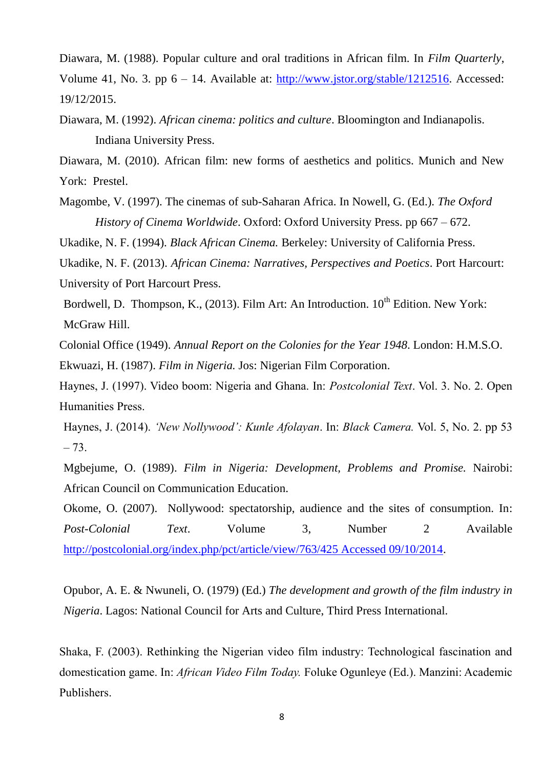Diawara, M. (1988). Popular culture and oral traditions in African film. In *Film Quarterly*, Volume 41, No. 3. pp 6 – 14. Available at: http://www.jstor.org/stable/1212516. Accessed: 19/12/2015.

Diawara, M. (1992). *African cinema: politics and culture*. Bloomington and Indianapolis. Indiana University Press.

Diawara, M. (2010). African film: new forms of aesthetics and politics. Munich and New York: Prestel.

Magombe, V. (1997). The cinemas of sub-Saharan Africa. In Nowell, G. (Ed.). *The Oxford History of Cinema Worldwide*. Oxford: Oxford University Press. pp 667 – 672.

Ukadike, N. F. (1994). *Black African Cinema.* Berkeley: University of California Press.

Ukadike, N. F. (2013). *African Cinema: Narratives, Perspectives and Poetics*. Port Harcourt: University of Port Harcourt Press.

Bordwell, D. Thompson, K., (2013). Film Art: An Introduction. 10th Edition. New York: McGraw Hill.

Colonial Office (1949). *Annual Report on the Colonies for the Year 1948*. London: H.M.S.O.

Ekwuazi, H. (1987). *Film in Nigeria.* Jos: Nigerian Film Corporation.

Haynes, J. (1997). Video boom: Nigeria and Ghana. In: *Postcolonial Text*. Vol. 3. No. 2. Open Humanities Press.

Haynes, J. (2014). *'New Nollywood': Kunle Afolayan*. In: *Black Camera.* Vol. 5, No. 2. pp 53 – 73.

Mgbejume, O. (1989). *Film in Nigeria: Development, Problems and Promise.* Nairobi: African Council on Communication Education.

Okome, O. (2007). Nollywood: spectatorship, audience and the sites of consumption. In: *Post-Colonial Text*. Volume 3, Number 2 Available http://postcolonial.org/index.php/pct/article/view/763/425 Accessed 09/10/2014.

Opubor, A. E. & Nwuneli, O. (1979) (Ed.) *The development and growth of the film industry in Nigeria*. Lagos: National Council for Arts and Culture, Third Press International.

Shaka, F. (2003). Rethinking the Nigerian video film industry: Technological fascination and domestication game. In: *African Video Film Today.* Foluke Ogunleye (Ed.). Manzini: Academic Publishers.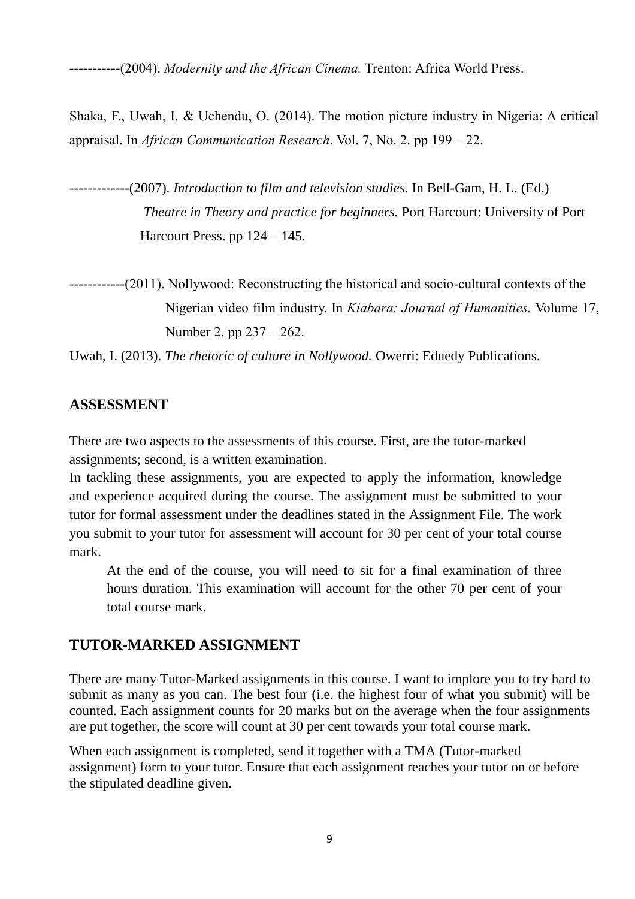-----------(2004). *Modernity and the African Cinema.* Trenton: Africa World Press.

Shaka, F., Uwah, I. & Uchendu, O. (2014). The motion picture industry in Nigeria: A critical appraisal. In *African Communication Research*. Vol. 7, No. 2. pp 199 – 22.

-------------(2007). *Introduction to film and television studies.* In Bell-Gam, H. L. (Ed.) *Theatre in Theory and practice for beginners.* Port Harcourt: University of Port Harcourt Press. pp 124 – 145.

------------(2011). Nollywood: Reconstructing the historical and socio-cultural contexts of the Nigerian video film industry. In *Kiabara: Journal of Humanities.* Volume 17, Number 2. pp 237 – 262.

Uwah, I. (2013). *The rhetoric of culture in Nollywood.* Owerri: Eduedy Publications.

## ASSESSMENT

There are two aspects to the assessments of this course. First, are the tutor-marked assignments; second, is a written examination.

In tackling these assignments, you are expected to apply the information, knowledge and experience acquired during the course. The assignment must be submitted to your tutor for formal assessment under the deadlines stated in the Assignment File. The work you submit to your tutor for assessment will account for 30 per cent of your total course mark.

At the end of the course, you will need to sit for a final examination of three hours duration. This examination will account for the other 70 per cent of your total course mark.

## TUTOR-MARKED ASSIGNMENT

There are many Tutor-Marked assignments in this course. I want to implore you to try hard to submit as many as you can. The best four (i.e. the highest four of what you submit) will be counted. Each assignment counts for 20 marks but on the average when the four assignments are put together, the score will count at 30 per cent towards your total course mark.

When each assignment is completed, send it together with a TMA (Tutor-marked assignment) form to your tutor. Ensure that each assignment reaches your tutor on or before the stipulated deadline given.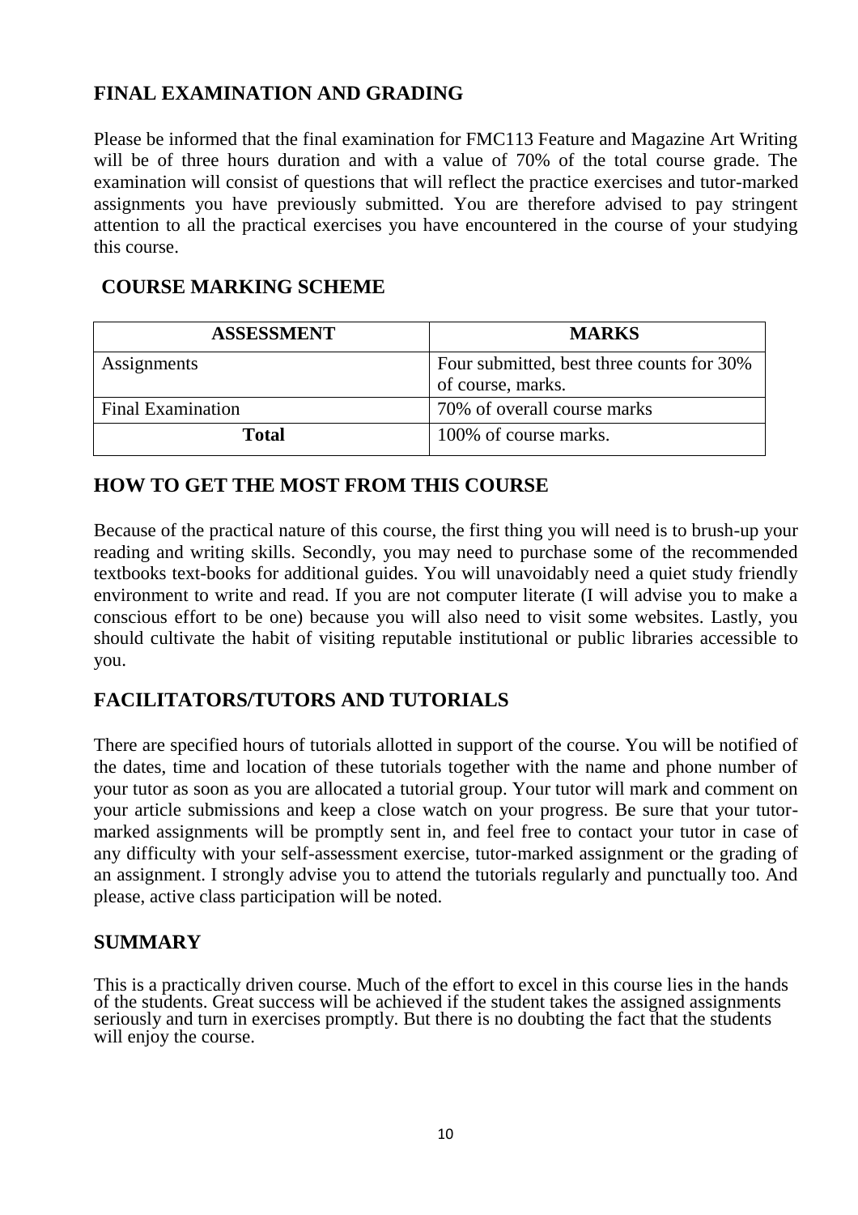## FINAL EXAMINATION AND GRADING

Please be informed that the final examination for FMC113 Feature and Magazine Art Writing will be of three hours duration and with a value of 70% of the total course grade. The examination will consist of questions that will reflect the practice exercises and tutor-marked assignments you have previously submitted. You are therefore advised to pay stringent attention to all the practical exercises you have encountered in the course of your studying this course.

## COURSE MARKING SCHEME

| ASSESSMENT | MARKS |
|---|---|
| Assignments | Four submitted, best three counts for 30% of course, marks. |
| Final Examination | 70% of overall course marks |
| **Total** | 100% of course marks. |

## HOW TO GET THE MOST FROM THIS COURSE

Because of the practical nature of this course, the first thing you will need is to brush-up your reading and writing skills. Secondly, you may need to purchase some of the recommended textbooks text-books for additional guides. You will unavoidably need a quiet study friendly environment to write and read. If you are not computer literate (I will advise you to make a conscious effort to be one) because you will also need to visit some websites. Lastly, you should cultivate the habit of visiting reputable institutional or public libraries accessible to you.

## FACILITATORS/TUTORS AND TUTORIALS

There are specified hours of tutorials allotted in support of the course. You will be notified of the dates, time and location of these tutorials together with the name and phone number of your tutor as soon as you are allocated a tutorial group. Your tutor will mark and comment on your article submissions and keep a close watch on your progress. Be sure that your tutor-marked assignments will be promptly sent in, and feel free to contact your tutor in case of any difficulty with your self-assessment exercise, tutor-marked assignment or the grading of an assignment. I strongly advise you to attend the tutorials regularly and punctually too. And please, active class participation will be noted.

## SUMMARY

This is a practically driven course. Much of the effort to excel in this course lies in the hands of the students. Great success will be achieved if the student takes the assigned assignments seriously and turn in exercises promptly. But there is no doubting the fact that the students will enjoy the course.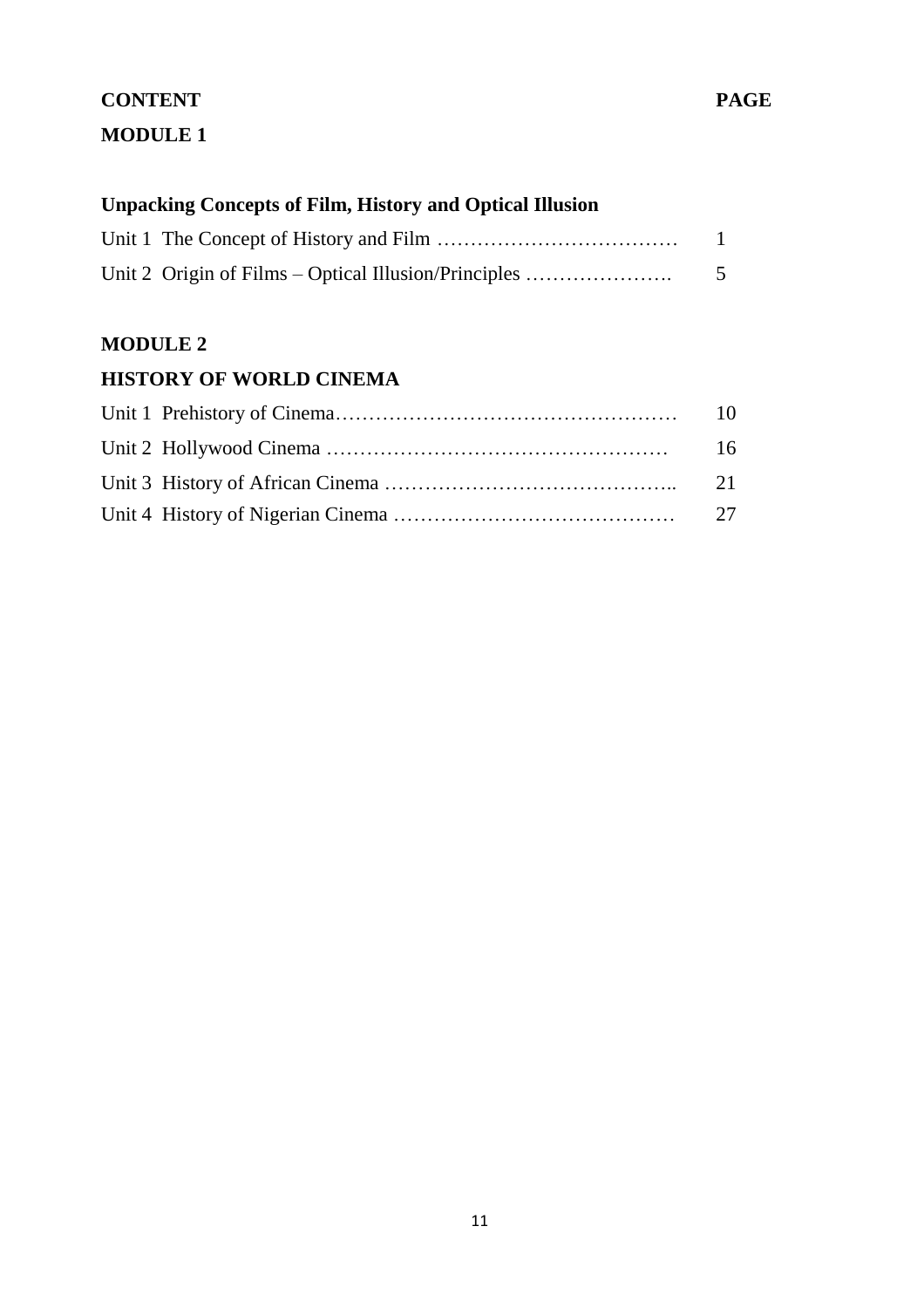**CONTENT** **PAGE**

**MODULE 1**

**Unpacking Concepts of Film, History and Optical Illusion**

Unit 1 The Concept of History and Film ……………………………… 1

Unit 2 Origin of Films – Optical Illusion/Principles …………………. 5

**MODULE 2**

**HISTORY OF WORLD CINEMA**

Unit 1 Prehistory of Cinema…………………………………………… 10

Unit 2 Hollywood Cinema …………………………………………… 16

Unit 3 History of African Cinema …………………………………….. 21

Unit 4 History of Nigerian Cinema …………………………………… 27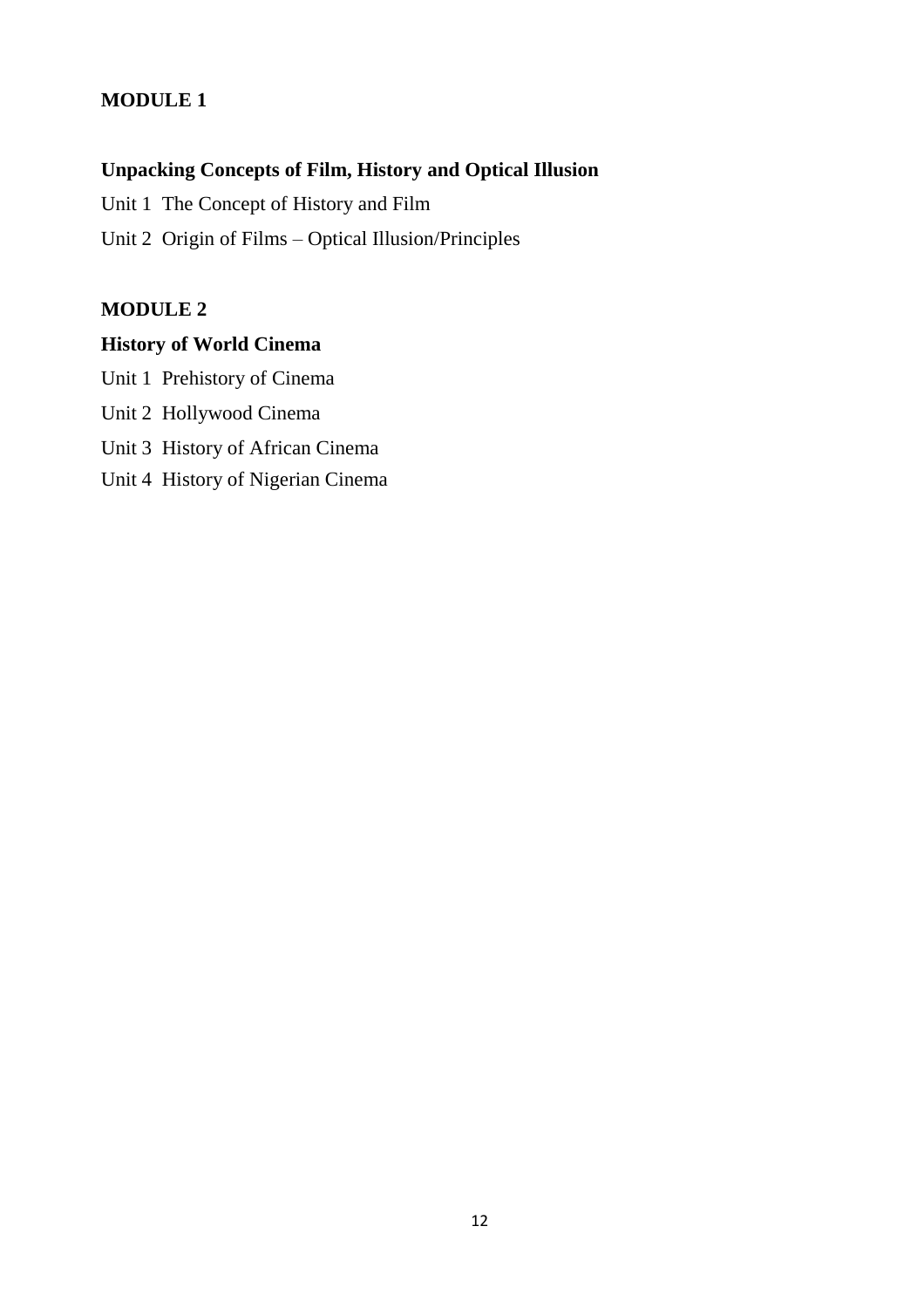## MODULE 1

### Unpacking Concepts of Film, History and Optical Illusion

Unit 1 The Concept of History and Film

Unit 2 Origin of Films – Optical Illusion/Principles

## MODULE 2

### History of World Cinema

Unit 1 Prehistory of Cinema

Unit 2 Hollywood Cinema

Unit 3 History of African Cinema

Unit 4 History of Nigerian Cinema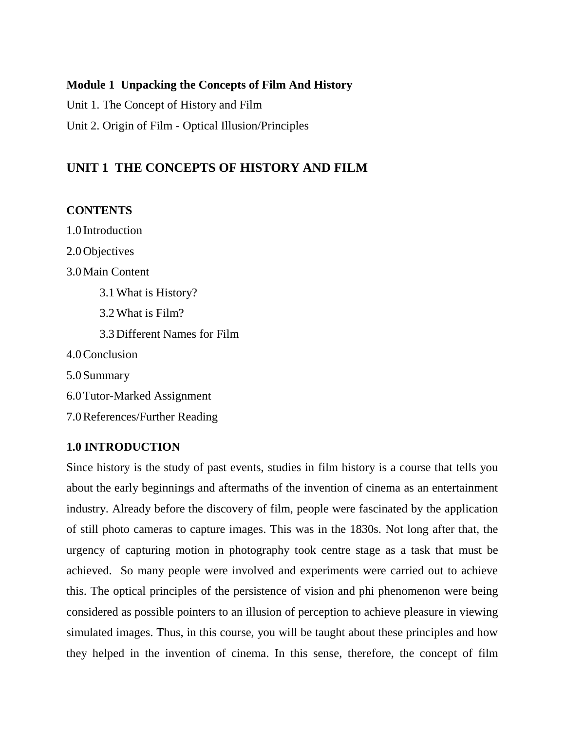**Module 1 Unpacking the Concepts of Film And History**

Unit 1. The Concept of History and Film

Unit 2. Origin of Film - Optical Illusion/Principles

## UNIT 1 THE CONCEPTS OF HISTORY AND FILM

**CONTENTS**

1.0 Introduction

2.0 Objectives

3.0 Main Content

- 3.1 What is History?
- 3.2 What is Film?
- 3.3 Different Names for Film

4.0 Conclusion

5.0 Summary

6.0 Tutor-Marked Assignment

7.0 References/Further Reading

### 1.0 INTRODUCTION

Since history is the study of past events, studies in film history is a course that tells you about the early beginnings and aftermaths of the invention of cinema as an entertainment industry. Already before the discovery of film, people were fascinated by the application of still photo cameras to capture images. This was in the 1830s. Not long after that, the urgency of capturing motion in photography took centre stage as a task that must be achieved. So many people were involved and experiments were carried out to achieve this. The optical principles of the persistence of vision and phi phenomenon were being considered as possible pointers to an illusion of perception to achieve pleasure in viewing simulated images. Thus, in this course, you will be taught about these principles and how they helped in the invention of cinema. In this sense, therefore, the concept of film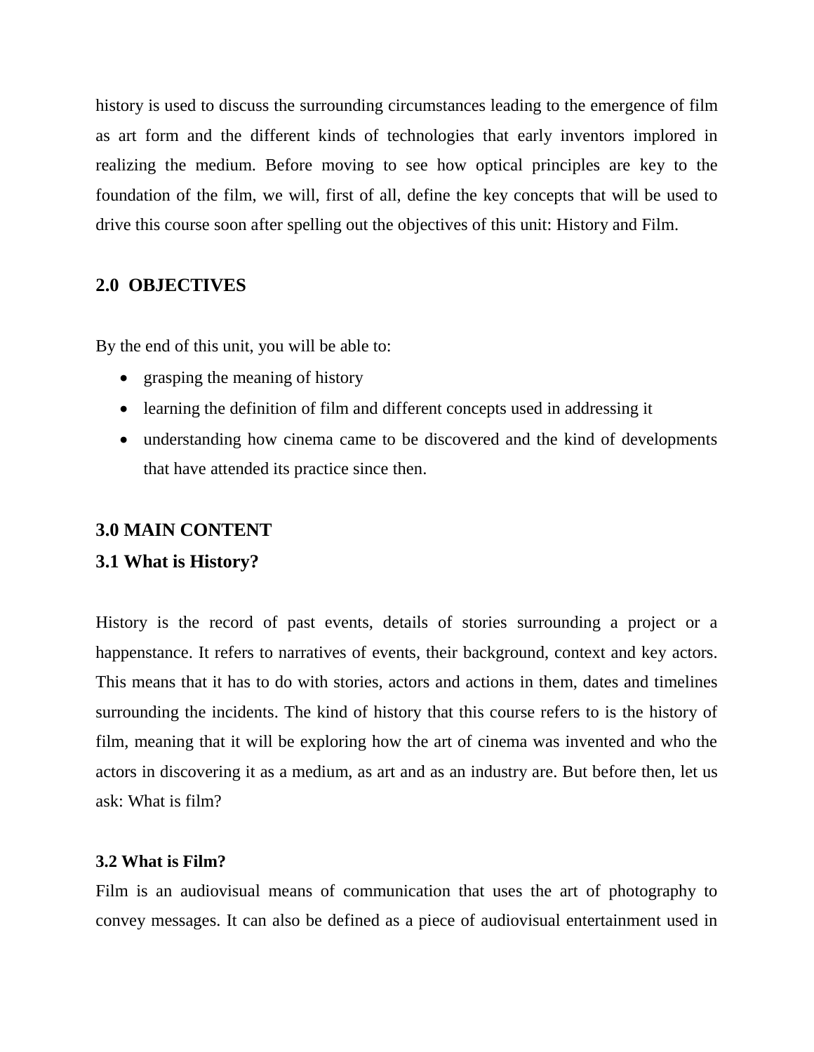history is used to discuss the surrounding circumstances leading to the emergence of film as art form and the different kinds of technologies that early inventors implored in realizing the medium. Before moving to see how optical principles are key to the foundation of the film, we will, first of all, define the key concepts that will be used to drive this course soon after spelling out the objectives of this unit: History and Film.

## 2.0 OBJECTIVES

By the end of this unit, you will be able to:

- grasping the meaning of history
- learning the definition of film and different concepts used in addressing it
- understanding how cinema came to be discovered and the kind of developments that have attended its practice since then.

## 3.0 MAIN CONTENT

### 3.1 What is History?

History is the record of past events, details of stories surrounding a project or a happenstance. It refers to narratives of events, their background, context and key actors. This means that it has to do with stories, actors and actions in them, dates and timelines surrounding the incidents. The kind of history that this course refers to is the history of film, meaning that it will be exploring how the art of cinema was invented and who the actors in discovering it as a medium, as art and as an industry are. But before then, let us ask: What is film?

### 3.2 What is Film?

Film is an audiovisual means of communication that uses the art of photography to convey messages. It can also be defined as a piece of audiovisual entertainment used in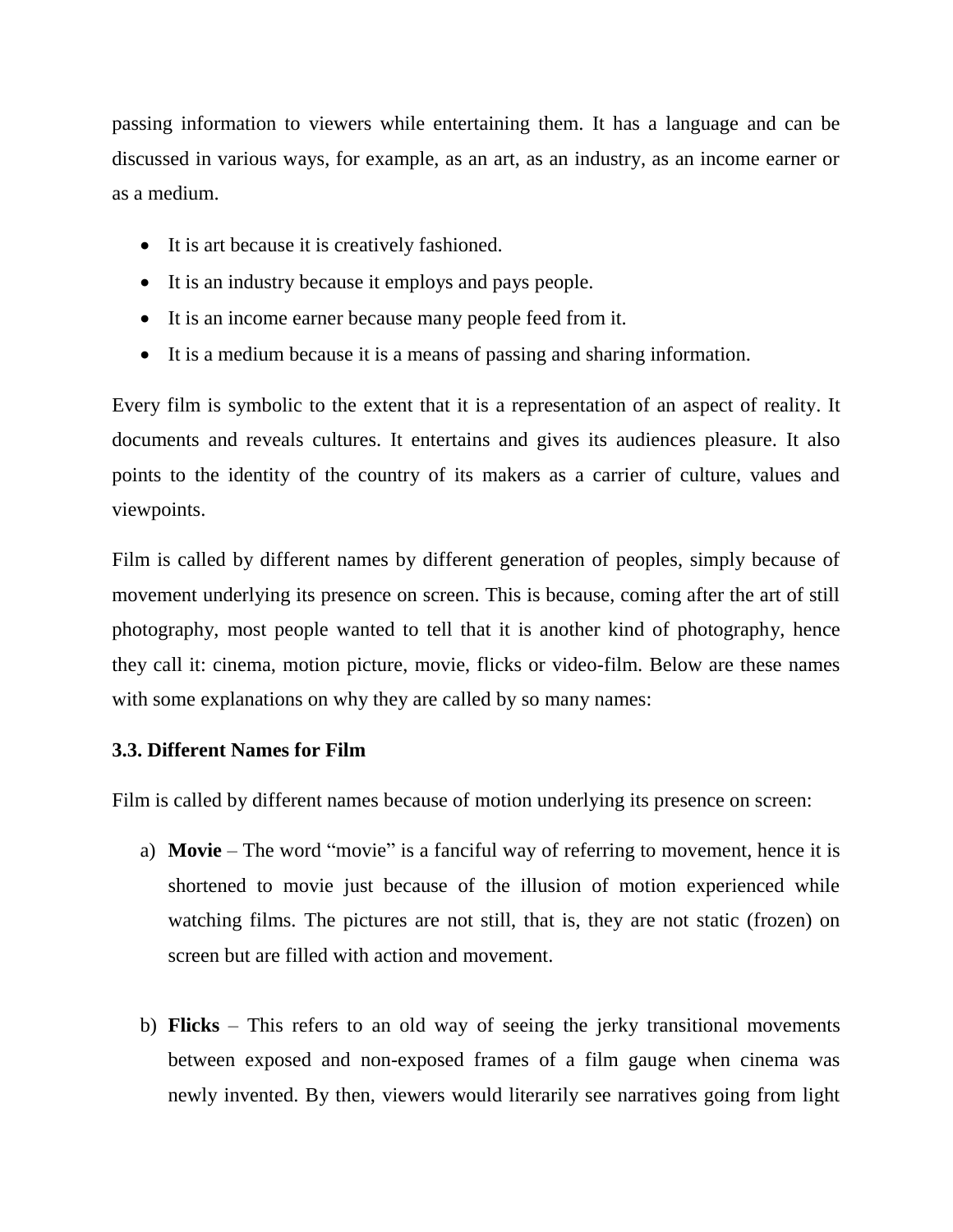passing information to viewers while entertaining them. It has a language and can be discussed in various ways, for example, as an art, as an industry, as an income earner or as a medium.

- It is art because it is creatively fashioned.
- It is an industry because it employs and pays people.
- It is an income earner because many people feed from it.
- It is a medium because it is a means of passing and sharing information.

Every film is symbolic to the extent that it is a representation of an aspect of reality. It documents and reveals cultures. It entertains and gives its audiences pleasure. It also points to the identity of the country of its makers as a carrier of culture, values and viewpoints.

Film is called by different names by different generation of peoples, simply because of movement underlying its presence on screen. This is because, coming after the art of still photography, most people wanted to tell that it is another kind of photography, hence they call it: cinema, motion picture, movie, flicks or video-film. Below are these names with some explanations on why they are called by so many names:

### 3.3. Different Names for Film

Film is called by different names because of motion underlying its presence on screen:

a) **Movie** – The word "movie" is a fanciful way of referring to movement, hence it is shortened to movie just because of the illusion of motion experienced while watching films. The pictures are not still, that is, they are not static (frozen) on screen but are filled with action and movement.

b) **Flicks** – This refers to an old way of seeing the jerky transitional movements between exposed and non-exposed frames of a film gauge when cinema was newly invented. By then, viewers would literarily see narratives going from light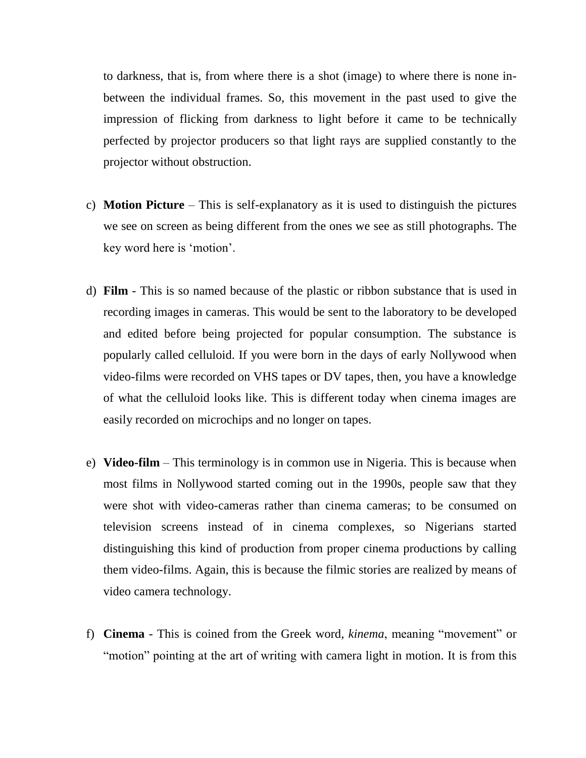to darkness, that is, from where there is a shot (image) to where there is none in-between the individual frames. So, this movement in the past used to give the impression of flicking from darkness to light before it came to be technically perfected by projector producers so that light rays are supplied constantly to the projector without obstruction.

c) **Motion Picture** – This is self-explanatory as it is used to distinguish the pictures we see on screen as being different from the ones we see as still photographs. The key word here is 'motion'.

d) **Film** - This is so named because of the plastic or ribbon substance that is used in recording images in cameras. This would be sent to the laboratory to be developed and edited before being projected for popular consumption. The substance is popularly called celluloid. If you were born in the days of early Nollywood when video-films were recorded on VHS tapes or DV tapes, then, you have a knowledge of what the celluloid looks like. This is different today when cinema images are easily recorded on microchips and no longer on tapes.

e) **Video-film** – This terminology is in common use in Nigeria. This is because when most films in Nollywood started coming out in the 1990s, people saw that they were shot with video-cameras rather than cinema cameras; to be consumed on television screens instead of in cinema complexes, so Nigerians started distinguishing this kind of production from proper cinema productions by calling them video-films. Again, this is because the filmic stories are realized by means of video camera technology.

f) **Cinema** - This is coined from the Greek word, *kinema*, meaning "movement" or "motion" pointing at the art of writing with camera light in motion. It is from this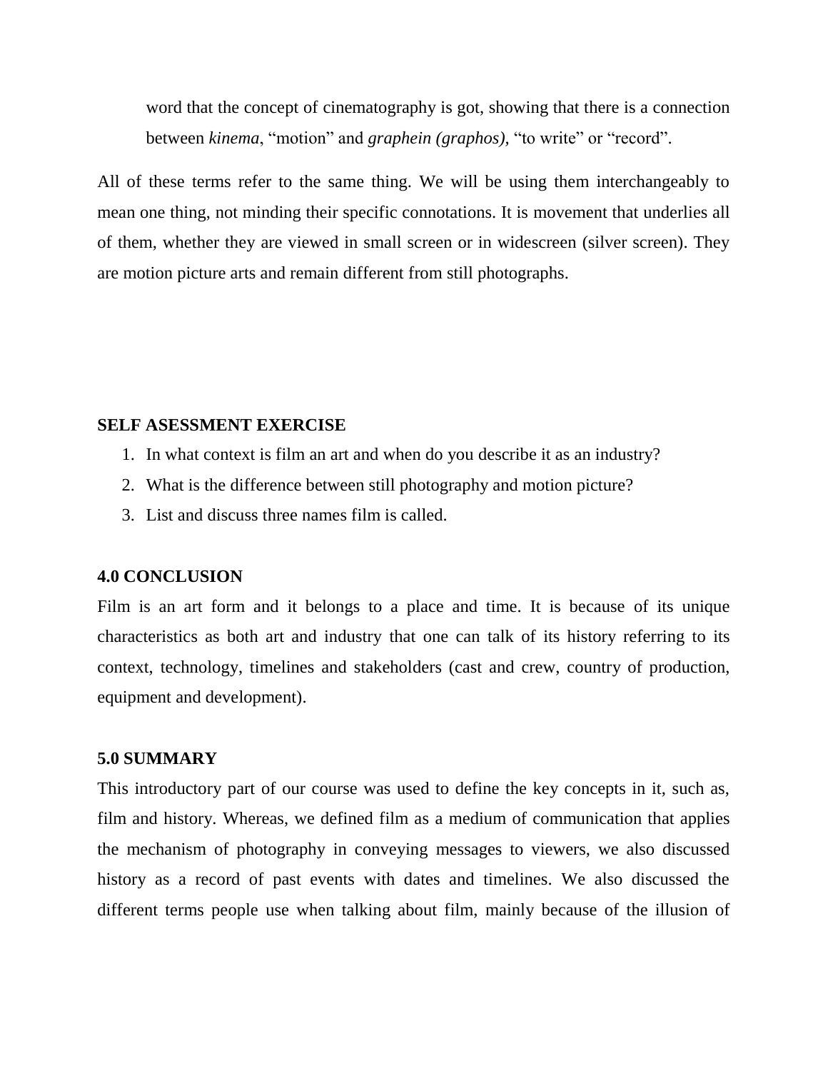word that the concept of cinematography is got, showing that there is a connection between *kinema*, “motion” and *graphein (graphos),* “to write” or “record”.

All of these terms refer to the same thing. We will be using them interchangeably to mean one thing, not minding their specific connotations. It is movement that underlies all of them, whether they are viewed in small screen or in widescreen (silver screen). They are motion picture arts and remain different from still photographs.

**SELF ASESSMENT EXERCISE**

1. In what context is film an art and when do you describe it as an industry?
2. What is the difference between still photography and motion picture?
3. List and discuss three names film is called.

## 4.0 CONCLUSION

Film is an art form and it belongs to a place and time. It is because of its unique characteristics as both art and industry that one can talk of its history referring to its context, technology, timelines and stakeholders (cast and crew, country of production, equipment and development).

## 5.0 SUMMARY

This introductory part of our course was used to define the key concepts in it, such as, film and history. Whereas, we defined film as a medium of communication that applies the mechanism of photography in conveying messages to viewers, we also discussed history as a record of past events with dates and timelines. We also discussed the different terms people use when talking about film, mainly because of the illusion of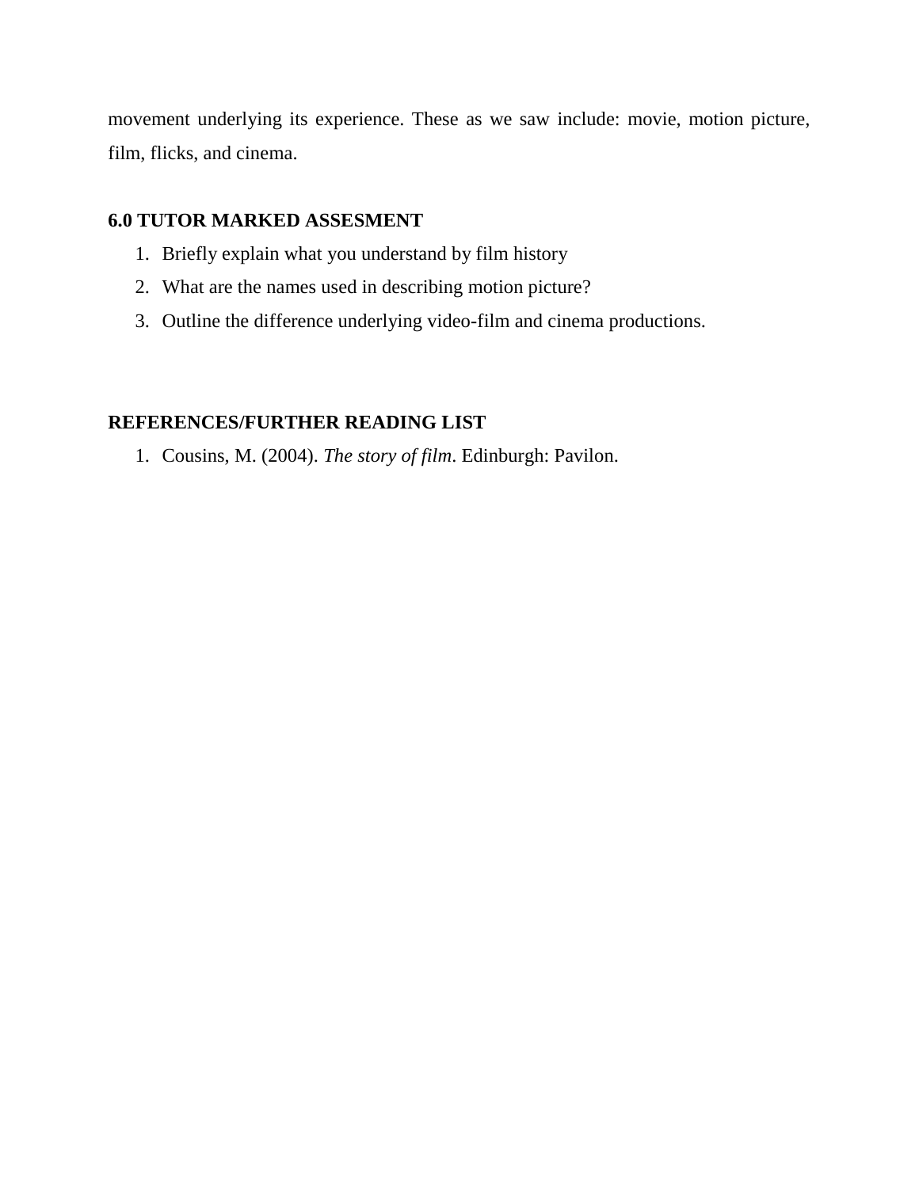movement underlying its experience. These as we saw include: movie, motion picture, film, flicks, and cinema.

## 6.0 TUTOR MARKED ASSESMENT

1. Briefly explain what you understand by film history
2. What are the names used in describing motion picture?
3. Outline the difference underlying video-film and cinema productions.

## REFERENCES/FURTHER READING LIST

1. Cousins, M. (2004). *The story of film*. Edinburgh: Pavilon.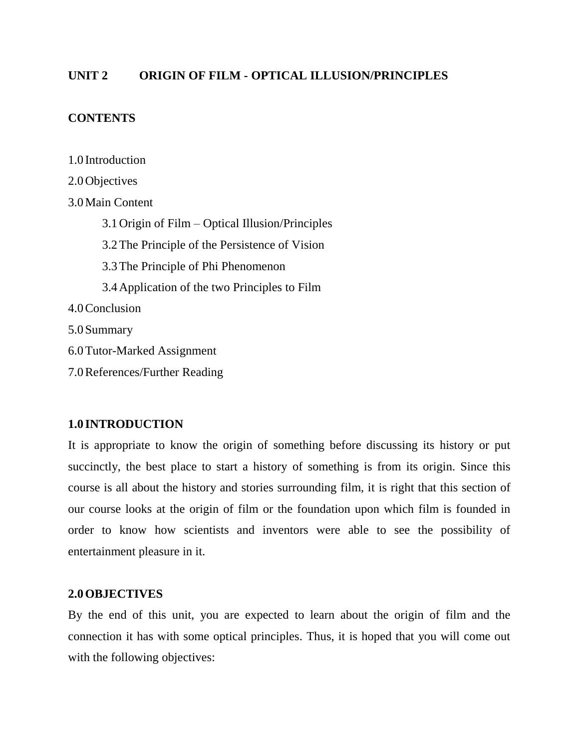## UNIT 2 ORIGIN OF FILM - OPTICAL ILLUSION/PRINCIPLES

### CONTENTS

1.0 Introduction
2.0 Objectives
3.0 Main Content
  3.1 Origin of Film – Optical Illusion/Principles
  3.2 The Principle of the Persistence of Vision
  3.3 The Principle of Phi Phenomenon
  3.4 Application of the two Principles to Film
4.0 Conclusion
5.0 Summary
6.0 Tutor-Marked Assignment
7.0 References/Further Reading

### 1.0 INTRODUCTION

It is appropriate to know the origin of something before discussing its history or put succinctly, the best place to start a history of something is from its origin. Since this course is all about the history and stories surrounding film, it is right that this section of our course looks at the origin of film or the foundation upon which film is founded in order to know how scientists and inventors were able to see the possibility of entertainment pleasure in it.

### 2.0 OBJECTIVES

By the end of this unit, you are expected to learn about the origin of film and the connection it has with some optical principles. Thus, it is hoped that you will come out with the following objectives: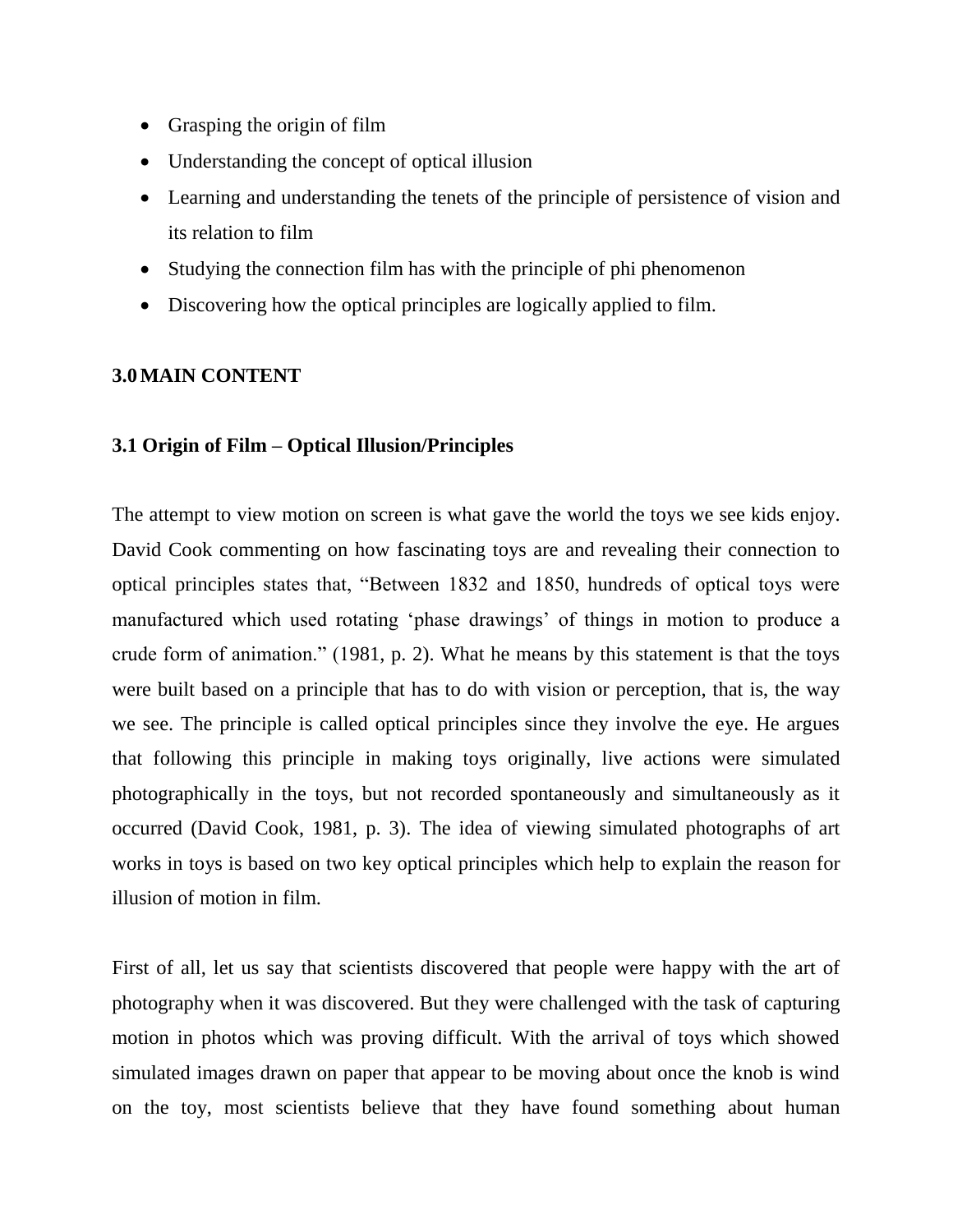- Grasping the origin of film
- Understanding the concept of optical illusion
- Learning and understanding the tenets of the principle of persistence of vision and its relation to film
- Studying the connection film has with the principle of phi phenomenon
- Discovering how the optical principles are logically applied to film.

## 3.0 MAIN CONTENT

### 3.1 Origin of Film – Optical Illusion/Principles

The attempt to view motion on screen is what gave the world the toys we see kids enjoy. David Cook commenting on how fascinating toys are and revealing their connection to optical principles states that, "Between 1832 and 1850, hundreds of optical toys were manufactured which used rotating 'phase drawings' of things in motion to produce a crude form of animation." (1981, p. 2). What he means by this statement is that the toys were built based on a principle that has to do with vision or perception, that is, the way we see. The principle is called optical principles since they involve the eye. He argues that following this principle in making toys originally, live actions were simulated photographically in the toys, but not recorded spontaneously and simultaneously as it occurred (David Cook, 1981, p. 3). The idea of viewing simulated photographs of art works in toys is based on two key optical principles which help to explain the reason for illusion of motion in film.

First of all, let us say that scientists discovered that people were happy with the art of photography when it was discovered. But they were challenged with the task of capturing motion in photos which was proving difficult. With the arrival of toys which showed simulated images drawn on paper that appear to be moving about once the knob is wind on the toy, most scientists believe that they have found something about human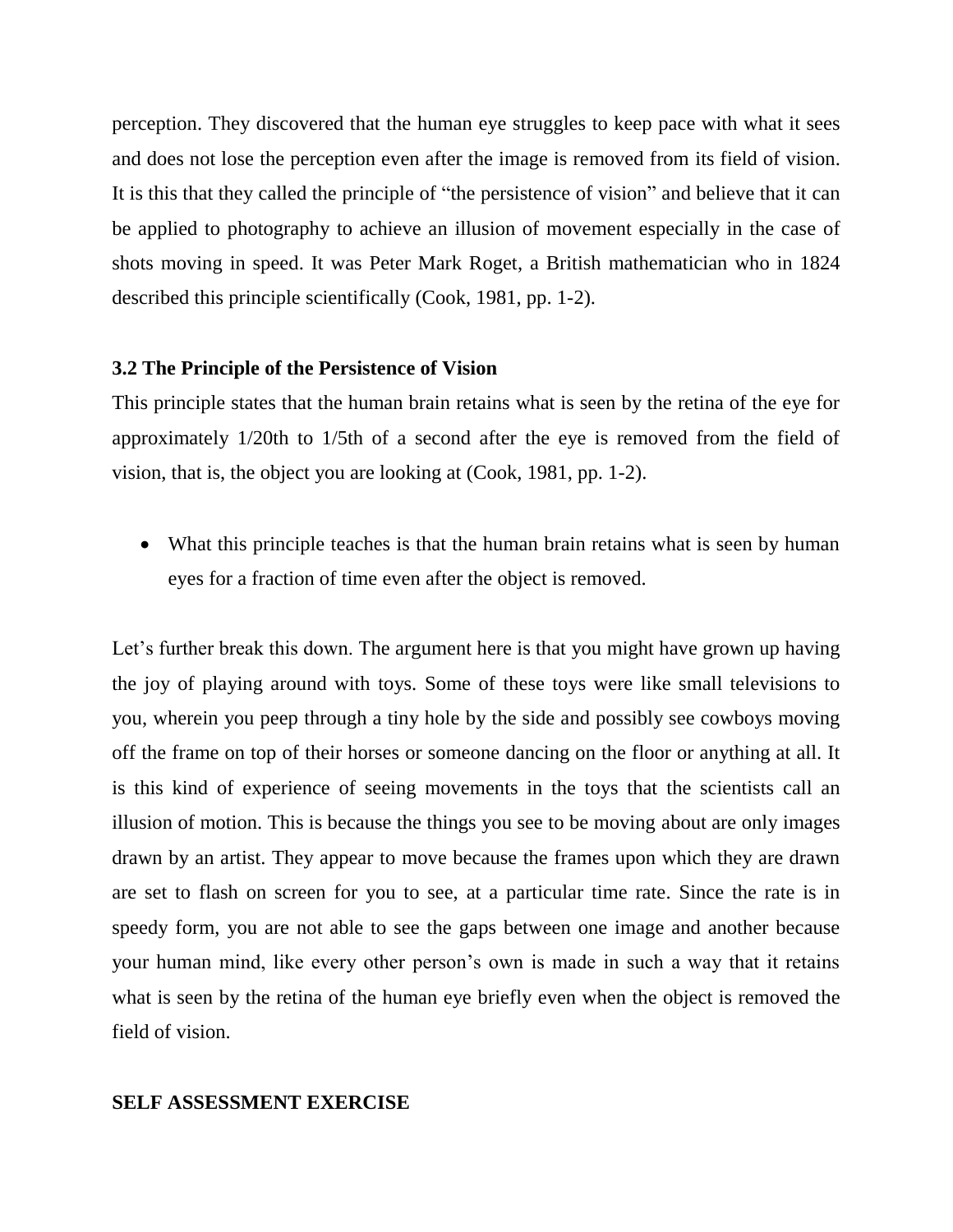perception. They discovered that the human eye struggles to keep pace with what it sees and does not lose the perception even after the image is removed from its field of vision. It is this that they called the principle of "the persistence of vision" and believe that it can be applied to photography to achieve an illusion of movement especially in the case of shots moving in speed. It was Peter Mark Roget, a British mathematician who in 1824 described this principle scientifically (Cook, 1981, pp. 1-2).

### 3.2 The Principle of the Persistence of Vision

This principle states that the human brain retains what is seen by the retina of the eye for approximately 1/20th to 1/5th of a second after the eye is removed from the field of vision, that is, the object you are looking at (Cook, 1981, pp. 1-2).

- What this principle teaches is that the human brain retains what is seen by human eyes for a fraction of time even after the object is removed.

Let's further break this down. The argument here is that you might have grown up having the joy of playing around with toys. Some of these toys were like small televisions to you, wherein you peep through a tiny hole by the side and possibly see cowboys moving off the frame on top of their horses or someone dancing on the floor or anything at all. It is this kind of experience of seeing movements in the toys that the scientists call an illusion of motion. This is because the things you see to be moving about are only images drawn by an artist. They appear to move because the frames upon which they are drawn are set to flash on screen for you to see, at a particular time rate. Since the rate is in speedy form, you are not able to see the gaps between one image and another because your human mind, like every other person's own is made in such a way that it retains what is seen by the retina of the human eye briefly even when the object is removed the field of vision.

**SELF ASSESSMENT EXERCISE**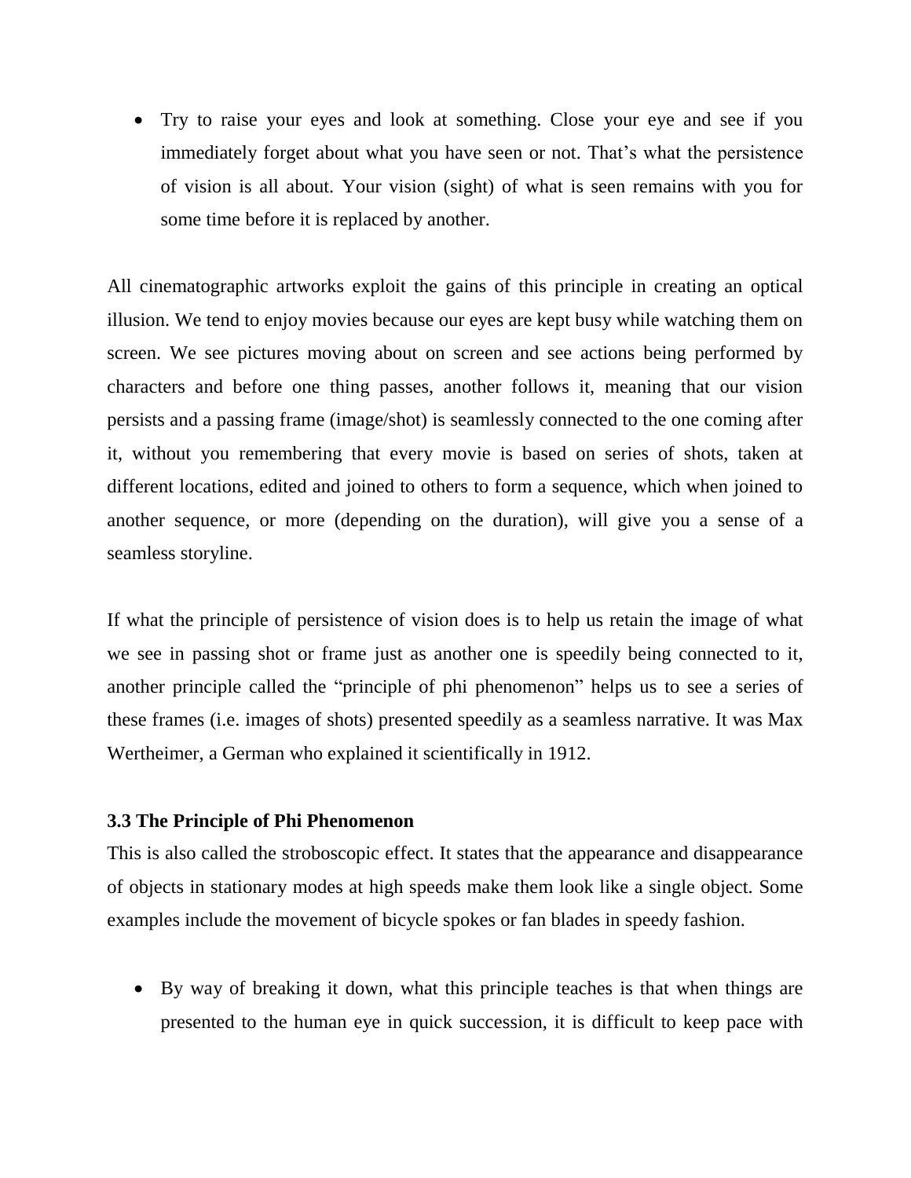- Try to raise your eyes and look at something. Close your eye and see if you immediately forget about what you have seen or not. That's what the persistence of vision is all about. Your vision (sight) of what is seen remains with you for some time before it is replaced by another.

All cinematographic artworks exploit the gains of this principle in creating an optical illusion. We tend to enjoy movies because our eyes are kept busy while watching them on screen. We see pictures moving about on screen and see actions being performed by characters and before one thing passes, another follows it, meaning that our vision persists and a passing frame (image/shot) is seamlessly connected to the one coming after it, without you remembering that every movie is based on series of shots, taken at different locations, edited and joined to others to form a sequence, which when joined to another sequence, or more (depending on the duration), will give you a sense of a seamless storyline.

If what the principle of persistence of vision does is to help us retain the image of what we see in passing shot or frame just as another one is speedily being connected to it, another principle called the "principle of phi phenomenon" helps us to see a series of these frames (i.e. images of shots) presented speedily as a seamless narrative. It was Max Wertheimer, a German who explained it scientifically in 1912.

### 3.3 The Principle of Phi Phenomenon

This is also called the stroboscopic effect. It states that the appearance and disappearance of objects in stationary modes at high speeds make them look like a single object. Some examples include the movement of bicycle spokes or fan blades in speedy fashion.

- By way of breaking it down, what this principle teaches is that when things are presented to the human eye in quick succession, it is difficult to keep pace with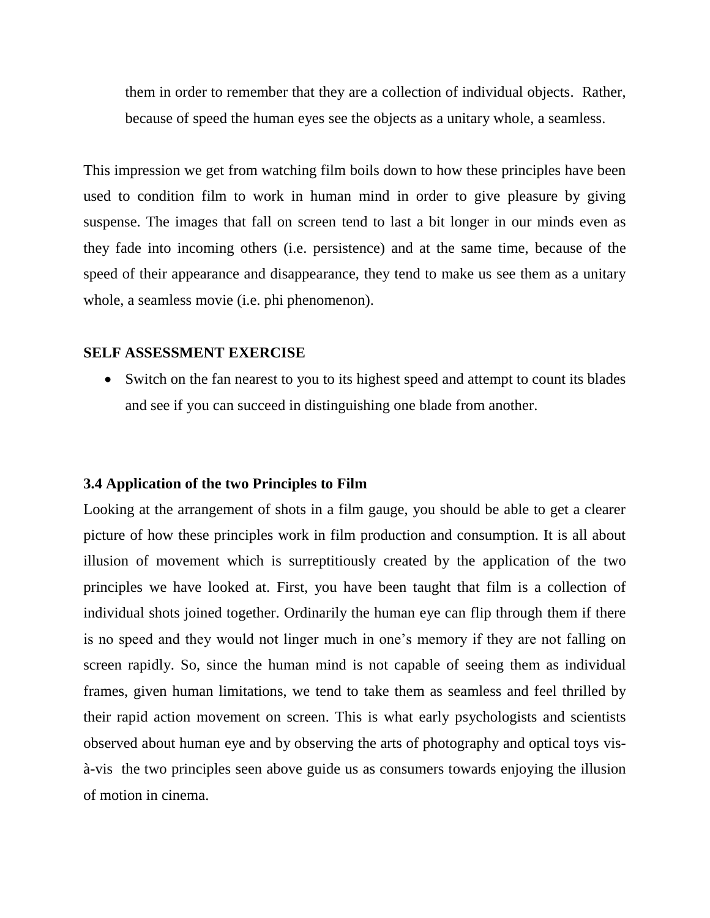them in order to remember that they are a collection of individual objects. Rather, because of speed the human eyes see the objects as a unitary whole, a seamless.

This impression we get from watching film boils down to how these principles have been used to condition film to work in human mind in order to give pleasure by giving suspense. The images that fall on screen tend to last a bit longer in our minds even as they fade into incoming others (i.e. persistence) and at the same time, because of the speed of their appearance and disappearance, they tend to make us see them as a unitary whole, a seamless movie (i.e. phi phenomenon).

**SELF ASSESSMENT EXERCISE**

- Switch on the fan nearest to you to its highest speed and attempt to count its blades and see if you can succeed in distinguishing one blade from another.

### 3.4 Application of the two Principles to Film

Looking at the arrangement of shots in a film gauge, you should be able to get a clearer picture of how these principles work in film production and consumption. It is all about illusion of movement which is surreptitiously created by the application of the two principles we have looked at. First, you have been taught that film is a collection of individual shots joined together. Ordinarily the human eye can flip through them if there is no speed and they would not linger much in one's memory if they are not falling on screen rapidly. So, since the human mind is not capable of seeing them as individual frames, given human limitations, we tend to take them as seamless and feel thrilled by their rapid action movement on screen. This is what early psychologists and scientists observed about human eye and by observing the arts of photography and optical toys vis-à-vis the two principles seen above guide us as consumers towards enjoying the illusion of motion in cinema.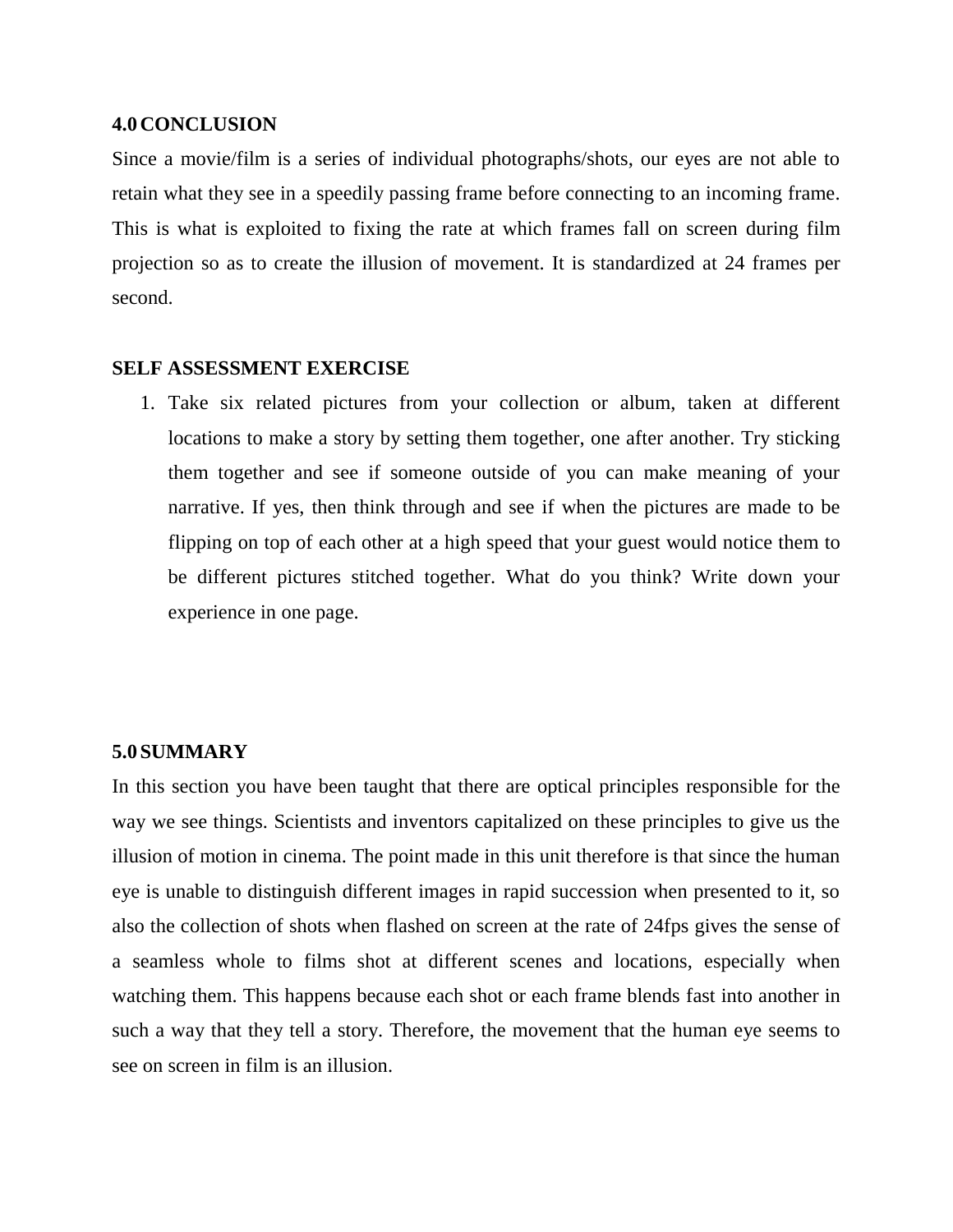## 4.0 CONCLUSION

Since a movie/film is a series of individual photographs/shots, our eyes are not able to retain what they see in a speedily passing frame before connecting to an incoming frame. This is what is exploited to fixing the rate at which frames fall on screen during film projection so as to create the illusion of movement. It is standardized at 24 frames per second.

**SELF ASSESSMENT EXERCISE**

1. Take six related pictures from your collection or album, taken at different locations to make a story by setting them together, one after another. Try sticking them together and see if someone outside of you can make meaning of your narrative. If yes, then think through and see if when the pictures are made to be flipping on top of each other at a high speed that your guest would notice them to be different pictures stitched together. What do you think? Write down your experience in one page.

## 5.0 SUMMARY

In this section you have been taught that there are optical principles responsible for the way we see things. Scientists and inventors capitalized on these principles to give us the illusion of motion in cinema. The point made in this unit therefore is that since the human eye is unable to distinguish different images in rapid succession when presented to it, so also the collection of shots when flashed on screen at the rate of 24fps gives the sense of a seamless whole to films shot at different scenes and locations, especially when watching them. This happens because each shot or each frame blends fast into another in such a way that they tell a story. Therefore, the movement that the human eye seems to see on screen in film is an illusion.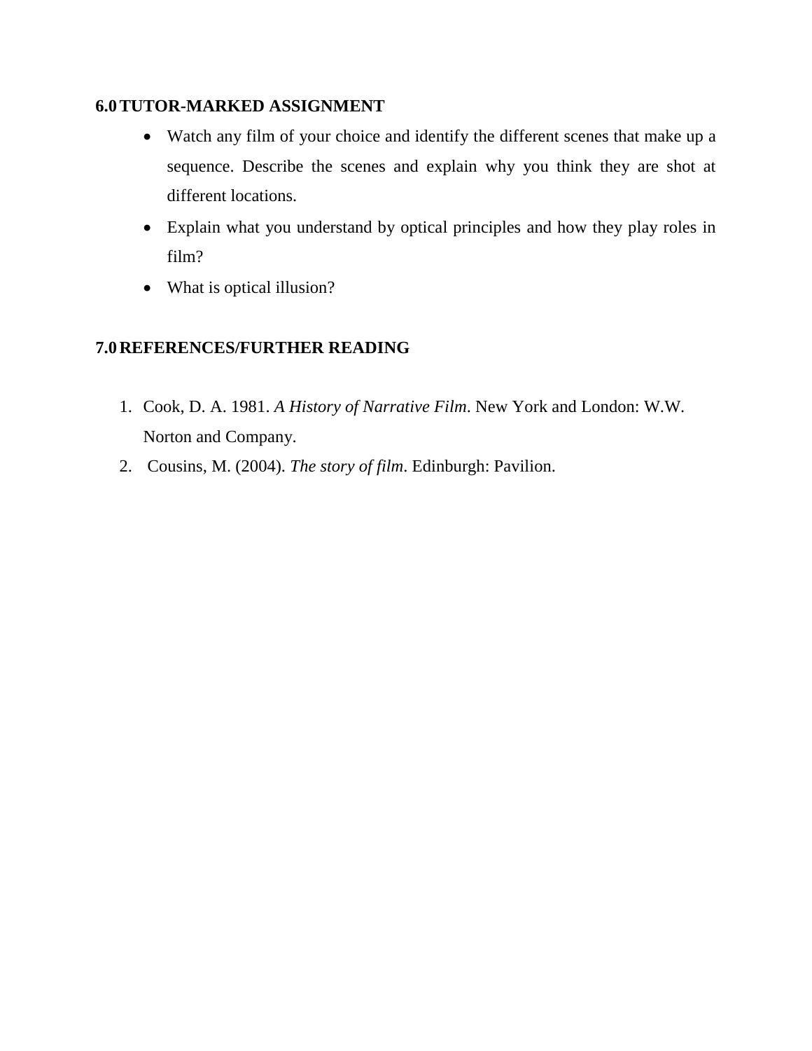## 6.0 TUTOR-MARKED ASSIGNMENT

- Watch any film of your choice and identify the different scenes that make up a sequence. Describe the scenes and explain why you think they are shot at different locations.
- Explain what you understand by optical principles and how they play roles in film?
- What is optical illusion?

## 7.0 REFERENCES/FURTHER READING

1. Cook, D. A. 1981. *A History of Narrative Film*. New York and London: W.W. Norton and Company.
2. Cousins, M. (2004). *The story of film*. Edinburgh: Pavilion.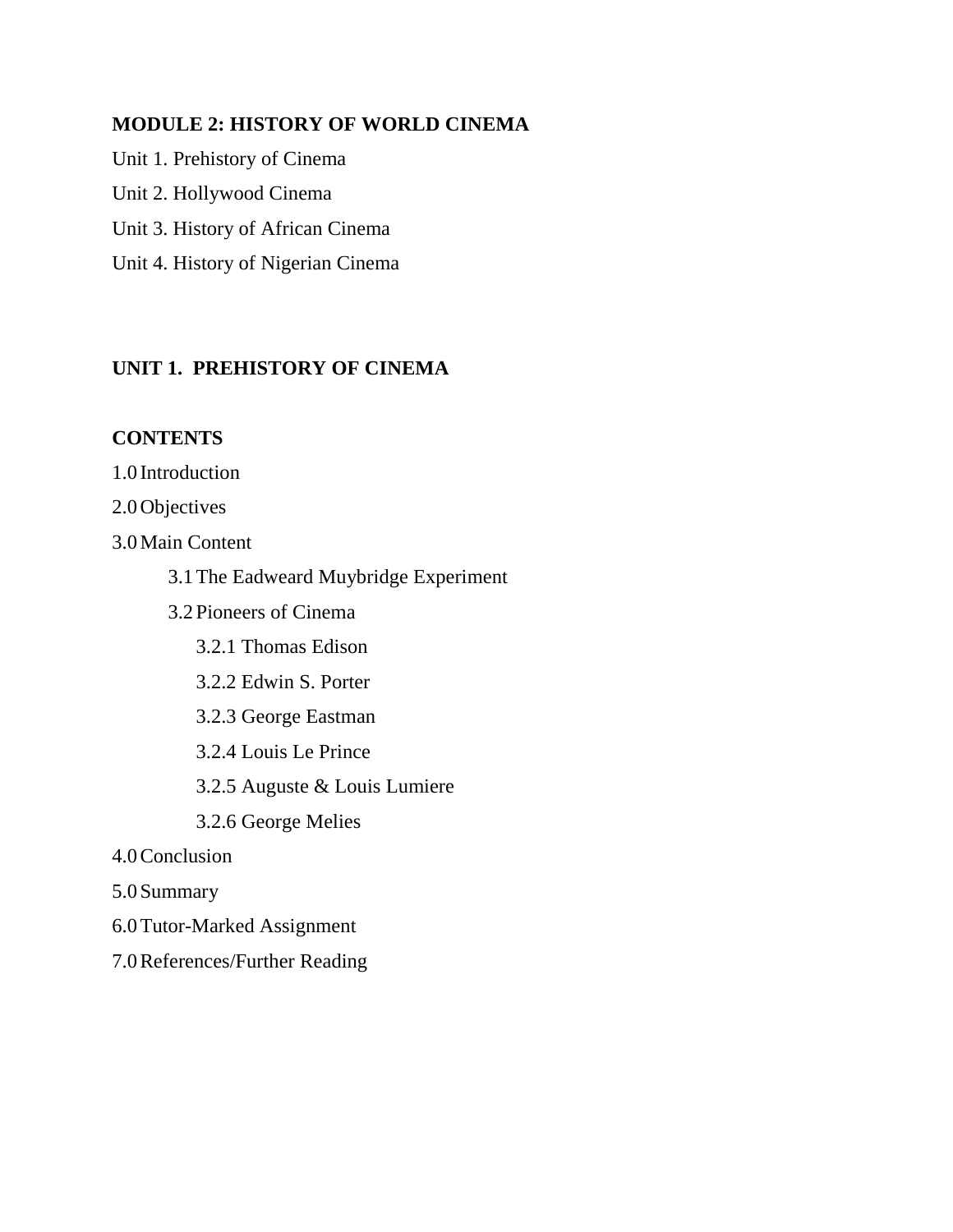## MODULE 2: HISTORY OF WORLD CINEMA

Unit 1. Prehistory of Cinema

Unit 2. Hollywood Cinema

Unit 3. History of African Cinema

Unit 4. History of Nigerian Cinema

## UNIT 1. PREHISTORY OF CINEMA

### CONTENTS

1.0 Introduction

2.0 Objectives

3.0 Main Content

- 3.1 The Eadweard Muybridge Experiment
- 3.2 Pioneers of Cinema
  - 3.2.1 Thomas Edison
  - 3.2.2 Edwin S. Porter
  - 3.2.3 George Eastman
  - 3.2.4 Louis Le Prince
  - 3.2.5 Auguste & Louis Lumiere
  - 3.2.6 George Melies

4.0 Conclusion

5.0 Summary

6.0 Tutor-Marked Assignment

7.0 References/Further Reading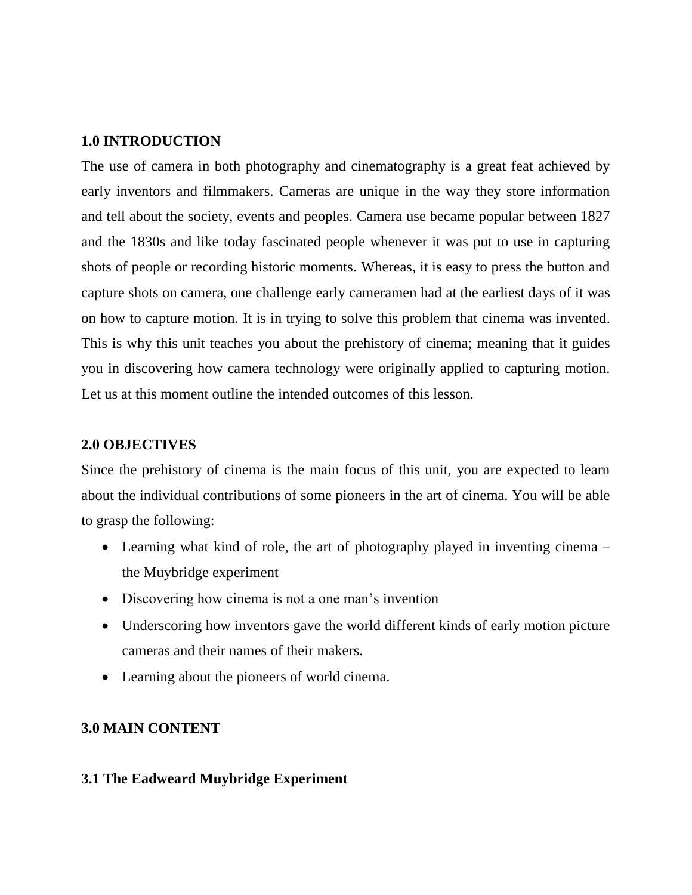## 1.0 INTRODUCTION

The use of camera in both photography and cinematography is a great feat achieved by early inventors and filmmakers. Cameras are unique in the way they store information and tell about the society, events and peoples. Camera use became popular between 1827 and the 1830s and like today fascinated people whenever it was put to use in capturing shots of people or recording historic moments. Whereas, it is easy to press the button and capture shots on camera, one challenge early cameramen had at the earliest days of it was on how to capture motion. It is in trying to solve this problem that cinema was invented. This is why this unit teaches you about the prehistory of cinema; meaning that it guides you in discovering how camera technology were originally applied to capturing motion. Let us at this moment outline the intended outcomes of this lesson.

## 2.0 OBJECTIVES

Since the prehistory of cinema is the main focus of this unit, you are expected to learn about the individual contributions of some pioneers in the art of cinema. You will be able to grasp the following:

- Learning what kind of role, the art of photography played in inventing cinema – the Muybridge experiment
- Discovering how cinema is not a one man's invention
- Underscoring how inventors gave the world different kinds of early motion picture cameras and their names of their makers.
- Learning about the pioneers of world cinema.

## 3.0 MAIN CONTENT

### 3.1 The Eadweard Muybridge Experiment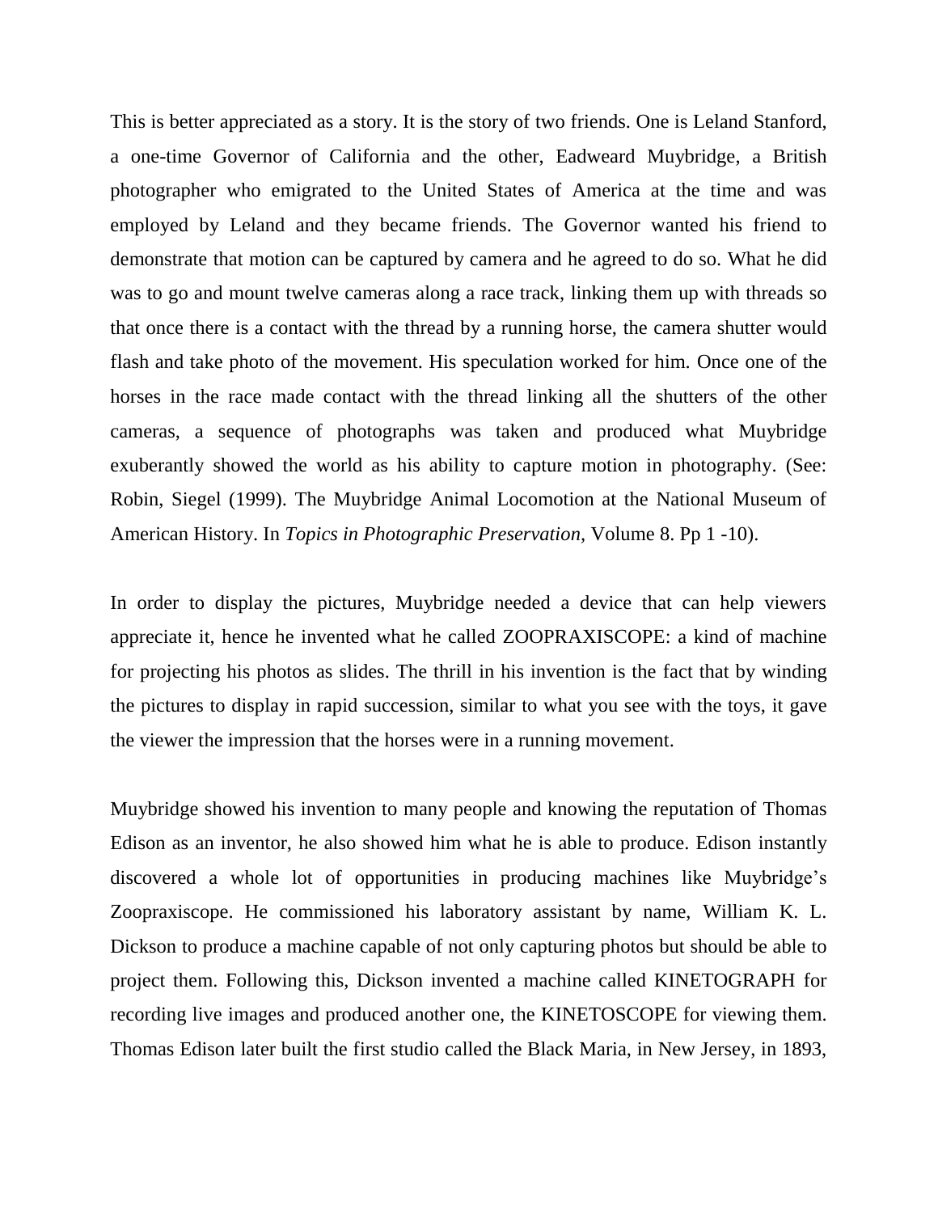This is better appreciated as a story. It is the story of two friends. One is Leland Stanford, a one-time Governor of California and the other, Eadweard Muybridge, a British photographer who emigrated to the United States of America at the time and was employed by Leland and they became friends. The Governor wanted his friend to demonstrate that motion can be captured by camera and he agreed to do so. What he did was to go and mount twelve cameras along a race track, linking them up with threads so that once there is a contact with the thread by a running horse, the camera shutter would flash and take photo of the movement. His speculation worked for him. Once one of the horses in the race made contact with the thread linking all the shutters of the other cameras, a sequence of photographs was taken and produced what Muybridge exuberantly showed the world as his ability to capture motion in photography. (See: Robin, Siegel (1999). The Muybridge Animal Locomotion at the National Museum of American History. In *Topics in Photographic Preservation,* Volume 8. Pp 1 -10).

In order to display the pictures, Muybridge needed a device that can help viewers appreciate it, hence he invented what he called ZOOPRAXISCOPE: a kind of machine for projecting his photos as slides. The thrill in his invention is the fact that by winding the pictures to display in rapid succession, similar to what you see with the toys, it gave the viewer the impression that the horses were in a running movement.

Muybridge showed his invention to many people and knowing the reputation of Thomas Edison as an inventor, he also showed him what he is able to produce. Edison instantly discovered a whole lot of opportunities in producing machines like Muybridge's Zoopraxiscope. He commissioned his laboratory assistant by name, William K. L. Dickson to produce a machine capable of not only capturing photos but should be able to project them. Following this, Dickson invented a machine called KINETOGRAPH for recording live images and produced another one, the KINETOSCOPE for viewing them. Thomas Edison later built the first studio called the Black Maria, in New Jersey, in 1893,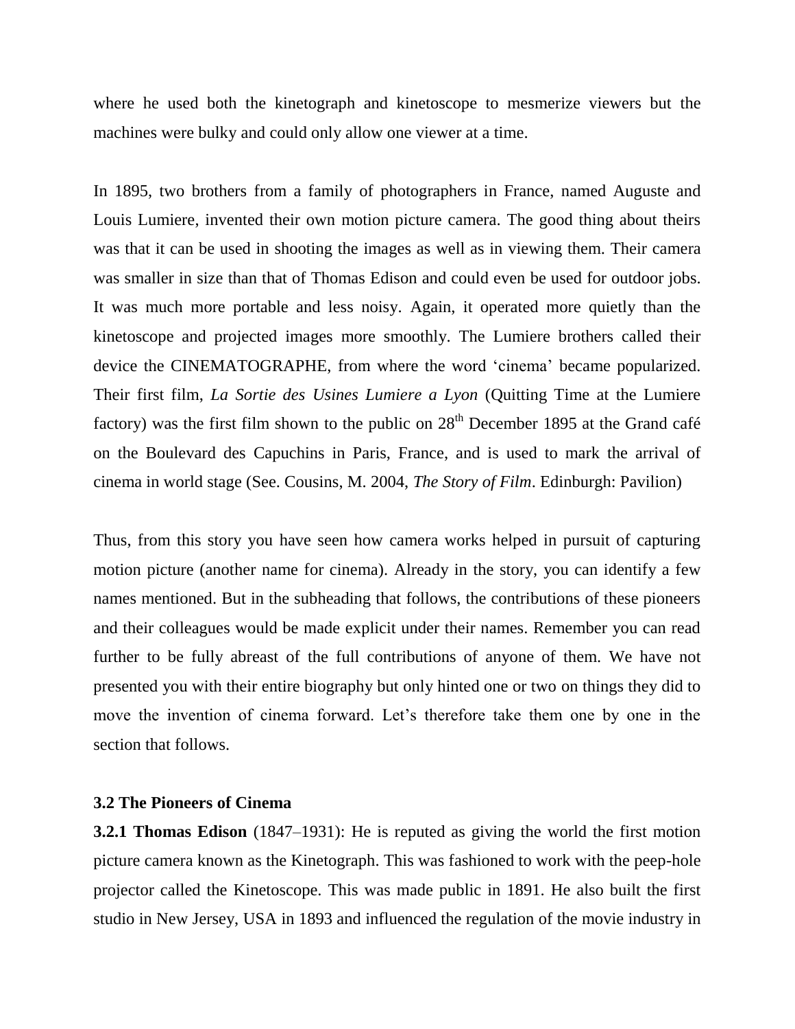where he used both the kinetograph and kinetoscope to mesmerize viewers but the machines were bulky and could only allow one viewer at a time.

In 1895, two brothers from a family of photographers in France, named Auguste and Louis Lumiere, invented their own motion picture camera. The good thing about theirs was that it can be used in shooting the images as well as in viewing them. Their camera was smaller in size than that of Thomas Edison and could even be used for outdoor jobs. It was much more portable and less noisy. Again, it operated more quietly than the kinetoscope and projected images more smoothly. The Lumiere brothers called their device the CINEMATOGRAPHE, from where the word 'cinema' became popularized. Their first film, *La Sortie des Usines Lumiere a Lyon* (Quitting Time at the Lumiere factory) was the first film shown to the public on 28th December 1895 at the Grand café on the Boulevard des Capuchins in Paris, France, and is used to mark the arrival of cinema in world stage (See. Cousins, M. 2004, *The Story of Film*. Edinburgh: Pavilion)

Thus, from this story you have seen how camera works helped in pursuit of capturing motion picture (another name for cinema). Already in the story, you can identify a few names mentioned. But in the subheading that follows, the contributions of these pioneers and their colleagues would be made explicit under their names. Remember you can read further to be fully abreast of the full contributions of anyone of them. We have not presented you with their entire biography but only hinted one or two on things they did to move the invention of cinema forward. Let's therefore take them one by one in the section that follows.

### 3.2 The Pioneers of Cinema

**3.2.1 Thomas Edison** (1847–1931): He is reputed as giving the world the first motion picture camera known as the Kinetograph. This was fashioned to work with the peep-hole projector called the Kinetoscope. This was made public in 1891. He also built the first studio in New Jersey, USA in 1893 and influenced the regulation of the movie industry in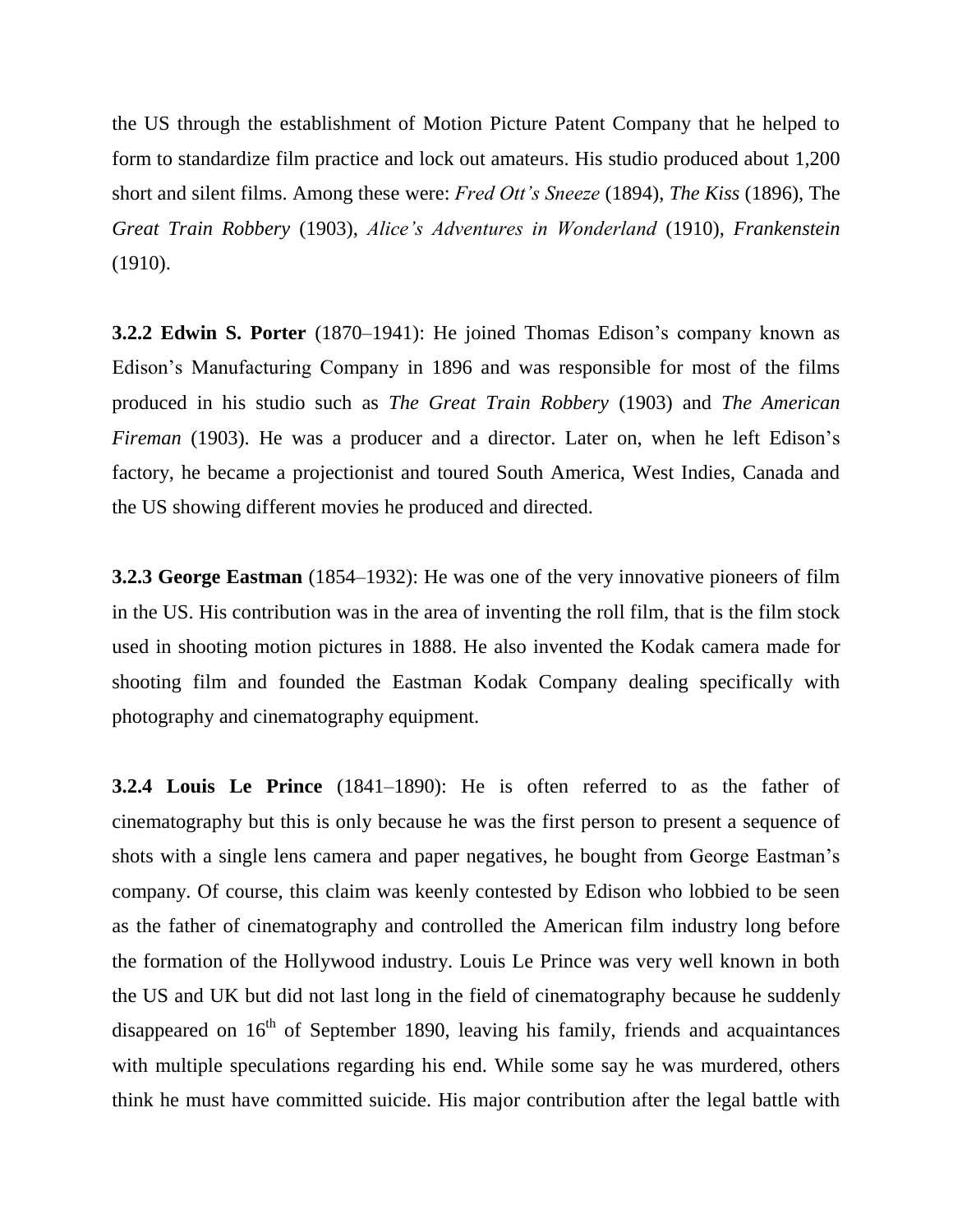the US through the establishment of Motion Picture Patent Company that he helped to form to standardize film practice and lock out amateurs. His studio produced about 1,200 short and silent films. Among these were: *Fred Ott's Sneeze* (1894), *The Kiss* (1896), The *Great Train Robbery* (1903), *Alice's Adventures in Wonderland* (1910), *Frankenstein* (1910).

**3.2.2 Edwin S. Porter** (1870–1941): He joined Thomas Edison's company known as Edison's Manufacturing Company in 1896 and was responsible for most of the films produced in his studio such as *The Great Train Robbery* (1903) and *The American Fireman* (1903). He was a producer and a director. Later on, when he left Edison's factory, he became a projectionist and toured South America, West Indies, Canada and the US showing different movies he produced and directed.

**3.2.3 George Eastman** (1854–1932): He was one of the very innovative pioneers of film in the US. His contribution was in the area of inventing the roll film, that is the film stock used in shooting motion pictures in 1888. He also invented the Kodak camera made for shooting film and founded the Eastman Kodak Company dealing specifically with photography and cinematography equipment.

**3.2.4 Louis Le Prince** (1841–1890): He is often referred to as the father of cinematography but this is only because he was the first person to present a sequence of shots with a single lens camera and paper negatives, he bought from George Eastman's company. Of course, this claim was keenly contested by Edison who lobbied to be seen as the father of cinematography and controlled the American film industry long before the formation of the Hollywood industry. Louis Le Prince was very well known in both the US and UK but did not last long in the field of cinematography because he suddenly disappeared on 16th of September 1890, leaving his family, friends and acquaintances with multiple speculations regarding his end. While some say he was murdered, others think he must have committed suicide. His major contribution after the legal battle with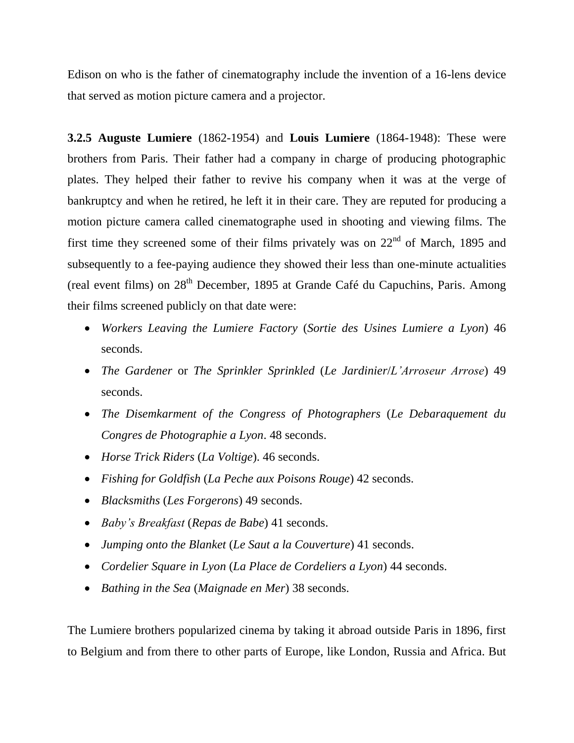Edison on who is the father of cinematography include the invention of a 16-lens device that served as motion picture camera and a projector.

**3.2.5 Auguste Lumiere** (1862-1954) and **Louis Lumiere** (1864-1948): These were brothers from Paris. Their father had a company in charge of producing photographic plates. They helped their father to revive his company when it was at the verge of bankruptcy and when he retired, he left it in their care. They are reputed for producing a motion picture camera called cinematographe used in shooting and viewing films. The first time they screened some of their films privately was on 22nd of March, 1895 and subsequently to a fee-paying audience they showed their less than one-minute actualities (real event films) on 28th December, 1895 at Grande Café du Capuchins, Paris. Among their films screened publicly on that date were:

- *Workers Leaving the Lumiere Factory* (*Sortie des Usines Lumiere a Lyon*) 46 seconds.
- *The Gardener* or *The Sprinkler Sprinkled* (*Le Jardinier/L'Arroseur Arrose*) 49 seconds.
- *The Disemkarment of the Congress of Photographers* (*Le Debaraquement du Congres de Photographie a Lyon*. 48 seconds.
- *Horse Trick Riders* (*La Voltige*). 46 seconds.
- *Fishing for Goldfish* (*La Peche aux Poisons Rouge*) 42 seconds.
- *Blacksmiths* (*Les Forgerons*) 49 seconds.
- *Baby's Breakfast* (*Repas de Babe*) 41 seconds.
- *Jumping onto the Blanket* (*Le Saut a la Couverture*) 41 seconds.
- *Cordelier Square in Lyon* (*La Place de Cordeliers a Lyon*) 44 seconds.
- *Bathing in the Sea* (*Maignade en Mer*) 38 seconds.

The Lumiere brothers popularized cinema by taking it abroad outside Paris in 1896, first to Belgium and from there to other parts of Europe, like London, Russia and Africa. But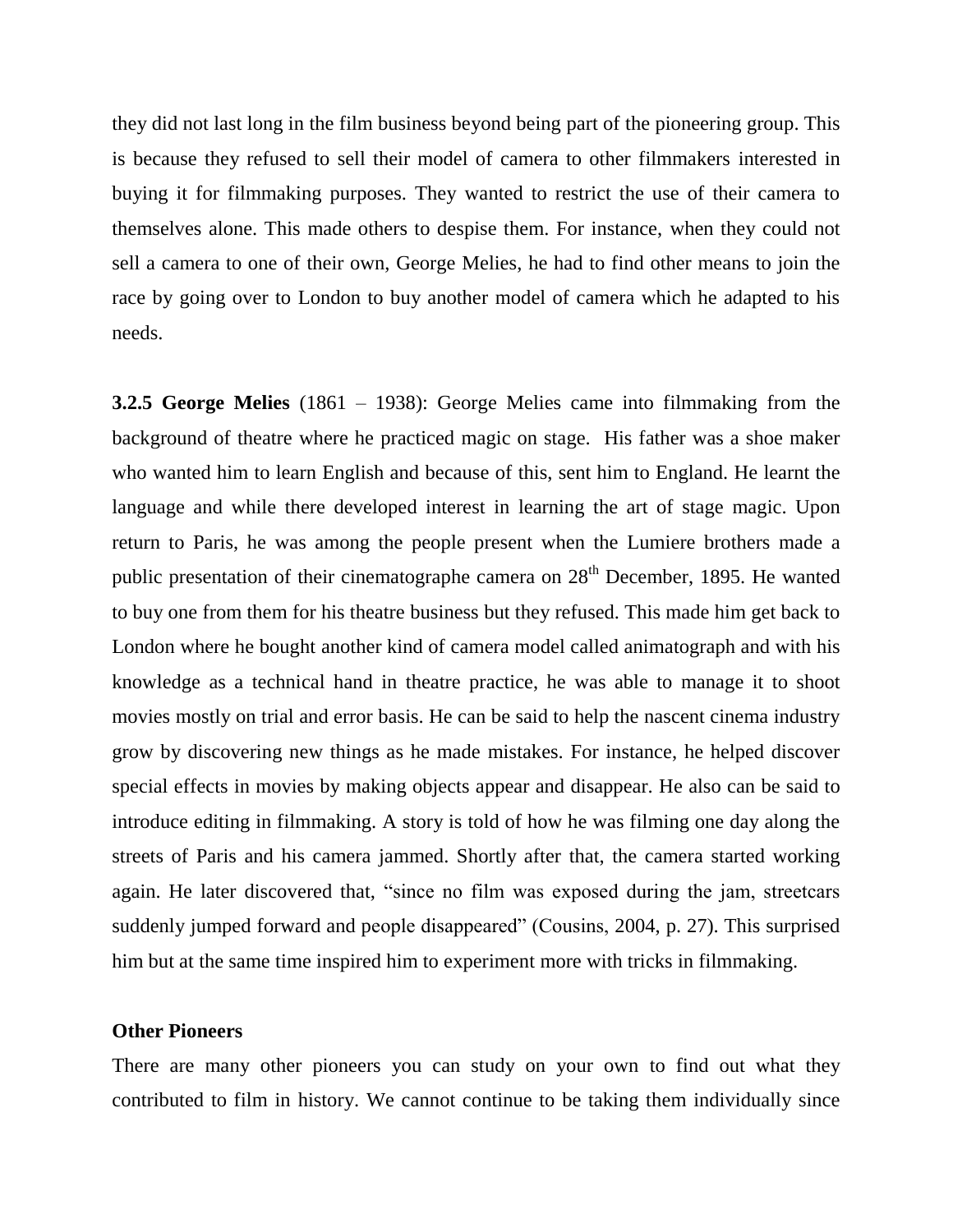they did not last long in the film business beyond being part of the pioneering group. This is because they refused to sell their model of camera to other filmmakers interested in buying it for filmmaking purposes. They wanted to restrict the use of their camera to themselves alone. This made others to despise them. For instance, when they could not sell a camera to one of their own, George Melies, he had to find other means to join the race by going over to London to buy another model of camera which he adapted to his needs.

**3.2.5 George Melies** (1861 – 1938): George Melies came into filmmaking from the background of theatre where he practiced magic on stage. His father was a shoe maker who wanted him to learn English and because of this, sent him to England. He learnt the language and while there developed interest in learning the art of stage magic. Upon return to Paris, he was among the people present when the Lumiere brothers made a public presentation of their cinematographe camera on 28th December, 1895. He wanted to buy one from them for his theatre business but they refused. This made him get back to London where he bought another kind of camera model called animatograph and with his knowledge as a technical hand in theatre practice, he was able to manage it to shoot movies mostly on trial and error basis. He can be said to help the nascent cinema industry grow by discovering new things as he made mistakes. For instance, he helped discover special effects in movies by making objects appear and disappear. He also can be said to introduce editing in filmmaking. A story is told of how he was filming one day along the streets of Paris and his camera jammed. Shortly after that, the camera started working again. He later discovered that, "since no film was exposed during the jam, streetcars suddenly jumped forward and people disappeared" (Cousins, 2004, p. 27). This surprised him but at the same time inspired him to experiment more with tricks in filmmaking.

**Other Pioneers**

There are many other pioneers you can study on your own to find out what they contributed to film in history. We cannot continue to be taking them individually since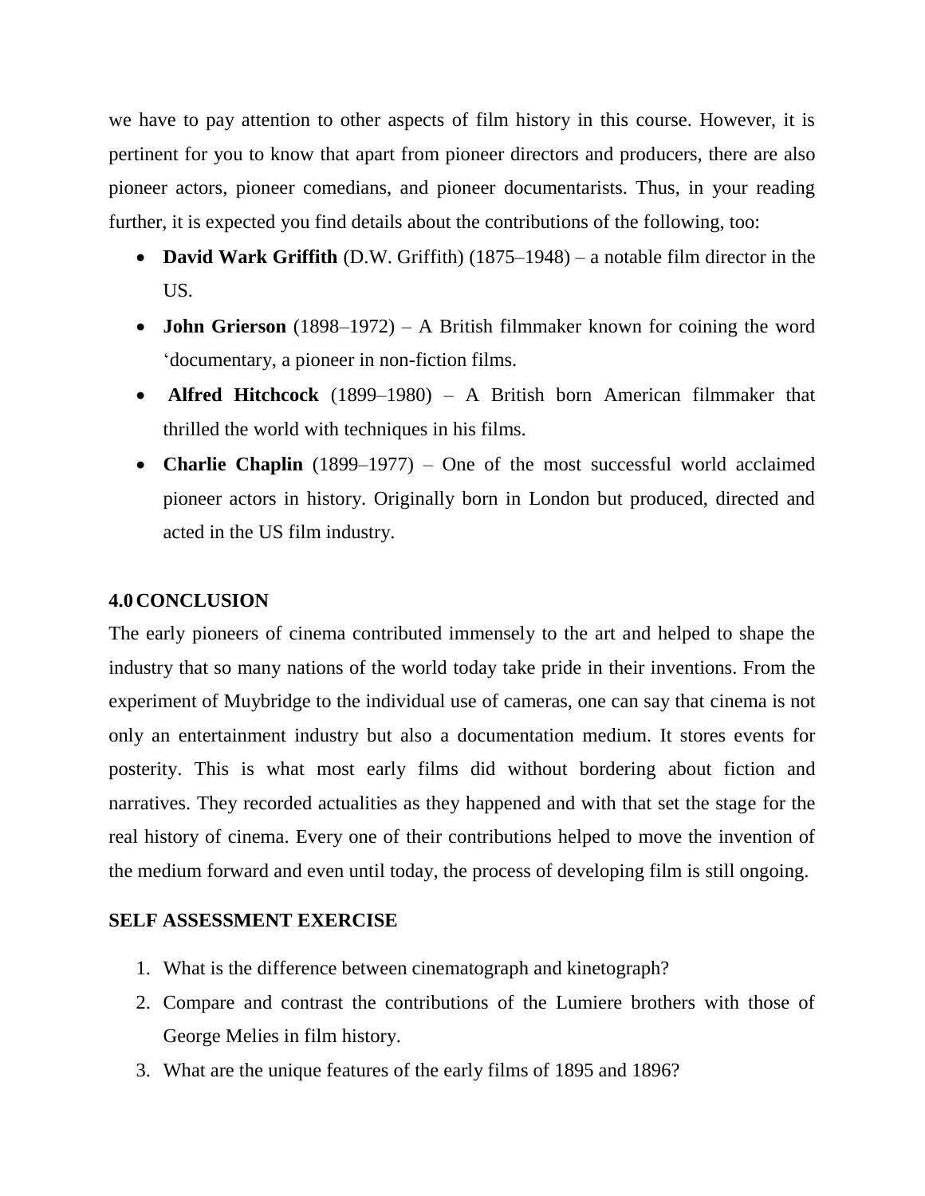we have to pay attention to other aspects of film history in this course. However, it is pertinent for you to know that apart from pioneer directors and producers, there are also pioneer actors, pioneer comedians, and pioneer documentarists. Thus, in your reading further, it is expected you find details about the contributions of the following, too:

- **David Wark Griffith** (D.W. Griffith) (1875–1948) – a notable film director in the US.
- **John Grierson** (1898–1972) – A British filmmaker known for coining the word 'documentary, a pioneer in non-fiction films.
- **Alfred Hitchcock** (1899–1980) – A British born American filmmaker that thrilled the world with techniques in his films.
- **Charlie Chaplin** (1899–1977) – One of the most successful world acclaimed pioneer actors in history. Originally born in London but produced, directed and acted in the US film industry.

## 4.0 CONCLUSION

The early pioneers of cinema contributed immensely to the art and helped to shape the industry that so many nations of the world today take pride in their inventions. From the experiment of Muybridge to the individual use of cameras, one can say that cinema is not only an entertainment industry but also a documentation medium. It stores events for posterity. This is what most early films did without bordering about fiction and narratives. They recorded actualities as they happened and with that set the stage for the real history of cinema. Every one of their contributions helped to move the invention of the medium forward and even until today, the process of developing film is still ongoing.

## SELF ASSESSMENT EXERCISE

1. What is the difference between cinematograph and kinetograph?
2. Compare and contrast the contributions of the Lumiere brothers with those of George Melies in film history.
3. What are the unique features of the early films of 1895 and 1896?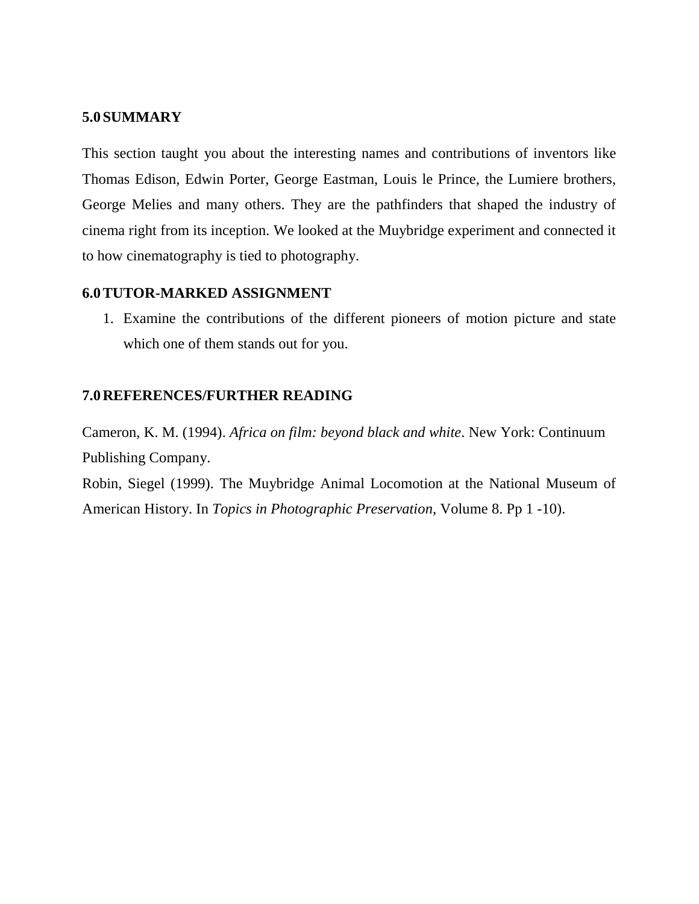## 5.0 SUMMARY

This section taught you about the interesting names and contributions of inventors like Thomas Edison, Edwin Porter, George Eastman, Louis le Prince, the Lumiere brothers, George Melies and many others. They are the pathfinders that shaped the industry of cinema right from its inception. We looked at the Muybridge experiment and connected it to how cinematography is tied to photography.

## 6.0 TUTOR-MARKED ASSIGNMENT

1. Examine the contributions of the different pioneers of motion picture and state which one of them stands out for you.

## 7.0 REFERENCES/FURTHER READING

Cameron, K. M. (1994). *Africa on film: beyond black and white*. New York: Continuum Publishing Company.

Robin, Siegel (1999). The Muybridge Animal Locomotion at the National Museum of American History. In *Topics in Photographic Preservation*, Volume 8. Pp 1 -10).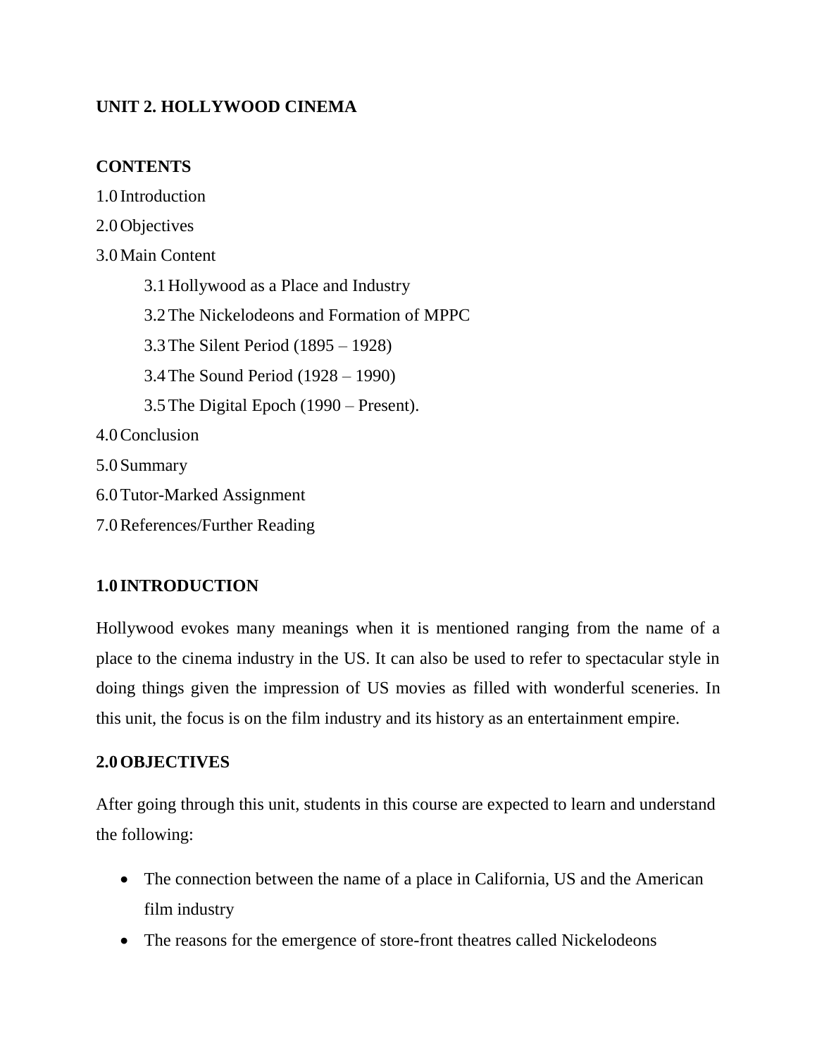## UNIT 2. HOLLYWOOD CINEMA

**CONTENTS**

1.0 Introduction

2.0 Objectives

3.0 Main Content

- 3.1 Hollywood as a Place and Industry
- 3.2 The Nickelodeons and Formation of MPPC
- 3.3 The Silent Period (1895 – 1928)
- 3.4 The Sound Period (1928 – 1990)
- 3.5 The Digital Epoch (1990 – Present).

4.0 Conclusion

5.0 Summary

6.0 Tutor-Marked Assignment

7.0 References/Further Reading

### 1.0 INTRODUCTION

Hollywood evokes many meanings when it is mentioned ranging from the name of a place to the cinema industry in the US. It can also be used to refer to spectacular style in doing things given the impression of US movies as filled with wonderful sceneries. In this unit, the focus is on the film industry and its history as an entertainment empire.

### 2.0 OBJECTIVES

After going through this unit, students in this course are expected to learn and understand the following:

- The connection between the name of a place in California, US and the American film industry
- The reasons for the emergence of store-front theatres called Nickelodeons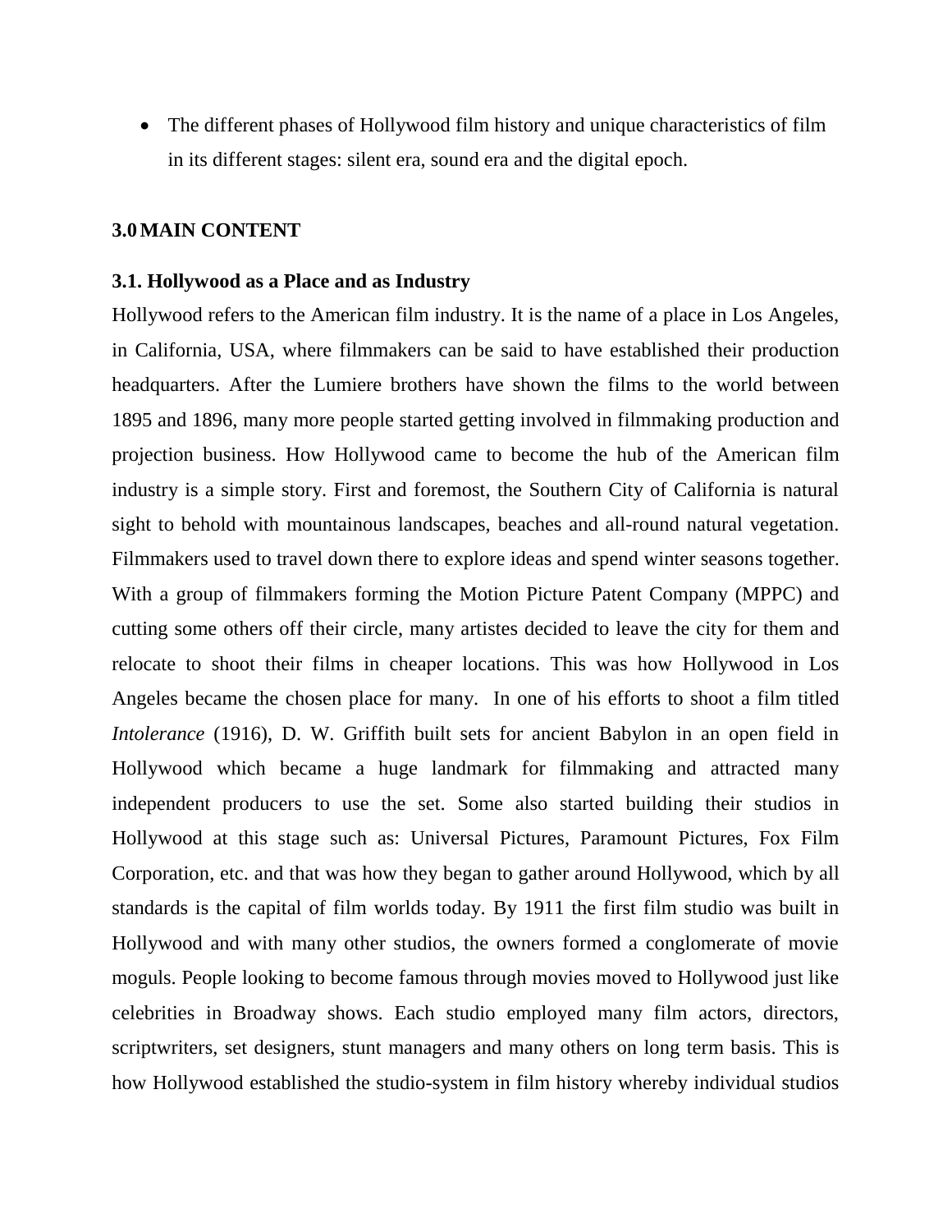- The different phases of Hollywood film history and unique characteristics of film in its different stages: silent era, sound era and the digital epoch.

## 3.0 MAIN CONTENT

### 3.1. Hollywood as a Place and as Industry

Hollywood refers to the American film industry. It is the name of a place in Los Angeles, in California, USA, where filmmakers can be said to have established their production headquarters. After the Lumiere brothers have shown the films to the world between 1895 and 1896, many more people started getting involved in filmmaking production and projection business. How Hollywood came to become the hub of the American film industry is a simple story. First and foremost, the Southern City of California is natural sight to behold with mountainous landscapes, beaches and all-round natural vegetation. Filmmakers used to travel down there to explore ideas and spend winter seasons together. With a group of filmmakers forming the Motion Picture Patent Company (MPPC) and cutting some others off their circle, many artistes decided to leave the city for them and relocate to shoot their films in cheaper locations. This was how Hollywood in Los Angeles became the chosen place for many. In one of his efforts to shoot a film titled *Intolerance* (1916), D. W. Griffith built sets for ancient Babylon in an open field in Hollywood which became a huge landmark for filmmaking and attracted many independent producers to use the set. Some also started building their studios in Hollywood at this stage such as: Universal Pictures, Paramount Pictures, Fox Film Corporation, etc. and that was how they began to gather around Hollywood, which by all standards is the capital of film worlds today. By 1911 the first film studio was built in Hollywood and with many other studios, the owners formed a conglomerate of movie moguls. People looking to become famous through movies moved to Hollywood just like celebrities in Broadway shows. Each studio employed many film actors, directors, scriptwriters, set designers, stunt managers and many others on long term basis. This is how Hollywood established the studio-system in film history whereby individual studios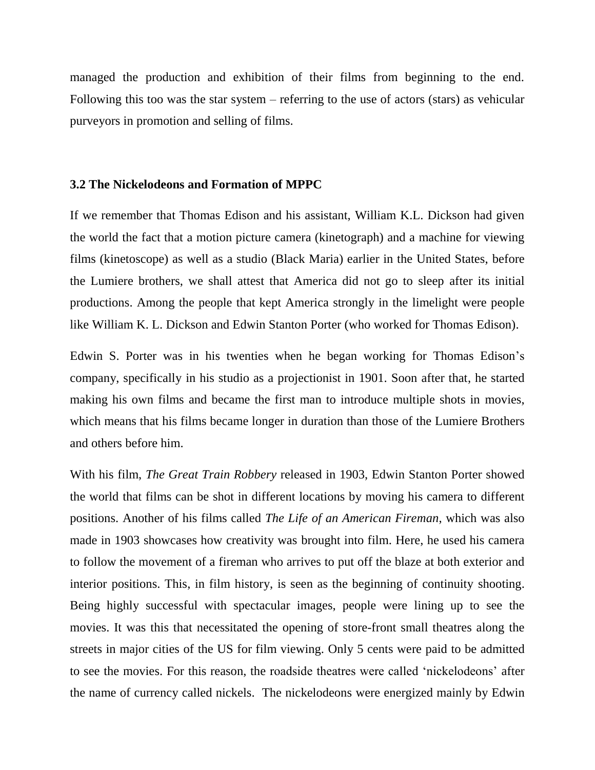managed the production and exhibition of their films from beginning to the end. Following this too was the star system – referring to the use of actors (stars) as vehicular purveyors in promotion and selling of films.

### 3.2 The Nickelodeons and Formation of MPPC

If we remember that Thomas Edison and his assistant, William K.L. Dickson had given the world the fact that a motion picture camera (kinetograph) and a machine for viewing films (kinetoscope) as well as a studio (Black Maria) earlier in the United States, before the Lumiere brothers, we shall attest that America did not go to sleep after its initial productions. Among the people that kept America strongly in the limelight were people like William K. L. Dickson and Edwin Stanton Porter (who worked for Thomas Edison).

Edwin S. Porter was in his twenties when he began working for Thomas Edison's company, specifically in his studio as a projectionist in 1901. Soon after that, he started making his own films and became the first man to introduce multiple shots in movies, which means that his films became longer in duration than those of the Lumiere Brothers and others before him.

With his film, *The Great Train Robbery* released in 1903, Edwin Stanton Porter showed the world that films can be shot in different locations by moving his camera to different positions. Another of his films called *The Life of an American Fireman*, which was also made in 1903 showcases how creativity was brought into film. Here, he used his camera to follow the movement of a fireman who arrives to put off the blaze at both exterior and interior positions. This, in film history, is seen as the beginning of continuity shooting. Being highly successful with spectacular images, people were lining up to see the movies. It was this that necessitated the opening of store-front small theatres along the streets in major cities of the US for film viewing. Only 5 cents were paid to be admitted to see the movies. For this reason, the roadside theatres were called 'nickelodeons' after the name of currency called nickels. The nickelodeons were energized mainly by Edwin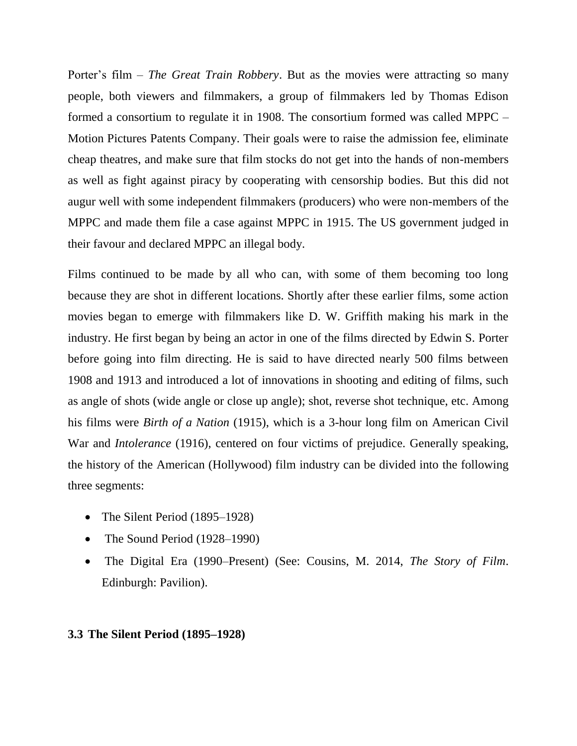Porter's film – *The Great Train Robbery*. But as the movies were attracting so many people, both viewers and filmmakers, a group of filmmakers led by Thomas Edison formed a consortium to regulate it in 1908. The consortium formed was called MPPC – Motion Pictures Patents Company. Their goals were to raise the admission fee, eliminate cheap theatres, and make sure that film stocks do not get into the hands of non-members as well as fight against piracy by cooperating with censorship bodies. But this did not augur well with some independent filmmakers (producers) who were non-members of the MPPC and made them file a case against MPPC in 1915. The US government judged in their favour and declared MPPC an illegal body.

Films continued to be made by all who can, with some of them becoming too long because they are shot in different locations. Shortly after these earlier films, some action movies began to emerge with filmmakers like D. W. Griffith making his mark in the industry. He first began by being an actor in one of the films directed by Edwin S. Porter before going into film directing. He is said to have directed nearly 500 films between 1908 and 1913 and introduced a lot of innovations in shooting and editing of films, such as angle of shots (wide angle or close up angle); shot, reverse shot technique, etc. Among his films were *Birth of a Nation* (1915), which is a 3-hour long film on American Civil War and *Intolerance* (1916), centered on four victims of prejudice. Generally speaking, the history of the American (Hollywood) film industry can be divided into the following three segments:

- The Silent Period (1895–1928)
- The Sound Period (1928–1990)
- The Digital Era (1990–Present) (See: Cousins, M. 2014, *The Story of Film*. Edinburgh: Pavilion).

### 3.3 The Silent Period (1895–1928)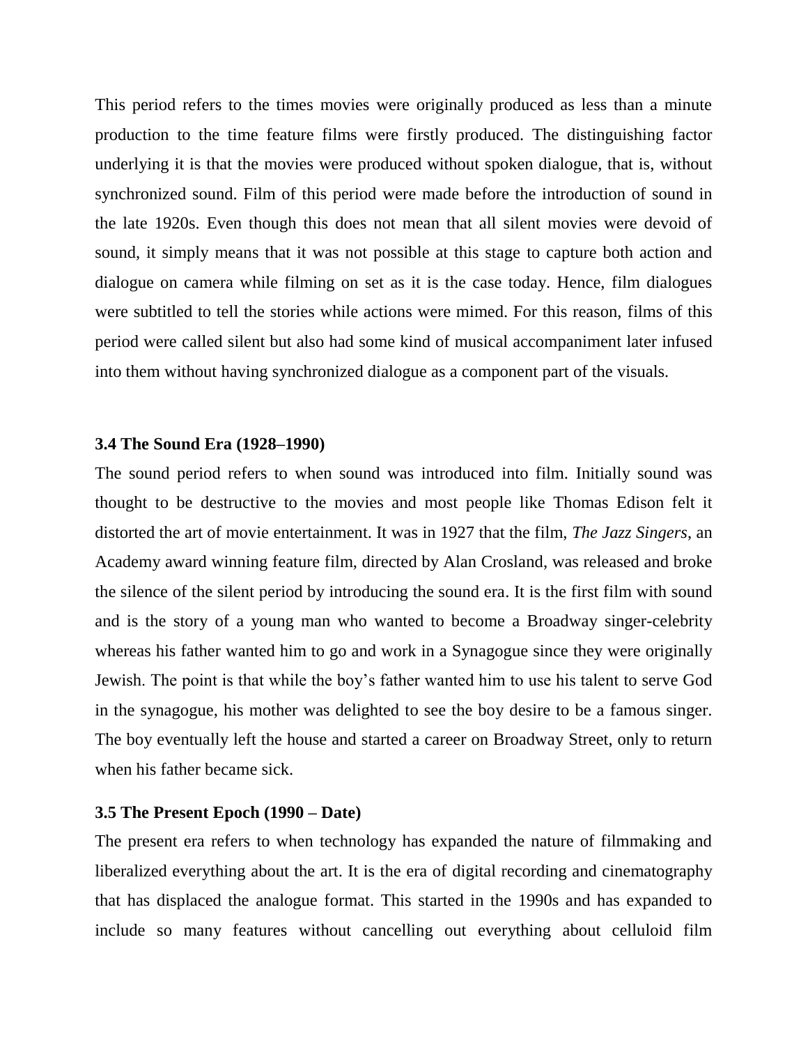This period refers to the times movies were originally produced as less than a minute production to the time feature films were firstly produced. The distinguishing factor underlying it is that the movies were produced without spoken dialogue, that is, without synchronized sound. Film of this period were made before the introduction of sound in the late 1920s. Even though this does not mean that all silent movies were devoid of sound, it simply means that it was not possible at this stage to capture both action and dialogue on camera while filming on set as it is the case today. Hence, film dialogues were subtitled to tell the stories while actions were mimed. For this reason, films of this period were called silent but also had some kind of musical accompaniment later infused into them without having synchronized dialogue as a component part of the visuals.

### 3.4 The Sound Era (1928–1990)

The sound period refers to when sound was introduced into film. Initially sound was thought to be destructive to the movies and most people like Thomas Edison felt it distorted the art of movie entertainment. It was in 1927 that the film, *The Jazz Singers*, an Academy award winning feature film, directed by Alan Crosland, was released and broke the silence of the silent period by introducing the sound era. It is the first film with sound and is the story of a young man who wanted to become a Broadway singer-celebrity whereas his father wanted him to go and work in a Synagogue since they were originally Jewish. The point is that while the boy's father wanted him to use his talent to serve God in the synagogue, his mother was delighted to see the boy desire to be a famous singer. The boy eventually left the house and started a career on Broadway Street, only to return when his father became sick.

### 3.5 The Present Epoch (1990 – Date)

The present era refers to when technology has expanded the nature of filmmaking and liberalized everything about the art. It is the era of digital recording and cinematography that has displaced the analogue format. This started in the 1990s and has expanded to include so many features without cancelling out everything about celluloid film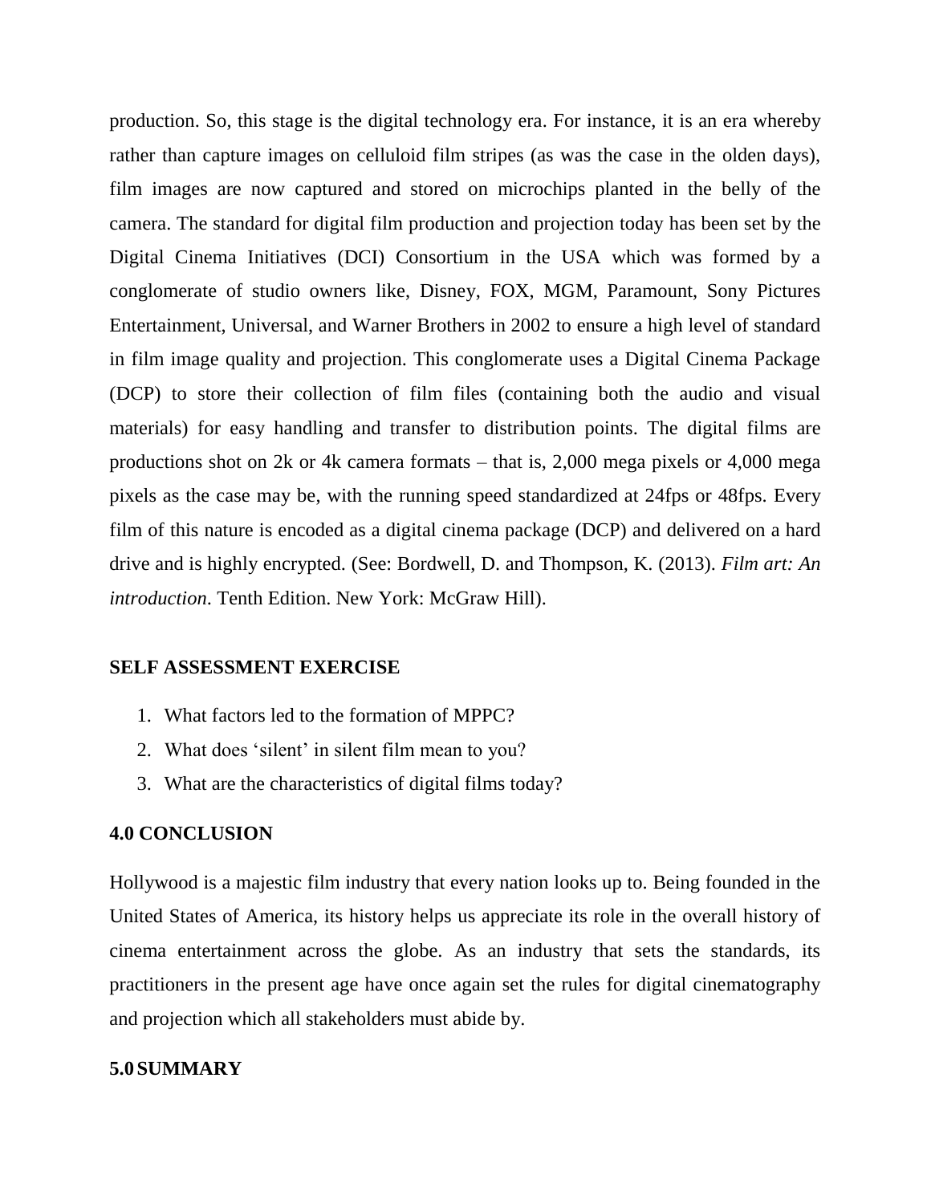production. So, this stage is the digital technology era. For instance, it is an era whereby rather than capture images on celluloid film stripes (as was the case in the olden days), film images are now captured and stored on microchips planted in the belly of the camera. The standard for digital film production and projection today has been set by the Digital Cinema Initiatives (DCI) Consortium in the USA which was formed by a conglomerate of studio owners like, Disney, FOX, MGM, Paramount, Sony Pictures Entertainment, Universal, and Warner Brothers in 2002 to ensure a high level of standard in film image quality and projection. This conglomerate uses a Digital Cinema Package (DCP) to store their collection of film files (containing both the audio and visual materials) for easy handling and transfer to distribution points. The digital films are productions shot on 2k or 4k camera formats – that is, 2,000 mega pixels or 4,000 mega pixels as the case may be, with the running speed standardized at 24fps or 48fps. Every film of this nature is encoded as a digital cinema package (DCP) and delivered on a hard drive and is highly encrypted. (See: Bordwell, D. and Thompson, K. (2013). *Film art: An introduction*. Tenth Edition. New York: McGraw Hill).

**SELF ASSESSMENT EXERCISE**

1. What factors led to the formation of MPPC?
2. What does 'silent' in silent film mean to you?
3. What are the characteristics of digital films today?

## 4.0 CONCLUSION

Hollywood is a majestic film industry that every nation looks up to. Being founded in the United States of America, its history helps us appreciate its role in the overall history of cinema entertainment across the globe. As an industry that sets the standards, its practitioners in the present age have once again set the rules for digital cinematography and projection which all stakeholders must abide by.

## 5.0 SUMMARY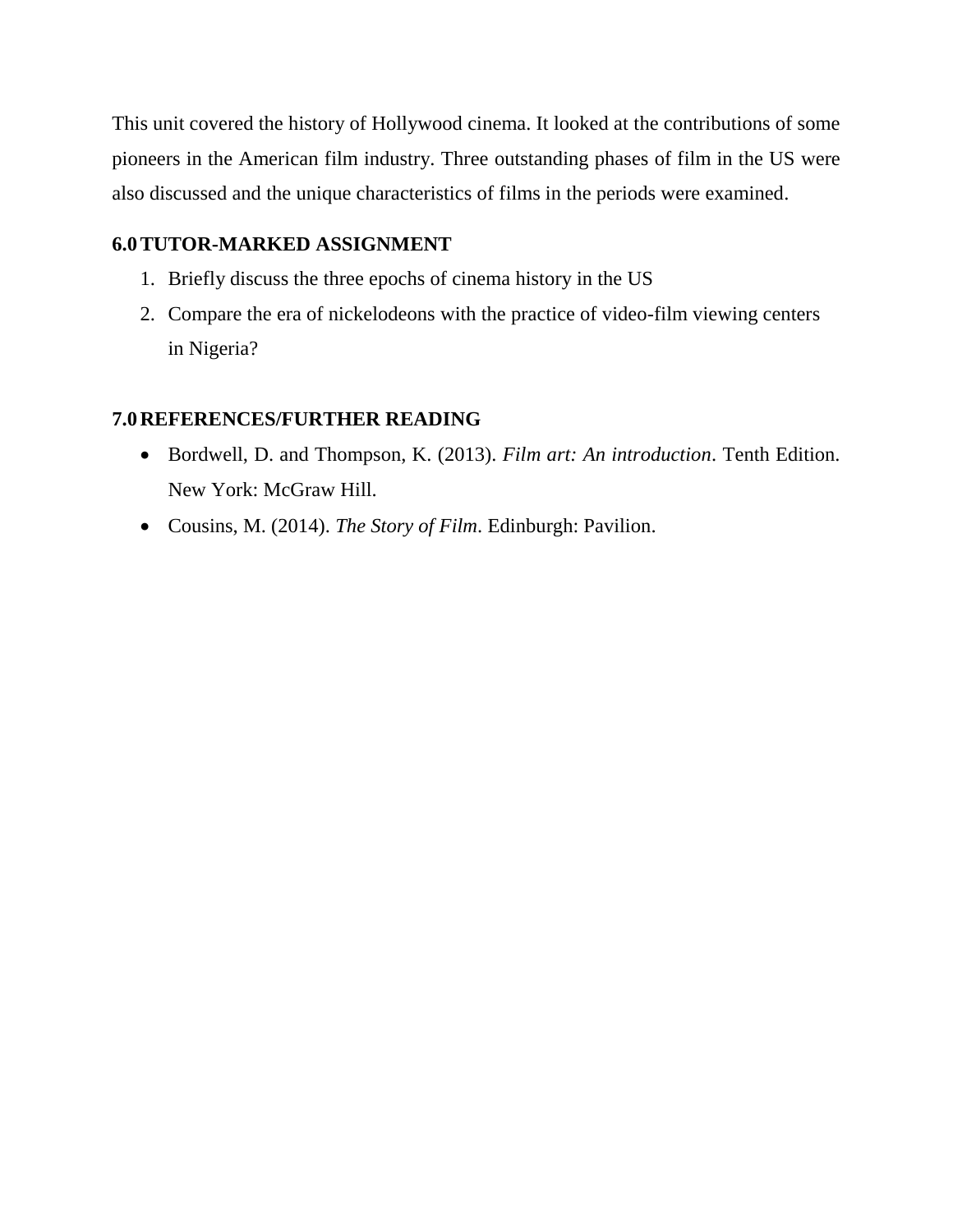This unit covered the history of Hollywood cinema. It looked at the contributions of some pioneers in the American film industry. Three outstanding phases of film in the US were also discussed and the unique characteristics of films in the periods were examined.

## 6.0 TUTOR-MARKED ASSIGNMENT

1. Briefly discuss the three epochs of cinema history in the US
2. Compare the era of nickelodeons with the practice of video-film viewing centers in Nigeria?

## 7.0 REFERENCES/FURTHER READING

- Bordwell, D. and Thompson, K. (2013). *Film art: An introduction*. Tenth Edition. New York: McGraw Hill.
- Cousins, M. (2014). *The Story of Film*. Edinburgh: Pavilion.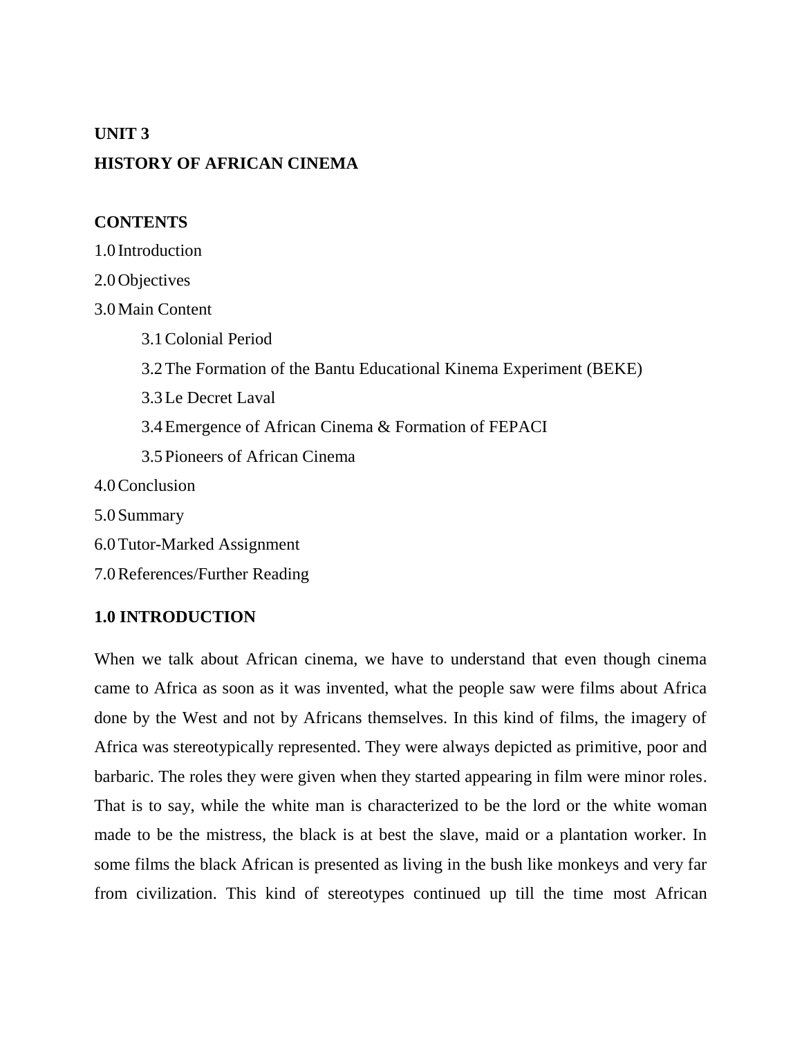## UNIT 3

## HISTORY OF AFRICAN CINEMA

**CONTENTS**

1.0 Introduction

2.0 Objectives

3.0 Main Content

- 3.1 Colonial Period
- 3.2 The Formation of the Bantu Educational Kinema Experiment (BEKE)
- 3.3 Le Decret Laval
- 3.4 Emergence of African Cinema & Formation of FEPACI
- 3.5 Pioneers of African Cinema

4.0 Conclusion

5.0 Summary

6.0 Tutor-Marked Assignment

7.0 References/Further Reading

### 1.0 INTRODUCTION

When we talk about African cinema, we have to understand that even though cinema came to Africa as soon as it was invented, what the people saw were films about Africa done by the West and not by Africans themselves. In this kind of films, the imagery of Africa was stereotypically represented. They were always depicted as primitive, poor and barbaric. The roles they were given when they started appearing in film were minor roles. That is to say, while the white man is characterized to be the lord or the white woman made to be the mistress, the black is at best the slave, maid or a plantation worker. In some films the black African is presented as living in the bush like monkeys and very far from civilization. This kind of stereotypes continued up till the time most African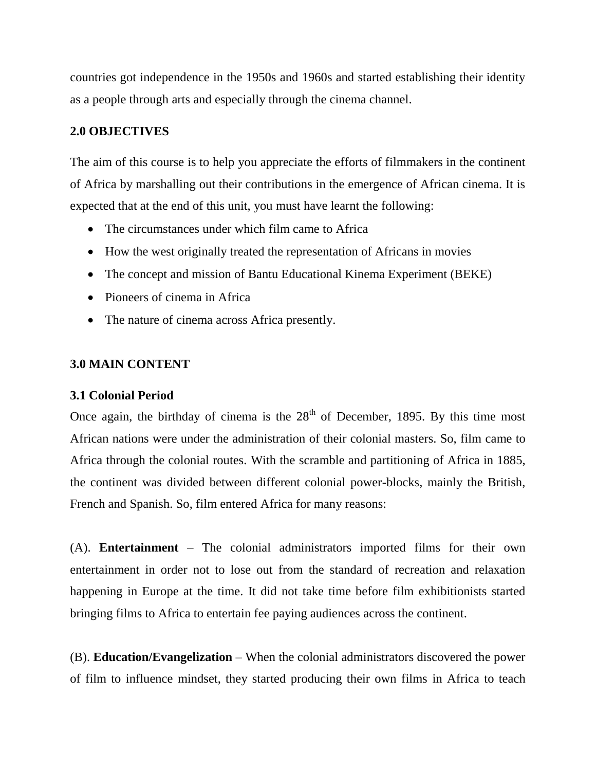countries got independence in the 1950s and 1960s and started establishing their identity as a people through arts and especially through the cinema channel.

## 2.0 OBJECTIVES

The aim of this course is to help you appreciate the efforts of filmmakers in the continent of Africa by marshalling out their contributions in the emergence of African cinema. It is expected that at the end of this unit, you must have learnt the following:

- The circumstances under which film came to Africa
- How the west originally treated the representation of Africans in movies
- The concept and mission of Bantu Educational Kinema Experiment (BEKE)
- Pioneers of cinema in Africa
- The nature of cinema across Africa presently.

## 3.0 MAIN CONTENT

### 3.1 Colonial Period

Once again, the birthday of cinema is the 28th of December, 1895. By this time most African nations were under the administration of their colonial masters. So, film came to Africa through the colonial routes. With the scramble and partitioning of Africa in 1885, the continent was divided between different colonial power-blocks, mainly the British, French and Spanish. So, film entered Africa for many reasons:

(A). **Entertainment** – The colonial administrators imported films for their own entertainment in order not to lose out from the standard of recreation and relaxation happening in Europe at the time. It did not take time before film exhibitionists started bringing films to Africa to entertain fee paying audiences across the continent.

(B). **Education/Evangelization** – When the colonial administrators discovered the power of film to influence mindset, they started producing their own films in Africa to teach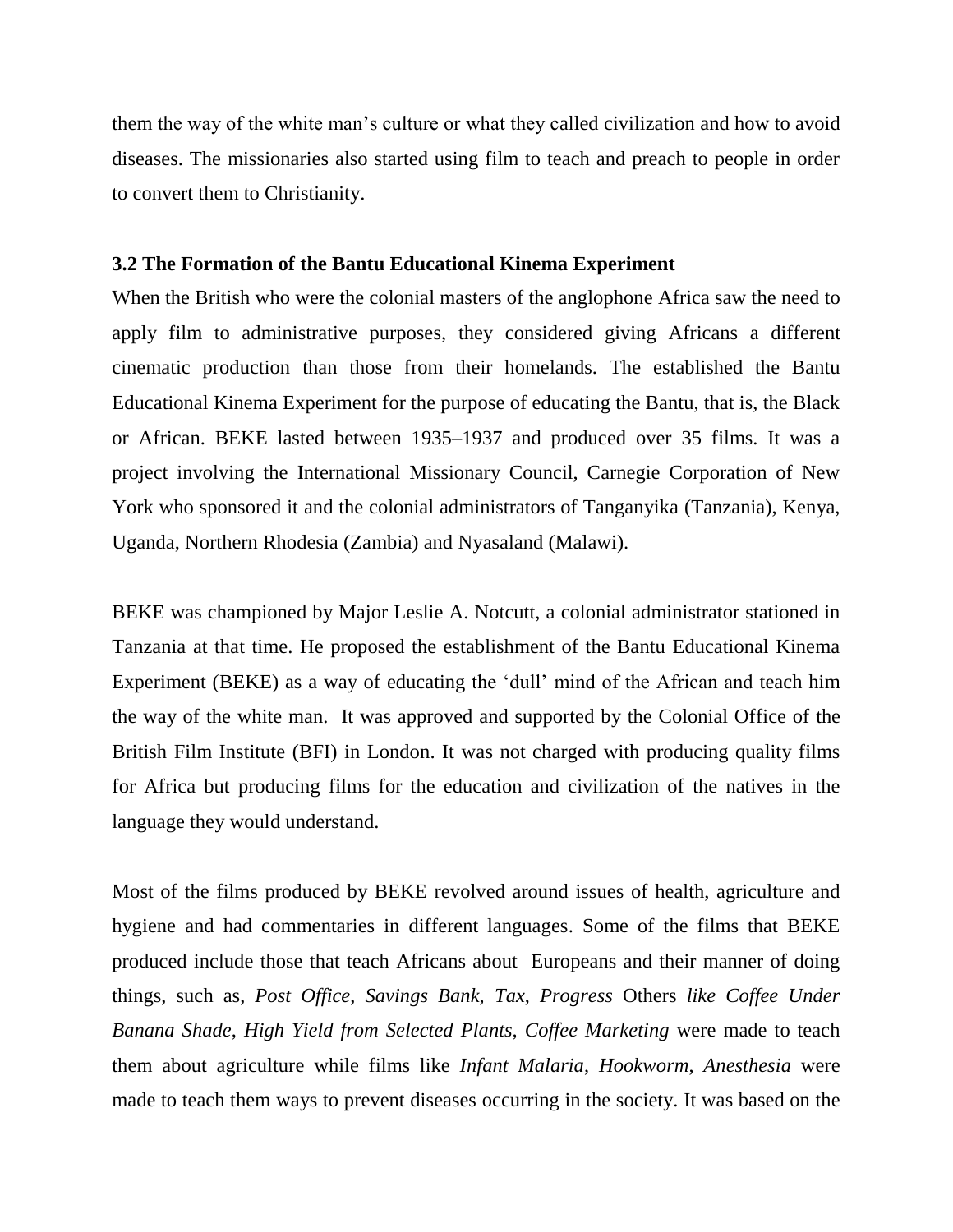them the way of the white man's culture or what they called civilization and how to avoid diseases. The missionaries also started using film to teach and preach to people in order to convert them to Christianity.

### 3.2 The Formation of the Bantu Educational Kinema Experiment

When the British who were the colonial masters of the anglophone Africa saw the need to apply film to administrative purposes, they considered giving Africans a different cinematic production than those from their homelands. The established the Bantu Educational Kinema Experiment for the purpose of educating the Bantu, that is, the Black or African. BEKE lasted between 1935–1937 and produced over 35 films. It was a project involving the International Missionary Council, Carnegie Corporation of New York who sponsored it and the colonial administrators of Tanganyika (Tanzania), Kenya, Uganda, Northern Rhodesia (Zambia) and Nyasaland (Malawi).

BEKE was championed by Major Leslie A. Notcutt, a colonial administrator stationed in Tanzania at that time. He proposed the establishment of the Bantu Educational Kinema Experiment (BEKE) as a way of educating the 'dull' mind of the African and teach him the way of the white man. It was approved and supported by the Colonial Office of the British Film Institute (BFI) in London. It was not charged with producing quality films for Africa but producing films for the education and civilization of the natives in the language they would understand.

Most of the films produced by BEKE revolved around issues of health, agriculture and hygiene and had commentaries in different languages. Some of the films that BEKE produced include those that teach Africans about Europeans and their manner of doing things, such as, *Post Office*, *Savings Bank*, *Tax*, *Progress* Others *like Coffee Under Banana Shade*, *High Yield from Selected Plants*, *Coffee Marketing* were made to teach them about agriculture while films like *Infant Malaria*, *Hookworm*, *Anesthesia* were made to teach them ways to prevent diseases occurring in the society. It was based on the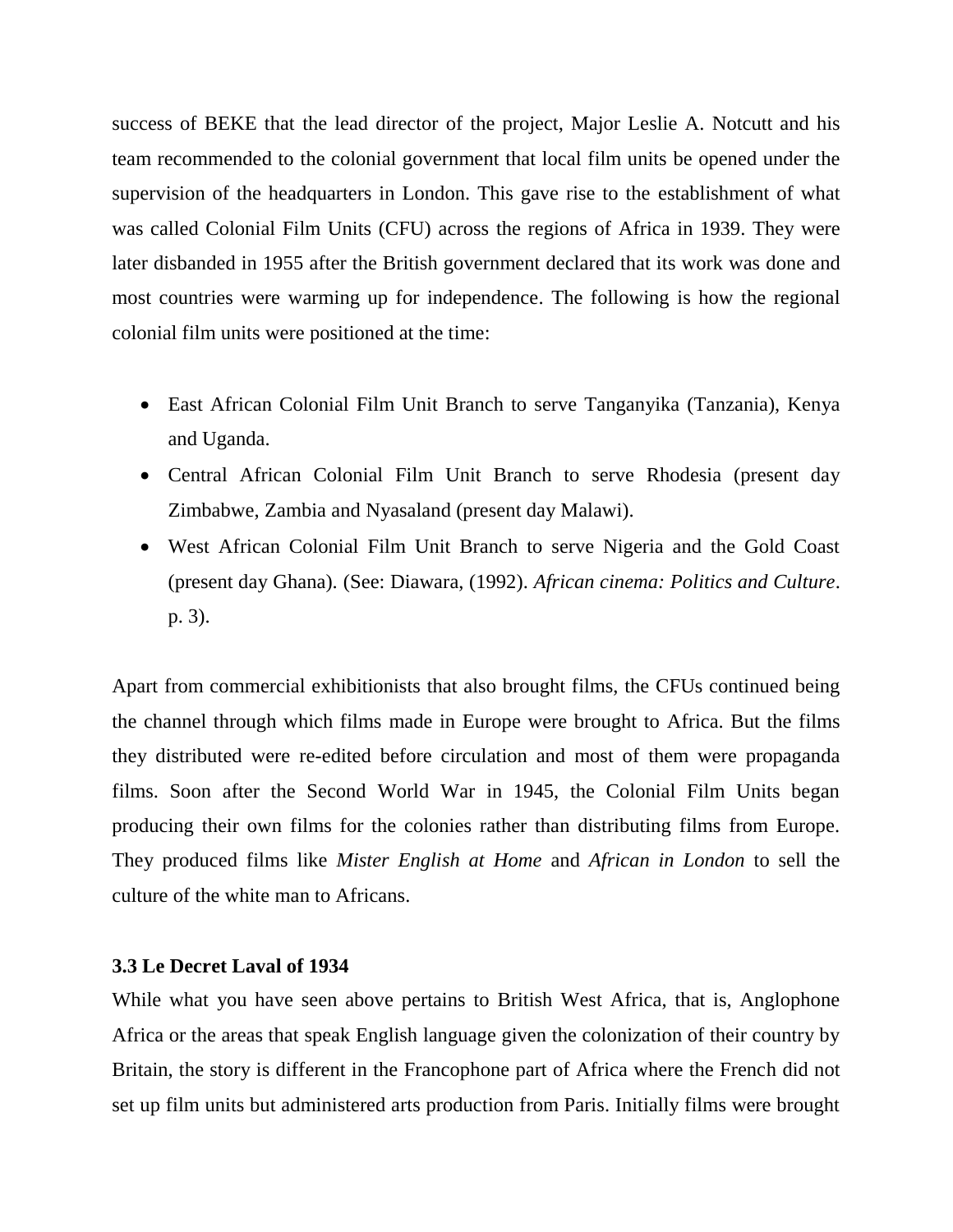success of BEKE that the lead director of the project, Major Leslie A. Notcutt and his team recommended to the colonial government that local film units be opened under the supervision of the headquarters in London. This gave rise to the establishment of what was called Colonial Film Units (CFU) across the regions of Africa in 1939. They were later disbanded in 1955 after the British government declared that its work was done and most countries were warming up for independence. The following is how the regional colonial film units were positioned at the time:

- East African Colonial Film Unit Branch to serve Tanganyika (Tanzania), Kenya and Uganda.
- Central African Colonial Film Unit Branch to serve Rhodesia (present day Zimbabwe, Zambia and Nyasaland (present day Malawi).
- West African Colonial Film Unit Branch to serve Nigeria and the Gold Coast (present day Ghana). (See: Diawara, (1992). *African cinema: Politics and Culture*. p. 3).

Apart from commercial exhibitionists that also brought films, the CFUs continued being the channel through which films made in Europe were brought to Africa. But the films they distributed were re-edited before circulation and most of them were propaganda films. Soon after the Second World War in 1945, the Colonial Film Units began producing their own films for the colonies rather than distributing films from Europe. They produced films like *Mister English at Home* and *African in London* to sell the culture of the white man to Africans.

### 3.3 Le Decret Laval of 1934

While what you have seen above pertains to British West Africa, that is, Anglophone Africa or the areas that speak English language given the colonization of their country by Britain, the story is different in the Francophone part of Africa where the French did not set up film units but administered arts production from Paris. Initially films were brought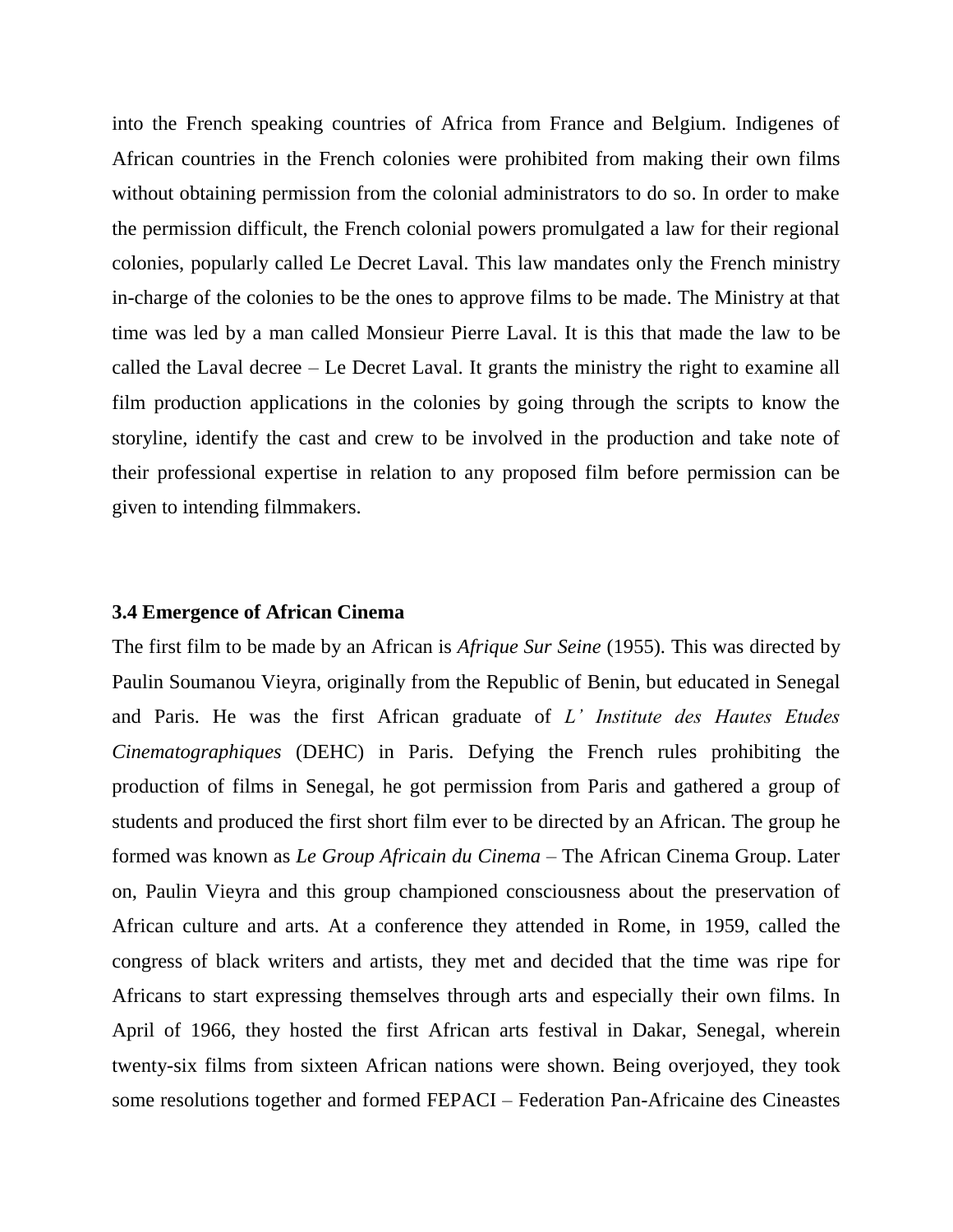into the French speaking countries of Africa from France and Belgium. Indigenes of African countries in the French colonies were prohibited from making their own films without obtaining permission from the colonial administrators to do so. In order to make the permission difficult, the French colonial powers promulgated a law for their regional colonies, popularly called Le Decret Laval. This law mandates only the French ministry in-charge of the colonies to be the ones to approve films to be made. The Ministry at that time was led by a man called Monsieur Pierre Laval. It is this that made the law to be called the Laval decree – Le Decret Laval. It grants the ministry the right to examine all film production applications in the colonies by going through the scripts to know the storyline, identify the cast and crew to be involved in the production and take note of their professional expertise in relation to any proposed film before permission can be given to intending filmmakers.

### 3.4 Emergence of African Cinema

The first film to be made by an African is *Afrique Sur Seine* (1955). This was directed by Paulin Soumanou Vieyra, originally from the Republic of Benin, but educated in Senegal and Paris. He was the first African graduate of *L' Institute des Hautes Etudes Cinematographiques* (DEHC) in Paris. Defying the French rules prohibiting the production of films in Senegal, he got permission from Paris and gathered a group of students and produced the first short film ever to be directed by an African. The group he formed was known as *Le Group Africain du Cinema* – The African Cinema Group. Later on, Paulin Vieyra and this group championed consciousness about the preservation of African culture and arts. At a conference they attended in Rome, in 1959, called the congress of black writers and artists, they met and decided that the time was ripe for Africans to start expressing themselves through arts and especially their own films. In April of 1966, they hosted the first African arts festival in Dakar, Senegal, wherein twenty-six films from sixteen African nations were shown. Being overjoyed, they took some resolutions together and formed FEPACI – Federation Pan-Africaine des Cineastes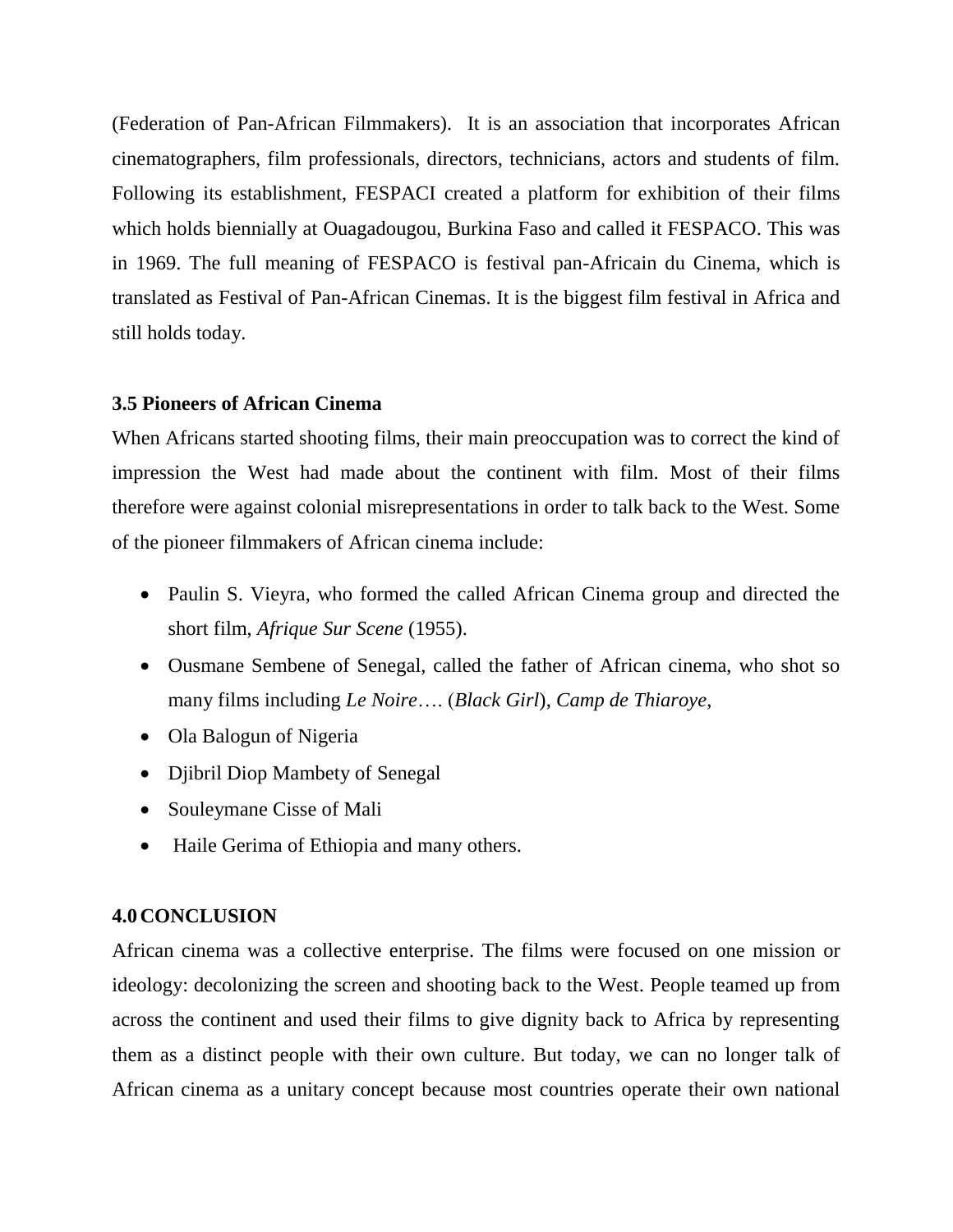(Federation of Pan-African Filmmakers). It is an association that incorporates African cinematographers, film professionals, directors, technicians, actors and students of film. Following its establishment, FESPACI created a platform for exhibition of their films which holds biennially at Ouagadougou, Burkina Faso and called it FESPACO. This was in 1969. The full meaning of FESPACO is festival pan-Africain du Cinema, which is translated as Festival of Pan-African Cinemas. It is the biggest film festival in Africa and still holds today.

### 3.5 Pioneers of African Cinema

When Africans started shooting films, their main preoccupation was to correct the kind of impression the West had made about the continent with film. Most of their films therefore were against colonial misrepresentations in order to talk back to the West. Some of the pioneer filmmakers of African cinema include:

- Paulin S. Vieyra, who formed the called African Cinema group and directed the short film, *Afrique Sur Scene* (1955).
- Ousmane Sembene of Senegal, called the father of African cinema, who shot so many films including *Le Noire*…. (*Black Girl*), *Camp de Thiaroye*,
- Ola Balogun of Nigeria
- Djibril Diop Mambety of Senegal
- Souleymane Cisse of Mali
- Haile Gerima of Ethiopia and many others.

## 4.0 CONCLUSION

African cinema was a collective enterprise. The films were focused on one mission or ideology: decolonizing the screen and shooting back to the West. People teamed up from across the continent and used their films to give dignity back to Africa by representing them as a distinct people with their own culture. But today, we can no longer talk of African cinema as a unitary concept because most countries operate their own national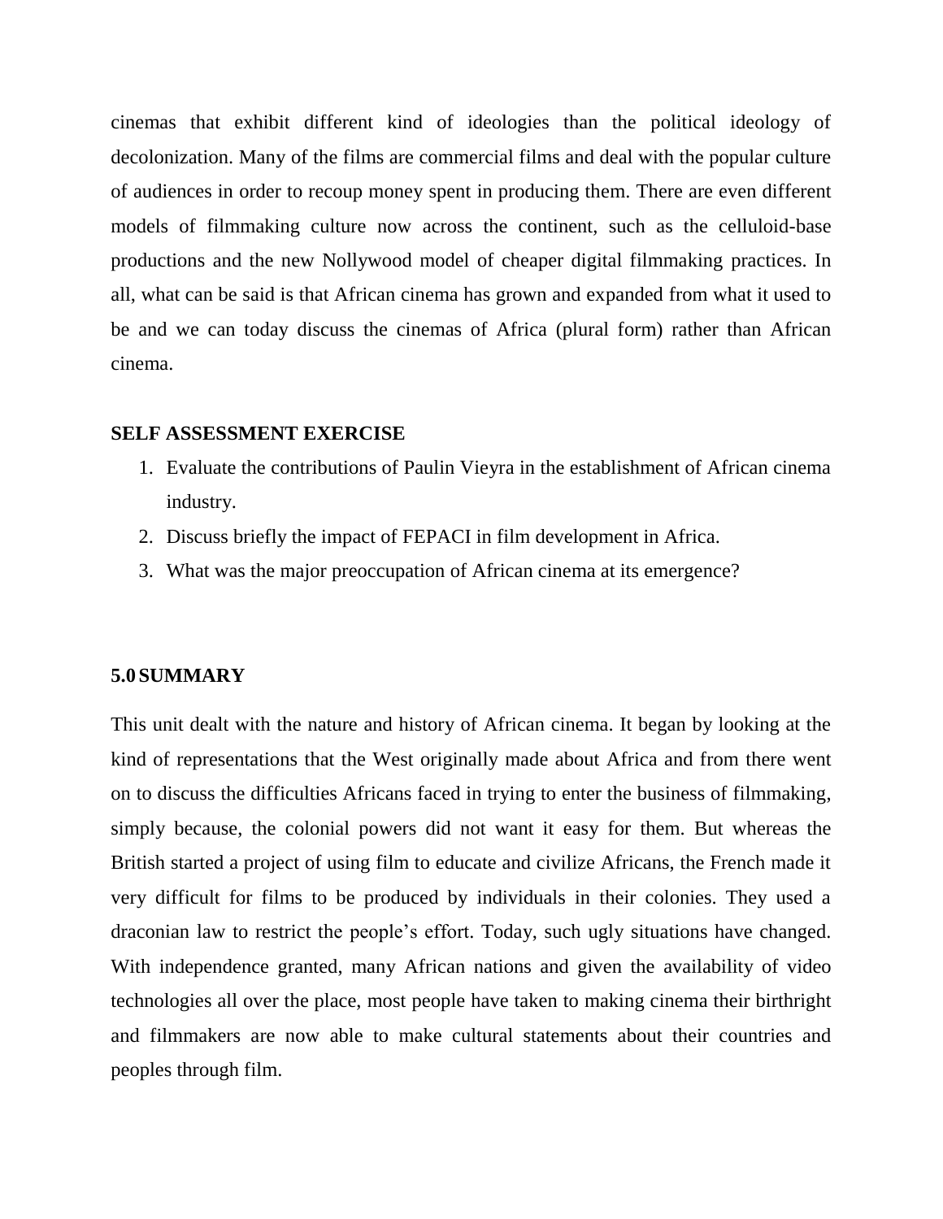cinemas that exhibit different kind of ideologies than the political ideology of decolonization. Many of the films are commercial films and deal with the popular culture of audiences in order to recoup money spent in producing them. There are even different models of filmmaking culture now across the continent, such as the celluloid-base productions and the new Nollywood model of cheaper digital filmmaking practices. In all, what can be said is that African cinema has grown and expanded from what it used to be and we can today discuss the cinemas of Africa (plural form) rather than African cinema.

**SELF ASSESSMENT EXERCISE**

1. Evaluate the contributions of Paulin Vieyra in the establishment of African cinema industry.
2. Discuss briefly the impact of FEPACI in film development in Africa.
3. What was the major preoccupation of African cinema at its emergence?

## 5.0 SUMMARY

This unit dealt with the nature and history of African cinema. It began by looking at the kind of representations that the West originally made about Africa and from there went on to discuss the difficulties Africans faced in trying to enter the business of filmmaking, simply because, the colonial powers did not want it easy for them. But whereas the British started a project of using film to educate and civilize Africans, the French made it very difficult for films to be produced by individuals in their colonies. They used a draconian law to restrict the people's effort. Today, such ugly situations have changed. With independence granted, many African nations and given the availability of video technologies all over the place, most people have taken to making cinema their birthright and filmmakers are now able to make cultural statements about their countries and peoples through film.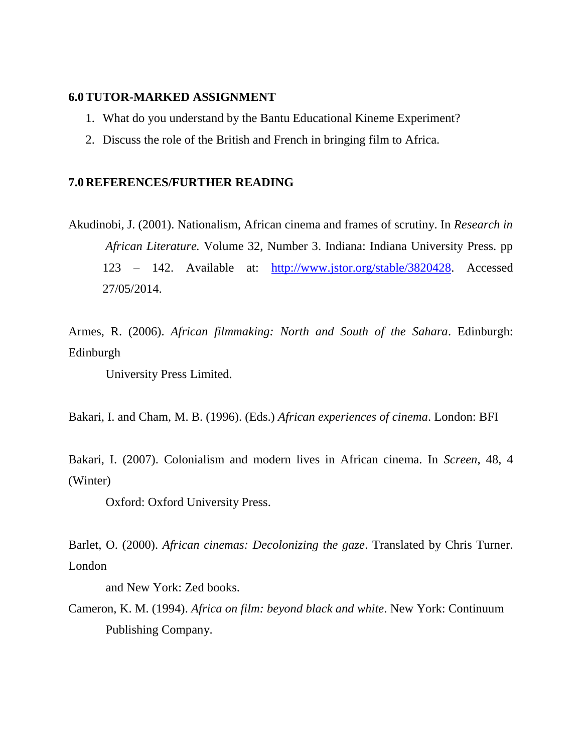## 6.0 TUTOR-MARKED ASSIGNMENT

1. What do you understand by the Bantu Educational Kineme Experiment?
2. Discuss the role of the British and French in bringing film to Africa.

## 7.0 REFERENCES/FURTHER READING

Akudinobi, J. (2001). Nationalism, African cinema and frames of scrutiny. In *Research in African Literature.* Volume 32, Number 3. Indiana: Indiana University Press. pp 123 – 142. Available at: http://www.jstor.org/stable/3820428. Accessed 27/05/2014.

Armes, R. (2006). *African filmmaking: North and South of the Sahara*. Edinburgh: Edinburgh University Press Limited.

Bakari, I. and Cham, M. B. (1996). (Eds.) *African experiences of cinema*. London: BFI

Bakari, I. (2007). Colonialism and modern lives in African cinema. In *Screen*, 48, 4 (Winter) Oxford: Oxford University Press.

Barlet, O. (2000). *African cinemas: Decolonizing the gaze*. Translated by Chris Turner. London and New York: Zed books.

Cameron, K. M. (1994). *Africa on film: beyond black and white*. New York: Continuum Publishing Company.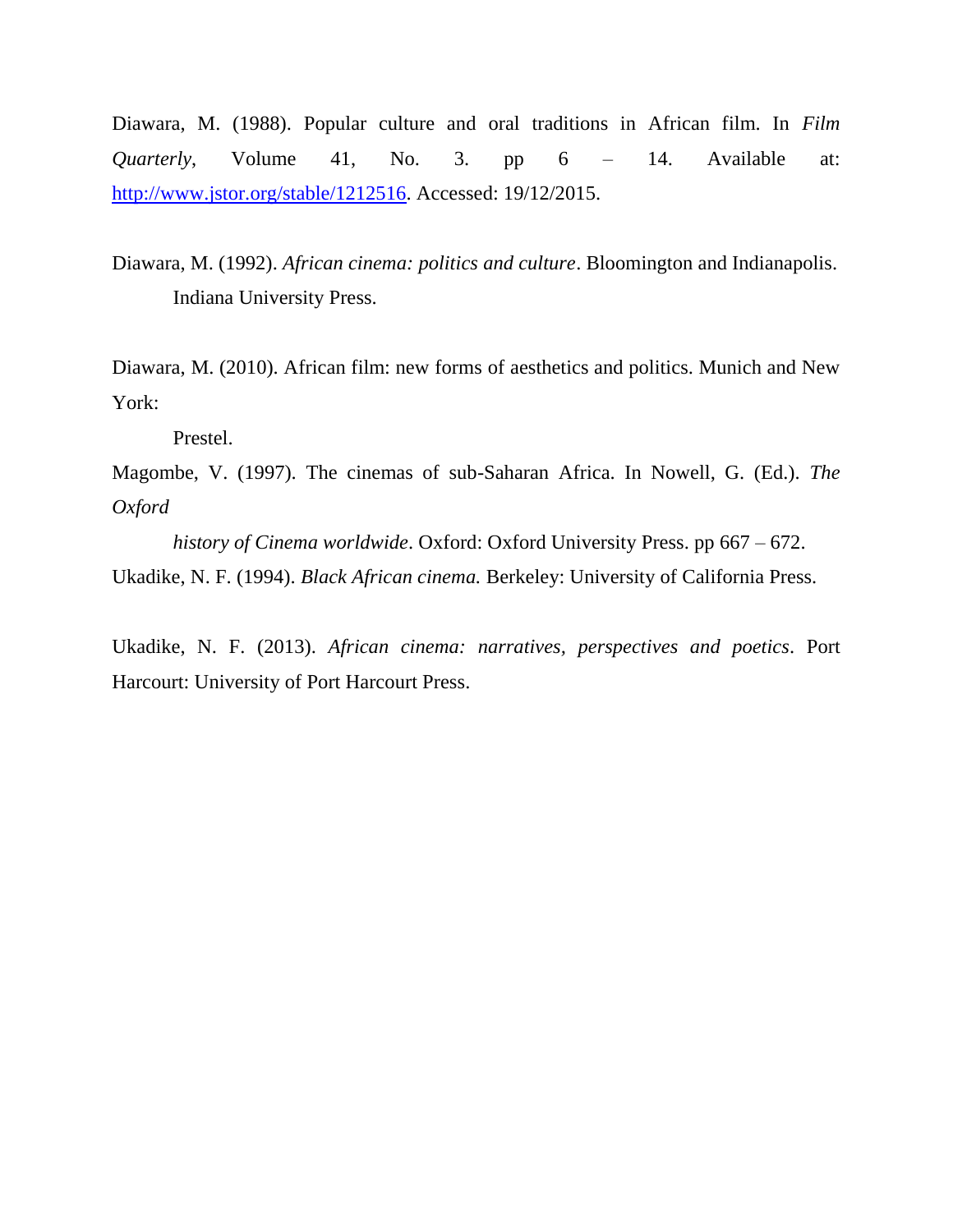Diawara, M. (1988). Popular culture and oral traditions in African film. In *Film Quarterly*, Volume 41, No. 3. pp 6 – 14. Available at: http://www.jstor.org/stable/1212516. Accessed: 19/12/2015.

Diawara, M. (1992). *African cinema: politics and culture*. Bloomington and Indianapolis. Indiana University Press.

Diawara, M. (2010). African film: new forms of aesthetics and politics. Munich and New York: Prestel.

Magombe, V. (1997). The cinemas of sub-Saharan Africa. In Nowell, G. (Ed.). *The Oxford history of Cinema worldwide*. Oxford: Oxford University Press. pp 667 – 672.

Ukadike, N. F. (1994). *Black African cinema.* Berkeley: University of California Press.

Ukadike, N. F. (2013). *African cinema: narratives, perspectives and poetics*. Port Harcourt: University of Port Harcourt Press.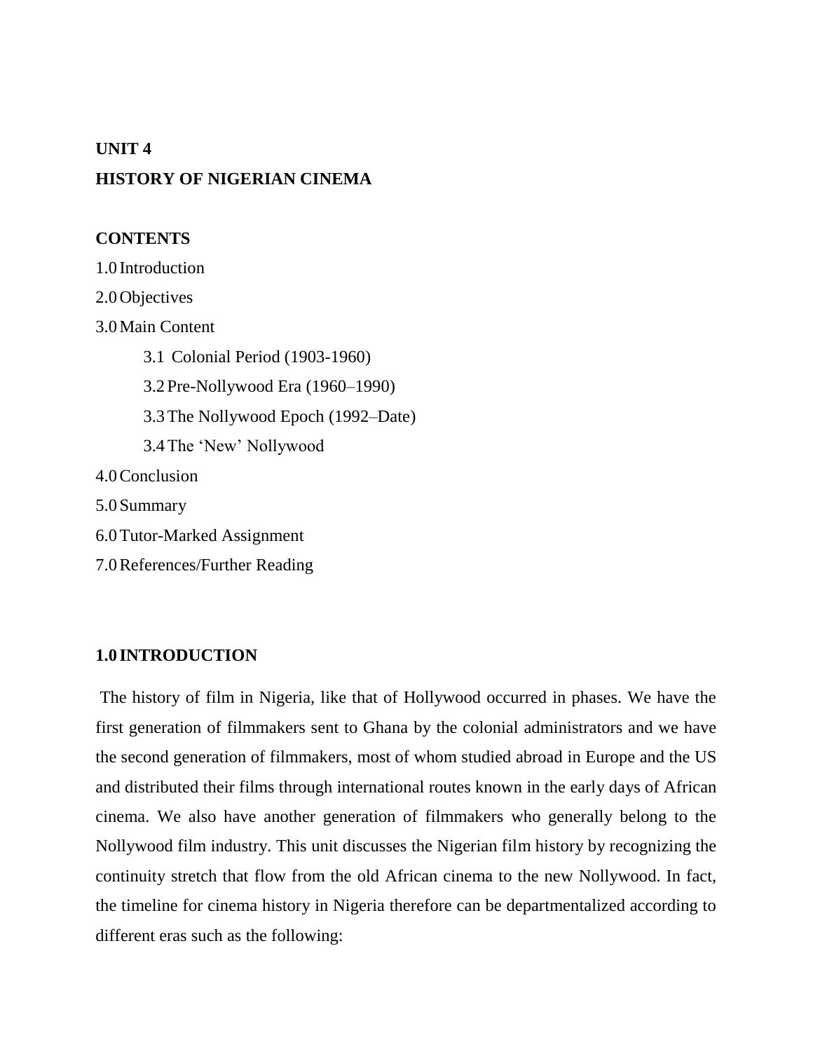## UNIT 4

## HISTORY OF NIGERIAN CINEMA

**CONTENTS**

1.0 Introduction

2.0 Objectives

3.0 Main Content

- 3.1 Colonial Period (1903-1960)
- 3.2 Pre-Nollywood Era (1960–1990)
- 3.3 The Nollywood Epoch (1992–Date)
- 3.4 The 'New' Nollywood

4.0 Conclusion

5.0 Summary

6.0 Tutor-Marked Assignment

7.0 References/Further Reading

### 1.0 INTRODUCTION

The history of film in Nigeria, like that of Hollywood occurred in phases. We have the first generation of filmmakers sent to Ghana by the colonial administrators and we have the second generation of filmmakers, most of whom studied abroad in Europe and the US and distributed their films through international routes known in the early days of African cinema. We also have another generation of filmmakers who generally belong to the Nollywood film industry. This unit discusses the Nigerian film history by recognizing the continuity stretch that flow from the old African cinema to the new Nollywood. In fact, the timeline for cinema history in Nigeria therefore can be departmentalized according to different eras such as the following: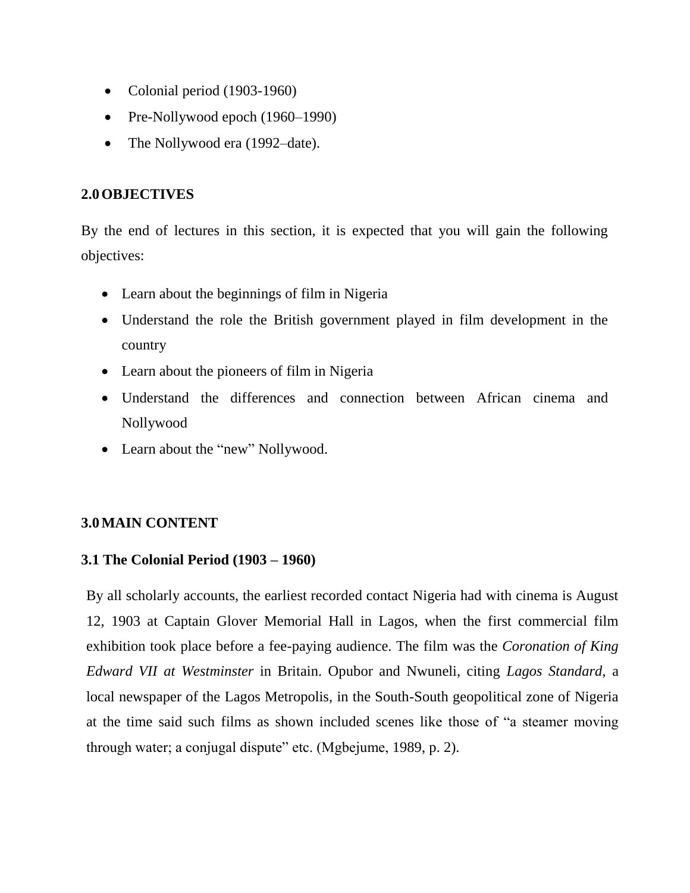- Colonial period (1903-1960)
- Pre-Nollywood epoch (1960–1990)
- The Nollywood era (1992–date).

## 2.0 OBJECTIVES

By the end of lectures in this section, it is expected that you will gain the following objectives:

- Learn about the beginnings of film in Nigeria
- Understand the role the British government played in film development in the country
- Learn about the pioneers of film in Nigeria
- Understand the differences and connection between African cinema and Nollywood
- Learn about the "new" Nollywood.

## 3.0 MAIN CONTENT

### 3.1 The Colonial Period (1903 – 1960)

By all scholarly accounts, the earliest recorded contact Nigeria had with cinema is August 12, 1903 at Captain Glover Memorial Hall in Lagos, when the first commercial film exhibition took place before a fee-paying audience. The film was the *Coronation of King Edward VII at Westminster* in Britain. Opubor and Nwuneli, citing *Lagos Standard*, a local newspaper of the Lagos Metropolis, in the South-South geopolitical zone of Nigeria at the time said such films as shown included scenes like those of "a steamer moving through water; a conjugal dispute" etc. (Mgbejume, 1989, p. 2).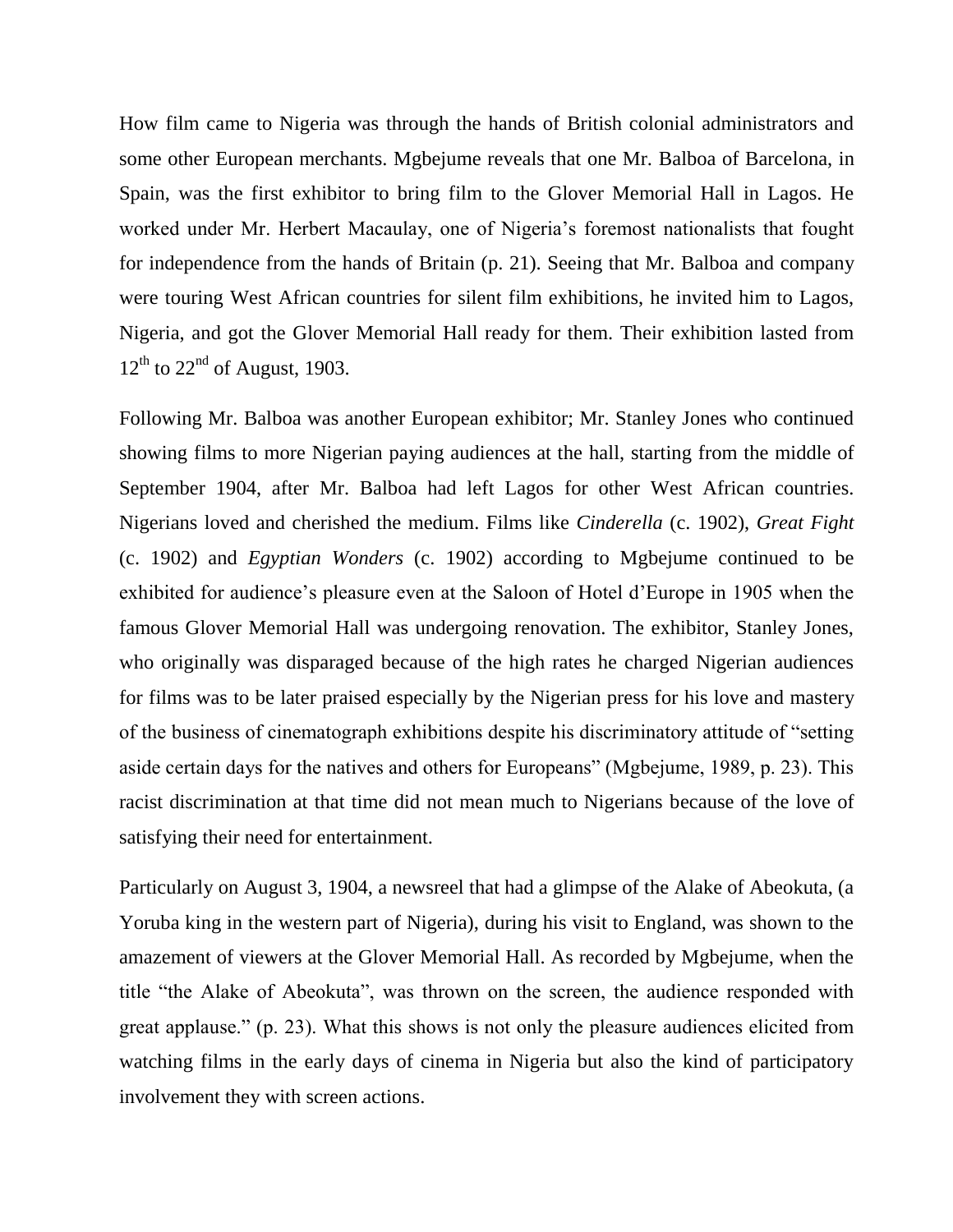How film came to Nigeria was through the hands of British colonial administrators and some other European merchants. Mgbejume reveals that one Mr. Balboa of Barcelona, in Spain, was the first exhibitor to bring film to the Glover Memorial Hall in Lagos. He worked under Mr. Herbert Macaulay, one of Nigeria's foremost nationalists that fought for independence from the hands of Britain (p. 21). Seeing that Mr. Balboa and company were touring West African countries for silent film exhibitions, he invited him to Lagos, Nigeria, and got the Glover Memorial Hall ready for them. Their exhibition lasted from 12th to 22nd of August, 1903.

Following Mr. Balboa was another European exhibitor; Mr. Stanley Jones who continued showing films to more Nigerian paying audiences at the hall, starting from the middle of September 1904, after Mr. Balboa had left Lagos for other West African countries. Nigerians loved and cherished the medium. Films like *Cinderella* (c. 1902), *Great Fight* (c. 1902) and *Egyptian Wonders* (c. 1902) according to Mgbejume continued to be exhibited for audience's pleasure even at the Saloon of Hotel d'Europe in 1905 when the famous Glover Memorial Hall was undergoing renovation. The exhibitor, Stanley Jones, who originally was disparaged because of the high rates he charged Nigerian audiences for films was to be later praised especially by the Nigerian press for his love and mastery of the business of cinematograph exhibitions despite his discriminatory attitude of "setting aside certain days for the natives and others for Europeans" (Mgbejume, 1989, p. 23). This racist discrimination at that time did not mean much to Nigerians because of the love of satisfying their need for entertainment.

Particularly on August 3, 1904, a newsreel that had a glimpse of the Alake of Abeokuta, (a Yoruba king in the western part of Nigeria), during his visit to England, was shown to the amazement of viewers at the Glover Memorial Hall. As recorded by Mgbejume, when the title "the Alake of Abeokuta", was thrown on the screen, the audience responded with great applause." (p. 23). What this shows is not only the pleasure audiences elicited from watching films in the early days of cinema in Nigeria but also the kind of participatory involvement they with screen actions.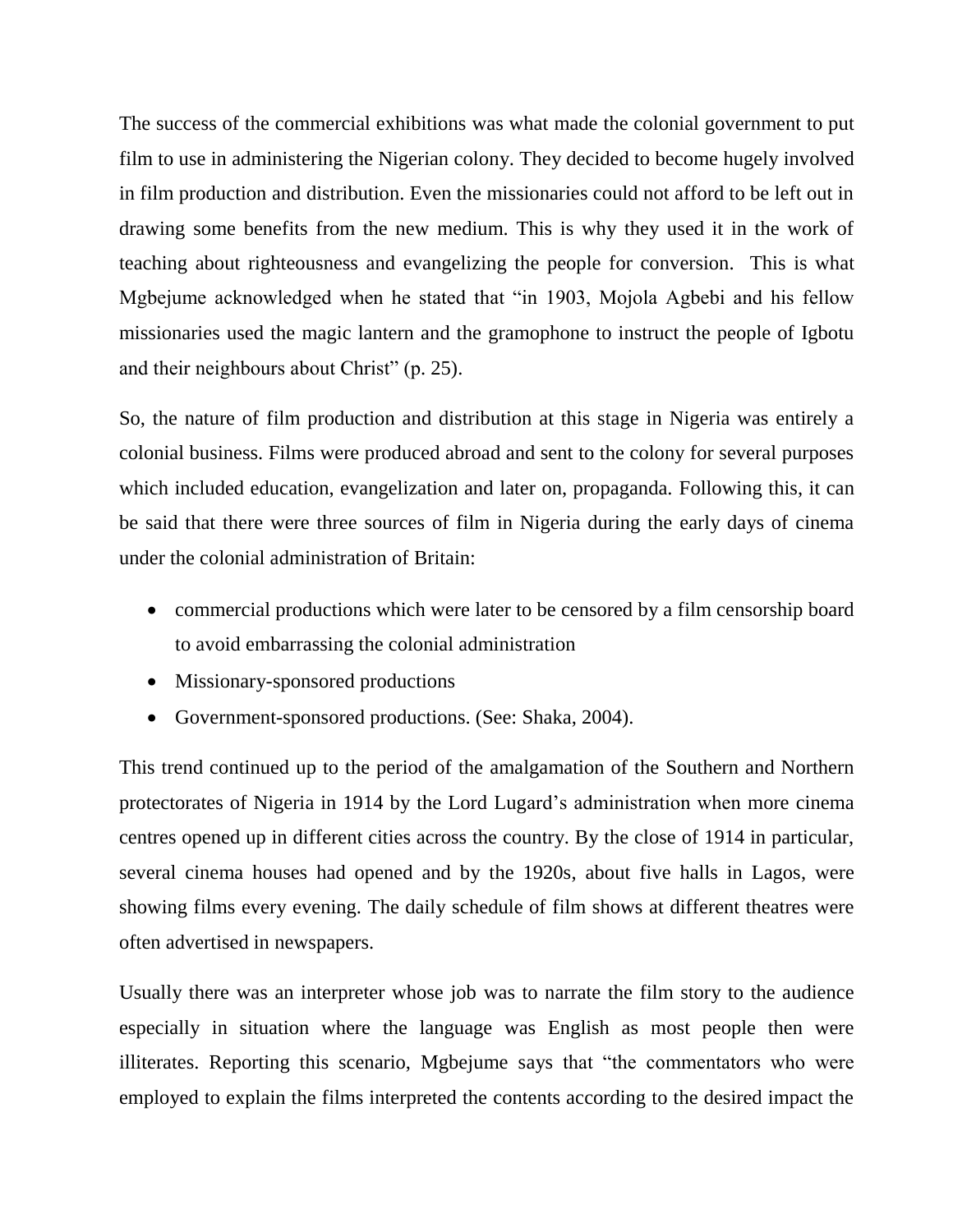The success of the commercial exhibitions was what made the colonial government to put film to use in administering the Nigerian colony. They decided to become hugely involved in film production and distribution. Even the missionaries could not afford to be left out in drawing some benefits from the new medium. This is why they used it in the work of teaching about righteousness and evangelizing the people for conversion. This is what Mgbejume acknowledged when he stated that "in 1903, Mojola Agbebi and his fellow missionaries used the magic lantern and the gramophone to instruct the people of Igbotu and their neighbours about Christ" (p. 25).

So, the nature of film production and distribution at this stage in Nigeria was entirely a colonial business. Films were produced abroad and sent to the colony for several purposes which included education, evangelization and later on, propaganda. Following this, it can be said that there were three sources of film in Nigeria during the early days of cinema under the colonial administration of Britain:

- commercial productions which were later to be censored by a film censorship board to avoid embarrassing the colonial administration
- Missionary-sponsored productions
- Government-sponsored productions. (See: Shaka, 2004).

This trend continued up to the period of the amalgamation of the Southern and Northern protectorates of Nigeria in 1914 by the Lord Lugard's administration when more cinema centres opened up in different cities across the country. By the close of 1914 in particular, several cinema houses had opened and by the 1920s, about five halls in Lagos, were showing films every evening. The daily schedule of film shows at different theatres were often advertised in newspapers.

Usually there was an interpreter whose job was to narrate the film story to the audience especially in situation where the language was English as most people then were illiterates. Reporting this scenario, Mgbejume says that "the commentators who were employed to explain the films interpreted the contents according to the desired impact the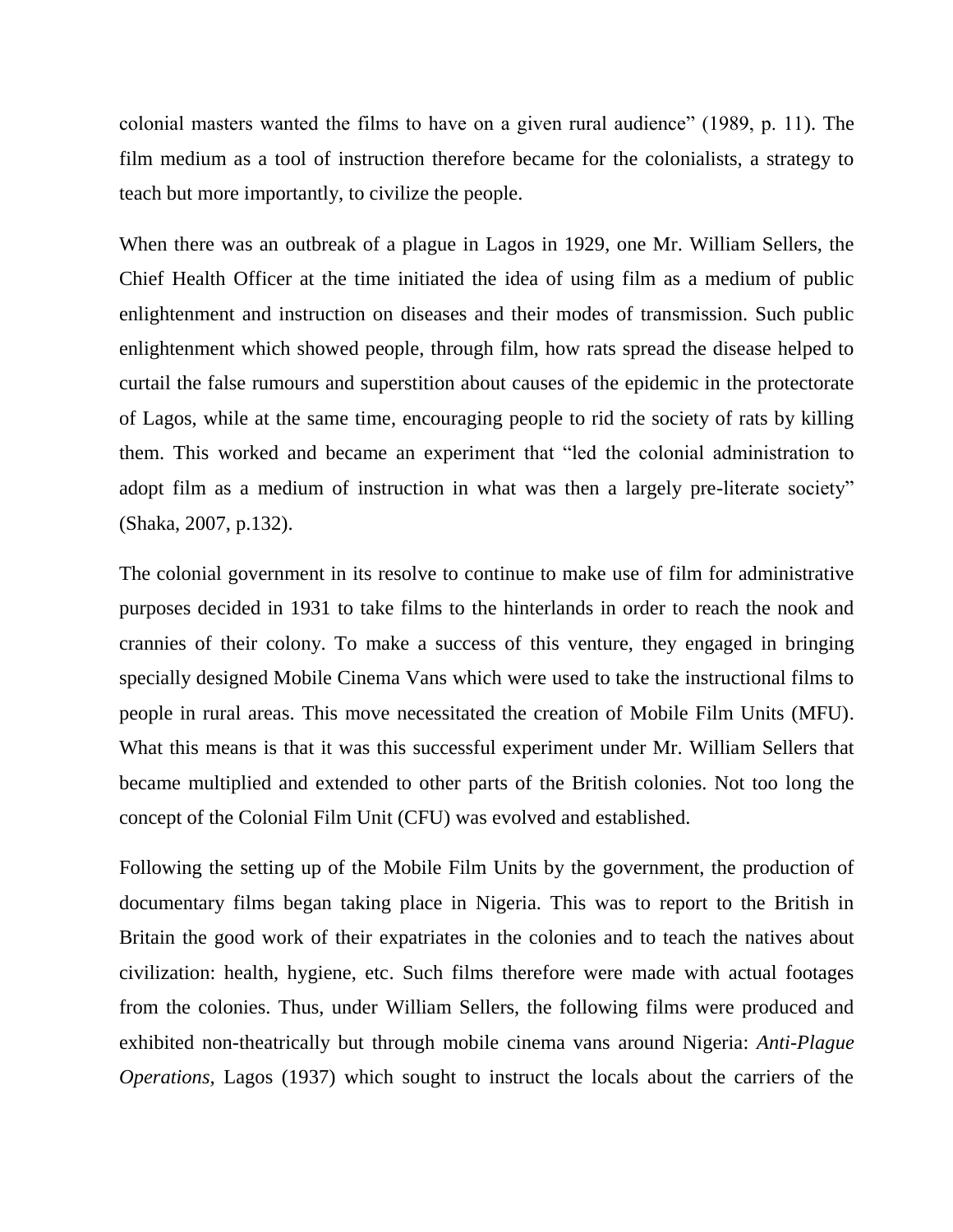colonial masters wanted the films to have on a given rural audience" (1989, p. 11). The film medium as a tool of instruction therefore became for the colonialists, a strategy to teach but more importantly, to civilize the people.

When there was an outbreak of a plague in Lagos in 1929, one Mr. William Sellers, the Chief Health Officer at the time initiated the idea of using film as a medium of public enlightenment and instruction on diseases and their modes of transmission. Such public enlightenment which showed people, through film, how rats spread the disease helped to curtail the false rumours and superstition about causes of the epidemic in the protectorate of Lagos, while at the same time, encouraging people to rid the society of rats by killing them. This worked and became an experiment that "led the colonial administration to adopt film as a medium of instruction in what was then a largely pre-literate society" (Shaka, 2007, p.132).

The colonial government in its resolve to continue to make use of film for administrative purposes decided in 1931 to take films to the hinterlands in order to reach the nook and crannies of their colony. To make a success of this venture, they engaged in bringing specially designed Mobile Cinema Vans which were used to take the instructional films to people in rural areas. This move necessitated the creation of Mobile Film Units (MFU). What this means is that it was this successful experiment under Mr. William Sellers that became multiplied and extended to other parts of the British colonies. Not too long the concept of the Colonial Film Unit (CFU) was evolved and established.

Following the setting up of the Mobile Film Units by the government, the production of documentary films began taking place in Nigeria. This was to report to the British in Britain the good work of their expatriates in the colonies and to teach the natives about civilization: health, hygiene, etc. Such films therefore were made with actual footages from the colonies. Thus, under William Sellers, the following films were produced and exhibited non-theatrically but through mobile cinema vans around Nigeria: *Anti-Plague Operations,* Lagos (1937) which sought to instruct the locals about the carriers of the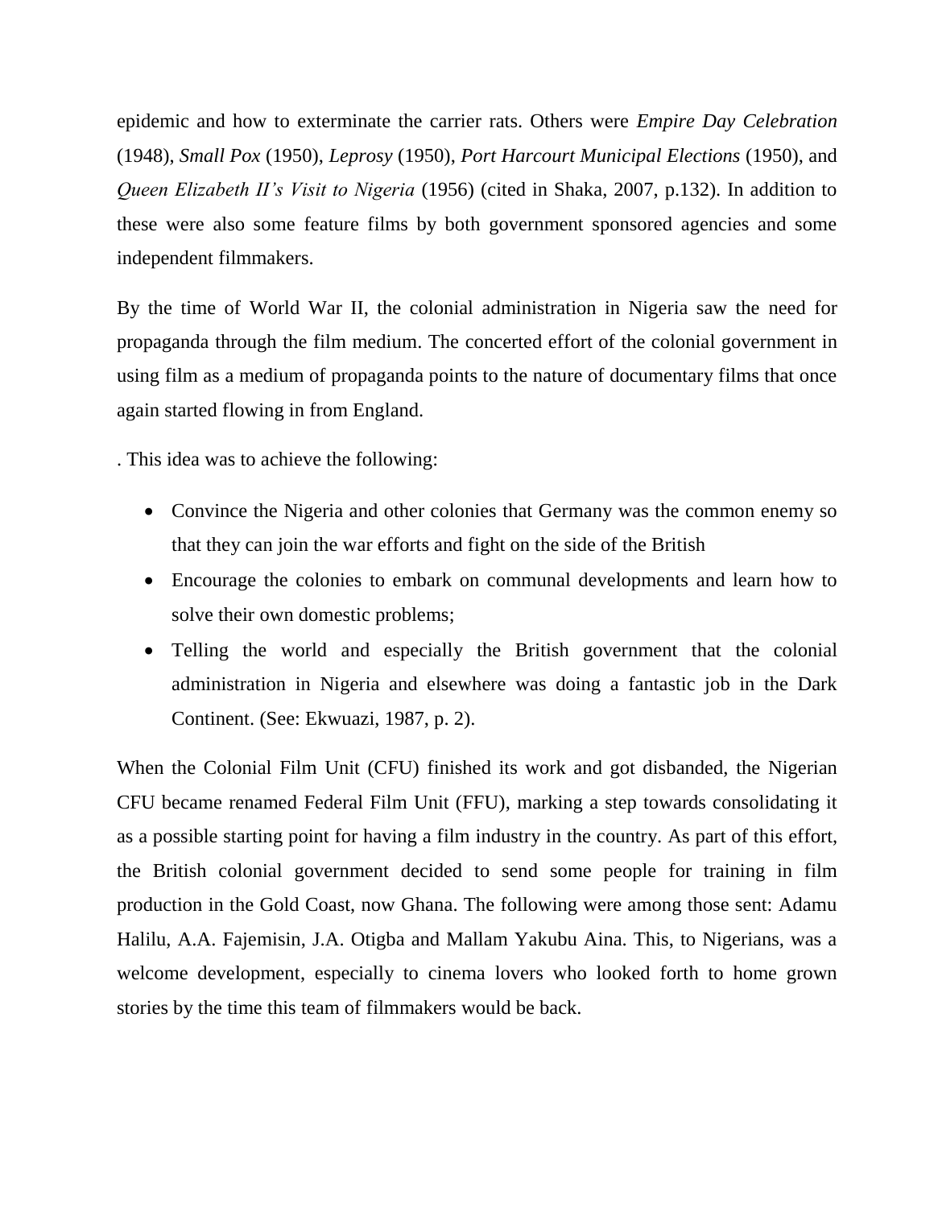epidemic and how to exterminate the carrier rats. Others were *Empire Day Celebration* (1948), *Small Pox* (1950), *Leprosy* (1950), *Port Harcourt Municipal Elections* (1950), and *Queen Elizabeth II's Visit to Nigeria* (1956) (cited in Shaka, 2007, p.132). In addition to these were also some feature films by both government sponsored agencies and some independent filmmakers.

By the time of World War II, the colonial administration in Nigeria saw the need for propaganda through the film medium. The concerted effort of the colonial government in using film as a medium of propaganda points to the nature of documentary films that once again started flowing in from England.

. This idea was to achieve the following:

- Convince the Nigeria and other colonies that Germany was the common enemy so that they can join the war efforts and fight on the side of the British
- Encourage the colonies to embark on communal developments and learn how to solve their own domestic problems;
- Telling the world and especially the British government that the colonial administration in Nigeria and elsewhere was doing a fantastic job in the Dark Continent. (See: Ekwuazi, 1987, p. 2).

When the Colonial Film Unit (CFU) finished its work and got disbanded, the Nigerian CFU became renamed Federal Film Unit (FFU), marking a step towards consolidating it as a possible starting point for having a film industry in the country. As part of this effort, the British colonial government decided to send some people for training in film production in the Gold Coast, now Ghana. The following were among those sent: Adamu Halilu, A.A. Fajemisin, J.A. Otigba and Mallam Yakubu Aina. This, to Nigerians, was a welcome development, especially to cinema lovers who looked forth to home grown stories by the time this team of filmmakers would be back.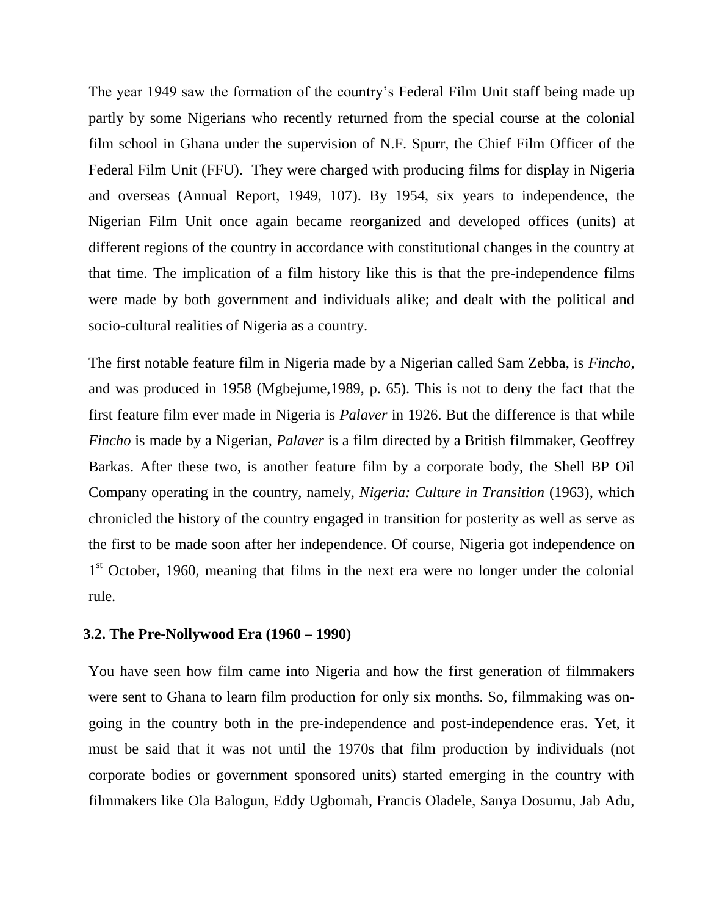The year 1949 saw the formation of the country's Federal Film Unit staff being made up partly by some Nigerians who recently returned from the special course at the colonial film school in Ghana under the supervision of N.F. Spurr, the Chief Film Officer of the Federal Film Unit (FFU). They were charged with producing films for display in Nigeria and overseas (Annual Report, 1949, 107). By 1954, six years to independence, the Nigerian Film Unit once again became reorganized and developed offices (units) at different regions of the country in accordance with constitutional changes in the country at that time. The implication of a film history like this is that the pre-independence films were made by both government and individuals alike; and dealt with the political and socio-cultural realities of Nigeria as a country.

The first notable feature film in Nigeria made by a Nigerian called Sam Zebba, is *Fincho*, and was produced in 1958 (Mgbejume,1989, p. 65). This is not to deny the fact that the first feature film ever made in Nigeria is *Palaver* in 1926. But the difference is that while *Fincho* is made by a Nigerian, *Palaver* is a film directed by a British filmmaker, Geoffrey Barkas. After these two, is another feature film by a corporate body, the Shell BP Oil Company operating in the country, namely, *Nigeria: Culture in Transition* (1963), which chronicled the history of the country engaged in transition for posterity as well as serve as the first to be made soon after her independence. Of course, Nigeria got independence on 1st October, 1960, meaning that films in the next era were no longer under the colonial rule.

### 3.2. The Pre-Nollywood Era (1960 – 1990)

You have seen how film came into Nigeria and how the first generation of filmmakers were sent to Ghana to learn film production for only six months. So, filmmaking was on-going in the country both in the pre-independence and post-independence eras. Yet, it must be said that it was not until the 1970s that film production by individuals (not corporate bodies or government sponsored units) started emerging in the country with filmmakers like Ola Balogun, Eddy Ugbomah, Francis Oladele, Sanya Dosumu, Jab Adu,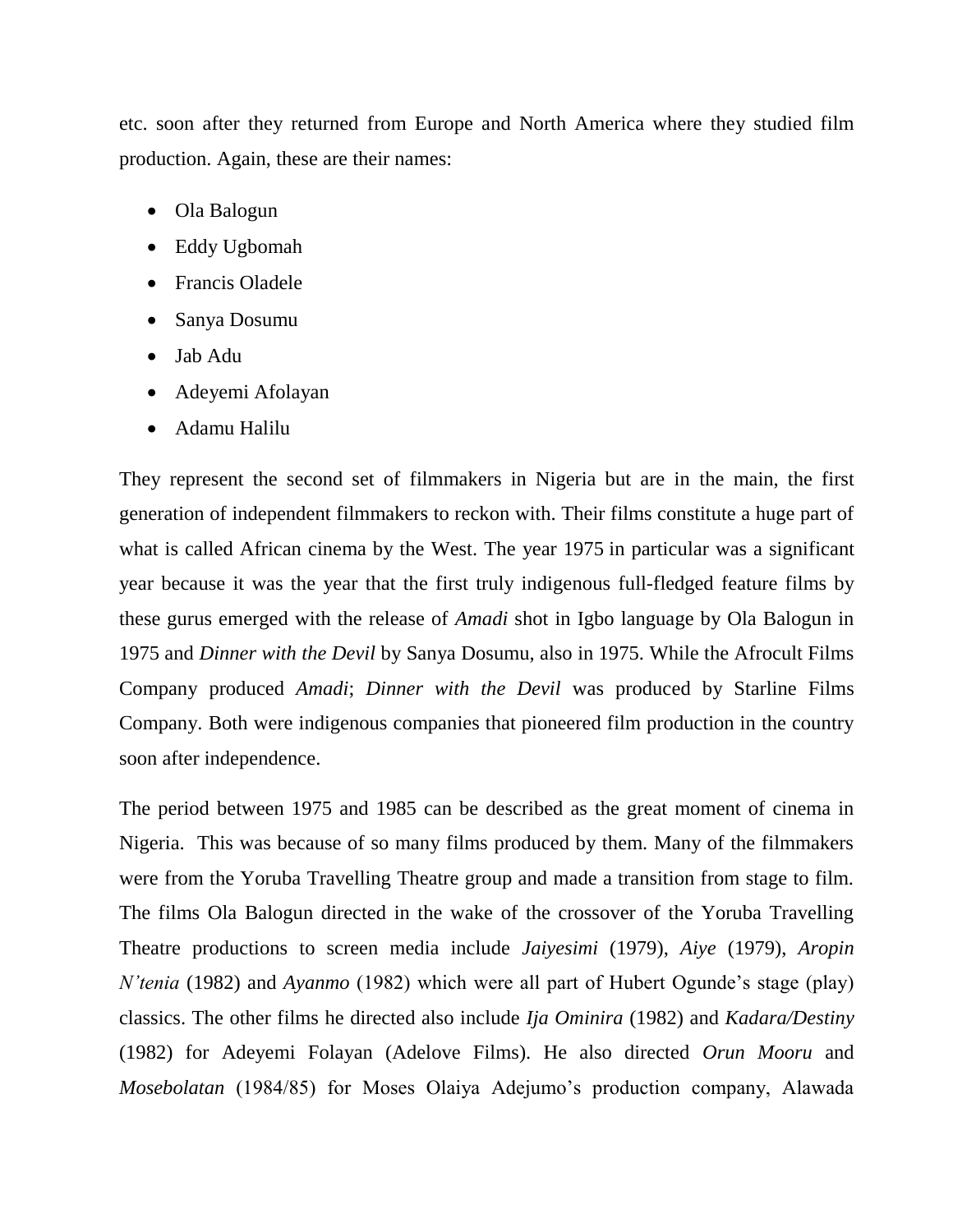etc. soon after they returned from Europe and North America where they studied film production. Again, these are their names:

- Ola Balogun
- Eddy Ugbomah
- Francis Oladele
- Sanya Dosumu
- Jab Adu
- Adeyemi Afolayan
- Adamu Halilu

They represent the second set of filmmakers in Nigeria but are in the main, the first generation of independent filmmakers to reckon with. Their films constitute a huge part of what is called African cinema by the West. The year 1975 in particular was a significant year because it was the year that the first truly indigenous full-fledged feature films by these gurus emerged with the release of *Amadi* shot in Igbo language by Ola Balogun in 1975 and *Dinner with the Devil* by Sanya Dosumu, also in 1975. While the Afrocult Films Company produced *Amadi*; *Dinner with the Devil* was produced by Starline Films Company. Both were indigenous companies that pioneered film production in the country soon after independence.

The period between 1975 and 1985 can be described as the great moment of cinema in Nigeria. This was because of so many films produced by them. Many of the filmmakers were from the Yoruba Travelling Theatre group and made a transition from stage to film. The films Ola Balogun directed in the wake of the crossover of the Yoruba Travelling Theatre productions to screen media include *Jaiyesimi* (1979), *Aiye* (1979), *Aropin N'tenia* (1982) and *Ayanmo* (1982) which were all part of Hubert Ogunde's stage (play) classics. The other films he directed also include *Ija Ominira* (1982) and *Kadara/Destiny* (1982) for Adeyemi Folayan (Adelove Films). He also directed *Orun Mooru* and *Mosebolatan* (1984/85) for Moses Olaiya Adejumo's production company, Alawada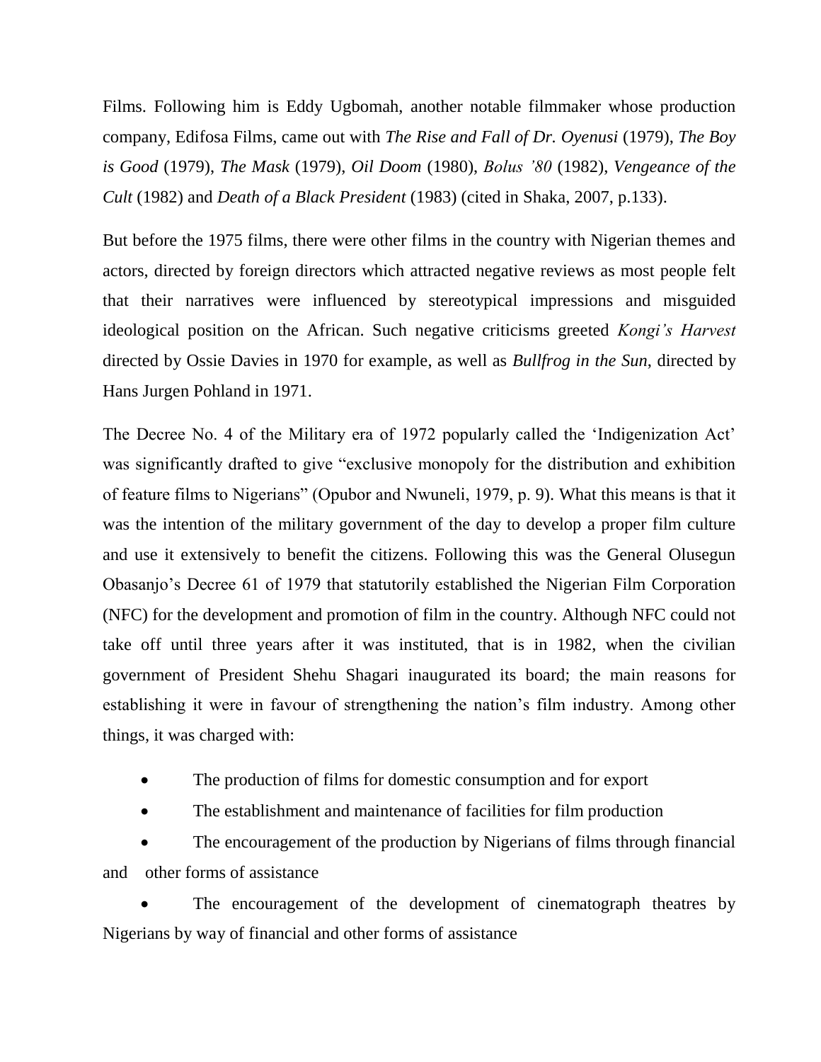Films. Following him is Eddy Ugbomah, another notable filmmaker whose production company, Edifosa Films, came out with *The Rise and Fall of Dr. Oyenusi* (1979), *The Boy is Good* (1979), *The Mask* (1979), *Oil Doom* (1980), *Bolus '80* (1982), *Vengeance of the Cult* (1982) and *Death of a Black President* (1983) (cited in Shaka, 2007, p.133).

But before the 1975 films, there were other films in the country with Nigerian themes and actors, directed by foreign directors which attracted negative reviews as most people felt that their narratives were influenced by stereotypical impressions and misguided ideological position on the African. Such negative criticisms greeted *Kongi's Harvest* directed by Ossie Davies in 1970 for example, as well as *Bullfrog in the Sun*, directed by Hans Jurgen Pohland in 1971.

The Decree No. 4 of the Military era of 1972 popularly called the 'Indigenization Act' was significantly drafted to give "exclusive monopoly for the distribution and exhibition of feature films to Nigerians" (Opubor and Nwuneli, 1979, p. 9). What this means is that it was the intention of the military government of the day to develop a proper film culture and use it extensively to benefit the citizens. Following this was the General Olusegun Obasanjo's Decree 61 of 1979 that statutorily established the Nigerian Film Corporation (NFC) for the development and promotion of film in the country. Although NFC could not take off until three years after it was instituted, that is in 1982, when the civilian government of President Shehu Shagari inaugurated its board; the main reasons for establishing it were in favour of strengthening the nation's film industry. Among other things, it was charged with:

- The production of films for domestic consumption and for export
- The establishment and maintenance of facilities for film production
- The encouragement of the production by Nigerians of films through financial and other forms of assistance
- The encouragement of the development of cinematograph theatres by Nigerians by way of financial and other forms of assistance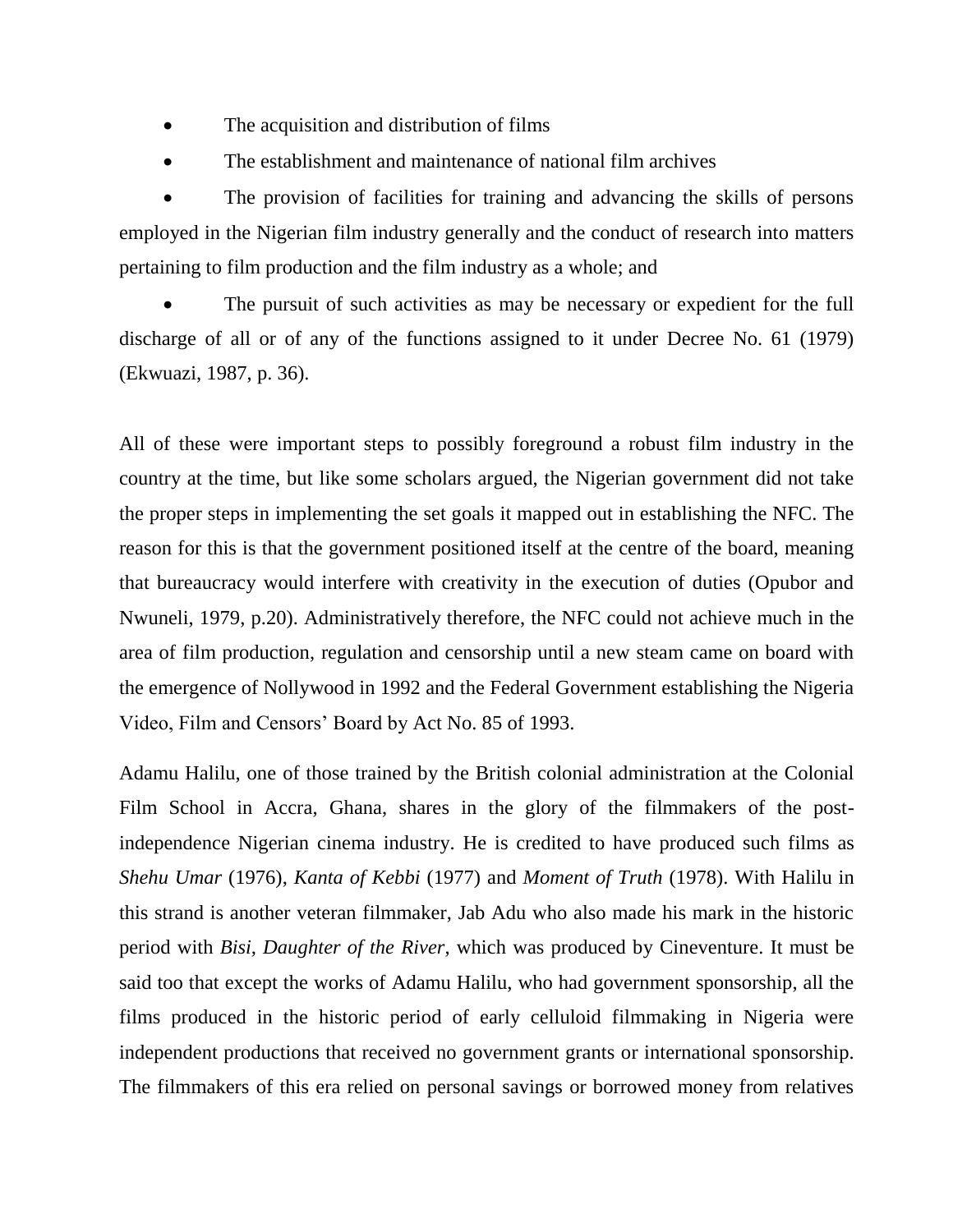- The acquisition and distribution of films
- The establishment and maintenance of national film archives
- The provision of facilities for training and advancing the skills of persons employed in the Nigerian film industry generally and the conduct of research into matters pertaining to film production and the film industry as a whole; and
- The pursuit of such activities as may be necessary or expedient for the full discharge of all or of any of the functions assigned to it under Decree No. 61 (1979) (Ekwuazi, 1987, p. 36).

All of these were important steps to possibly foreground a robust film industry in the country at the time, but like some scholars argued, the Nigerian government did not take the proper steps in implementing the set goals it mapped out in establishing the NFC. The reason for this is that the government positioned itself at the centre of the board, meaning that bureaucracy would interfere with creativity in the execution of duties (Opubor and Nwuneli, 1979, p.20). Administratively therefore, the NFC could not achieve much in the area of film production, regulation and censorship until a new steam came on board with the emergence of Nollywood in 1992 and the Federal Government establishing the Nigeria Video, Film and Censors' Board by Act No. 85 of 1993.

Adamu Halilu, one of those trained by the British colonial administration at the Colonial Film School in Accra, Ghana, shares in the glory of the filmmakers of the post-independence Nigerian cinema industry. He is credited to have produced such films as *Shehu Umar* (1976), *Kanta of Kebbi* (1977) and *Moment of Truth* (1978). With Halilu in this strand is another veteran filmmaker, Jab Adu who also made his mark in the historic period with *Bisi, Daughter of the River*, which was produced by Cineventure. It must be said too that except the works of Adamu Halilu, who had government sponsorship, all the films produced in the historic period of early celluloid filmmaking in Nigeria were independent productions that received no government grants or international sponsorship. The filmmakers of this era relied on personal savings or borrowed money from relatives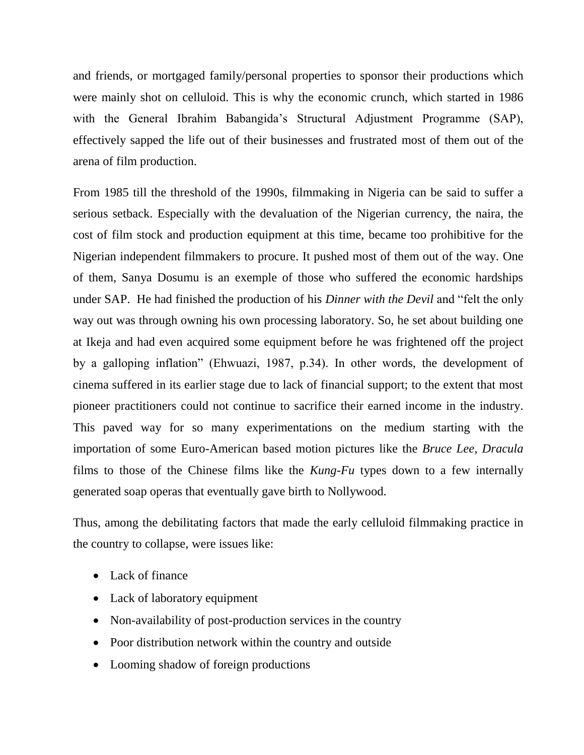and friends, or mortgaged family/personal properties to sponsor their productions which were mainly shot on celluloid. This is why the economic crunch, which started in 1986 with the General Ibrahim Babangida's Structural Adjustment Programme (SAP), effectively sapped the life out of their businesses and frustrated most of them out of the arena of film production.

From 1985 till the threshold of the 1990s, filmmaking in Nigeria can be said to suffer a serious setback. Especially with the devaluation of the Nigerian currency, the naira, the cost of film stock and production equipment at this time, became too prohibitive for the Nigerian independent filmmakers to procure. It pushed most of them out of the way. One of them, Sanya Dosumu is an exemple of those who suffered the economic hardships under SAP. He had finished the production of his *Dinner with the Devil* and "felt the only way out was through owning his own processing laboratory. So, he set about building one at Ikeja and had even acquired some equipment before he was frightened off the project by a galloping inflation" (Ehwuazi, 1987, p.34). In other words, the development of cinema suffered in its earlier stage due to lack of financial support; to the extent that most pioneer practitioners could not continue to sacrifice their earned income in the industry. This paved way for so many experimentations on the medium starting with the importation of some Euro-American based motion pictures like the *Bruce Lee, Dracula* films to those of the Chinese films like the *Kung-Fu* types down to a few internally generated soap operas that eventually gave birth to Nollywood.

Thus, among the debilitating factors that made the early celluloid filmmaking practice in the country to collapse, were issues like:

- Lack of finance
- Lack of laboratory equipment
- Non-availability of post-production services in the country
- Poor distribution network within the country and outside
- Looming shadow of foreign productions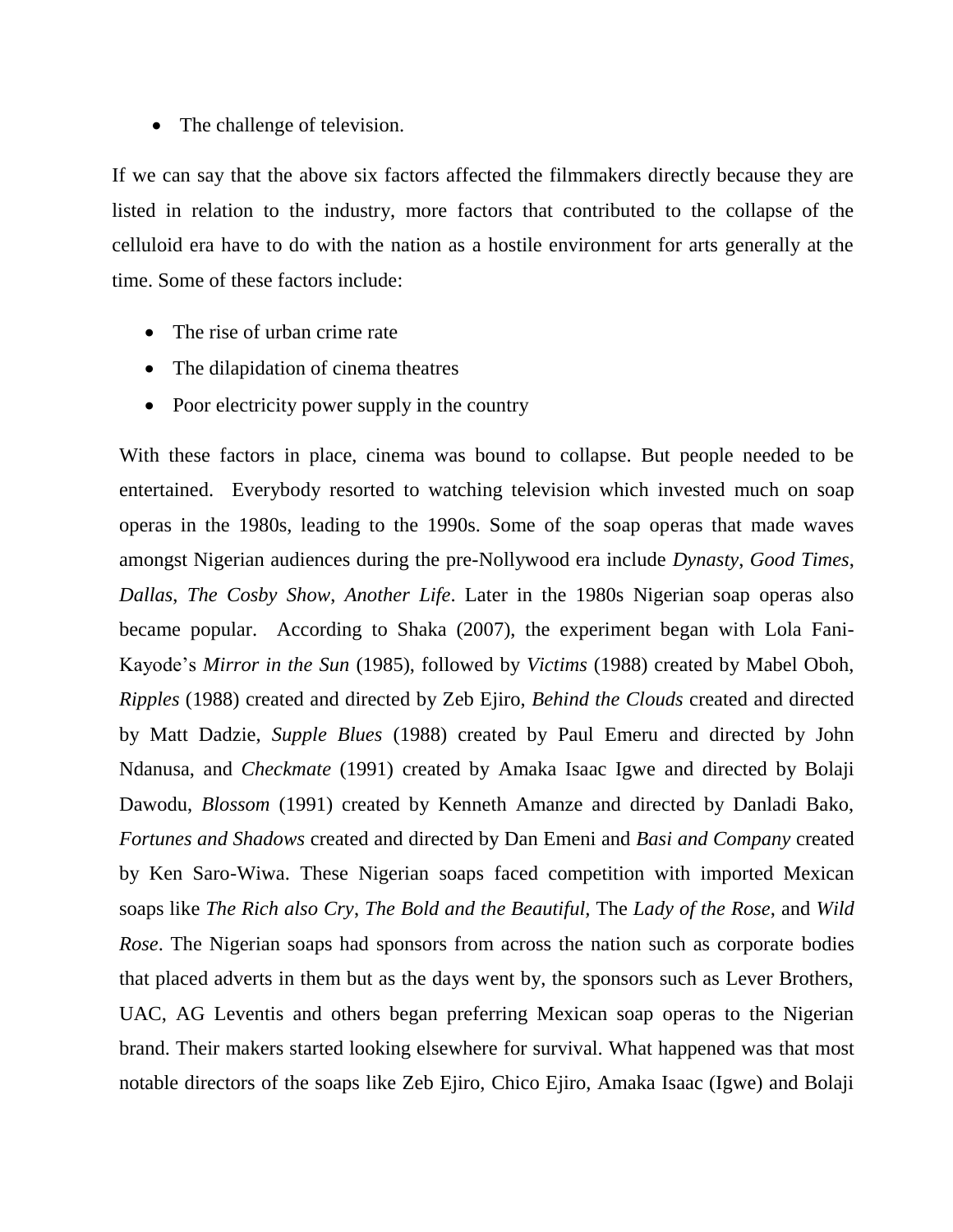- The challenge of television.

If we can say that the above six factors affected the filmmakers directly because they are listed in relation to the industry, more factors that contributed to the collapse of the celluloid era have to do with the nation as a hostile environment for arts generally at the time. Some of these factors include:

- The rise of urban crime rate
- The dilapidation of cinema theatres
- Poor electricity power supply in the country

With these factors in place, cinema was bound to collapse. But people needed to be entertained. Everybody resorted to watching television which invested much on soap operas in the 1980s, leading to the 1990s. Some of the soap operas that made waves amongst Nigerian audiences during the pre-Nollywood era include *Dynasty*, *Good Times*, *Dallas*, *The Cosby Show*, *Another Life*. Later in the 1980s Nigerian soap operas also became popular. According to Shaka (2007), the experiment began with Lola Fani-Kayode's *Mirror in the Sun* (1985), followed by *Victims* (1988) created by Mabel Oboh, *Ripples* (1988) created and directed by Zeb Ejiro, *Behind the Clouds* created and directed by Matt Dadzie, *Supple Blues* (1988) created by Paul Emeru and directed by John Ndanusa, and *Checkmate* (1991) created by Amaka Isaac Igwe and directed by Bolaji Dawodu, *Blossom* (1991) created by Kenneth Amanze and directed by Danladi Bako, *Fortunes and Shadows* created and directed by Dan Emeni and *Basi and Company* created by Ken Saro-Wiwa. These Nigerian soaps faced competition with imported Mexican soaps like *The Rich also Cry*, *The Bold and the Beautiful*, The *Lady of the Rose*, and *Wild Rose*. The Nigerian soaps had sponsors from across the nation such as corporate bodies that placed adverts in them but as the days went by, the sponsors such as Lever Brothers, UAC, AG Leventis and others began preferring Mexican soap operas to the Nigerian brand. Their makers started looking elsewhere for survival. What happened was that most notable directors of the soaps like Zeb Ejiro, Chico Ejiro, Amaka Isaac (Igwe) and Bolaji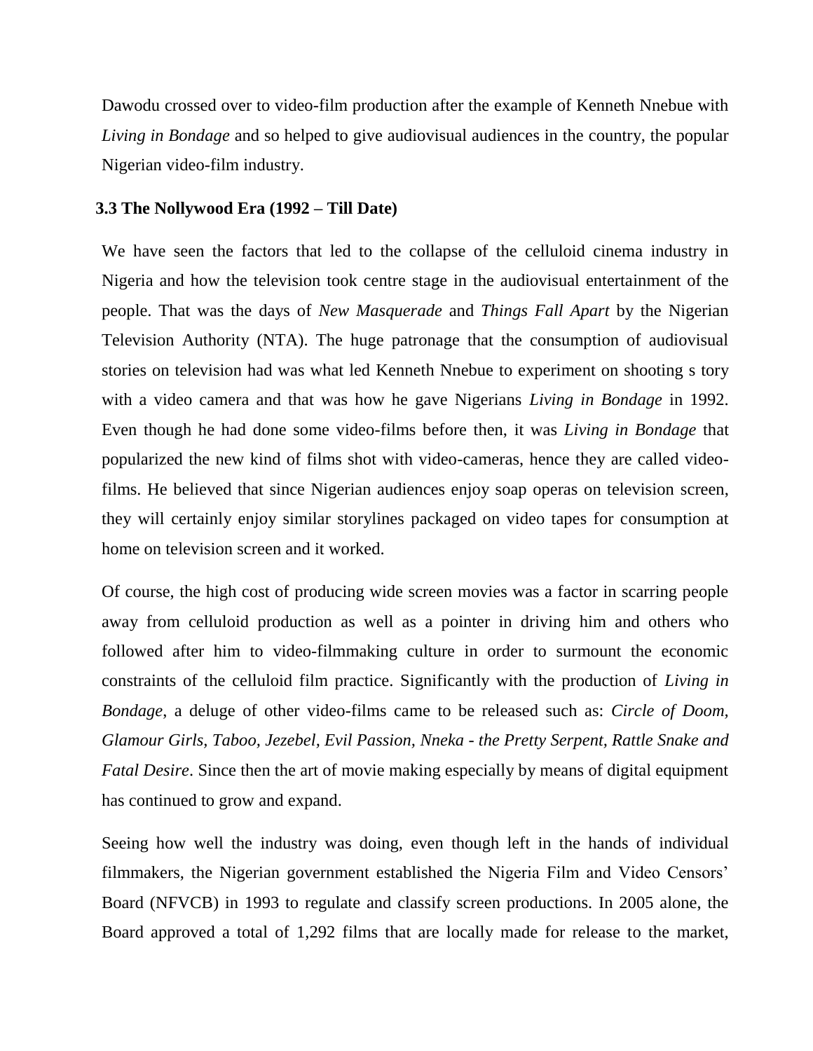Dawodu crossed over to video-film production after the example of Kenneth Nnebue with *Living in Bondage* and so helped to give audiovisual audiences in the country, the popular Nigerian video-film industry.

### 3.3 The Nollywood Era (1992 – Till Date)

We have seen the factors that led to the collapse of the celluloid cinema industry in Nigeria and how the television took centre stage in the audiovisual entertainment of the people. That was the days of *New Masquerade* and *Things Fall Apart* by the Nigerian Television Authority (NTA). The huge patronage that the consumption of audiovisual stories on television had was what led Kenneth Nnebue to experiment on shooting s tory with a video camera and that was how he gave Nigerians *Living in Bondage* in 1992. Even though he had done some video-films before then, it was *Living in Bondage* that popularized the new kind of films shot with video-cameras, hence they are called video-films. He believed that since Nigerian audiences enjoy soap operas on television screen, they will certainly enjoy similar storylines packaged on video tapes for consumption at home on television screen and it worked.

Of course, the high cost of producing wide screen movies was a factor in scarring people away from celluloid production as well as a pointer in driving him and others who followed after him to video-filmmaking culture in order to surmount the economic constraints of the celluloid film practice. Significantly with the production of *Living in Bondage*, a deluge of other video-films came to be released such as: *Circle of Doom, Glamour Girls, Taboo, Jezebel, Evil Passion, Nneka - the Pretty Serpent, Rattle Snake and Fatal Desire*. Since then the art of movie making especially by means of digital equipment has continued to grow and expand.

Seeing how well the industry was doing, even though left in the hands of individual filmmakers, the Nigerian government established the Nigeria Film and Video Censors' Board (NFVCB) in 1993 to regulate and classify screen productions. In 2005 alone, the Board approved a total of 1,292 films that are locally made for release to the market,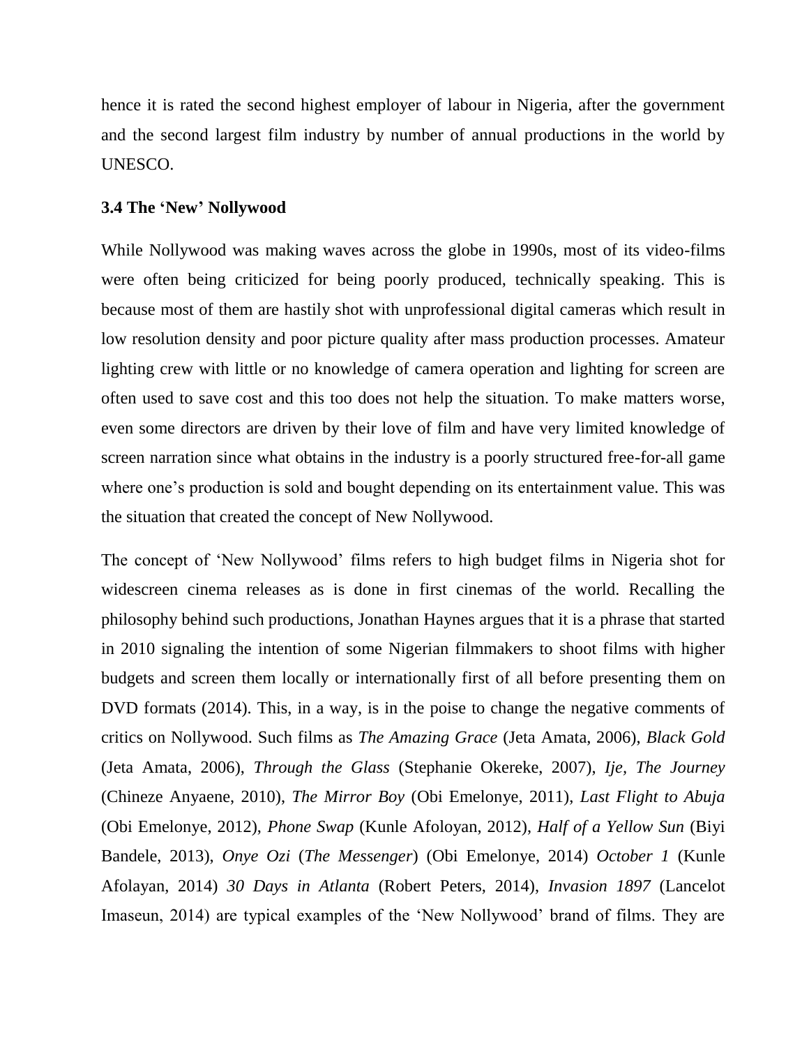hence it is rated the second highest employer of labour in Nigeria, after the government and the second largest film industry by number of annual productions in the world by UNESCO.

### 3.4 The 'New' Nollywood

While Nollywood was making waves across the globe in 1990s, most of its video-films were often being criticized for being poorly produced, technically speaking. This is because most of them are hastily shot with unprofessional digital cameras which result in low resolution density and poor picture quality after mass production processes. Amateur lighting crew with little or no knowledge of camera operation and lighting for screen are often used to save cost and this too does not help the situation. To make matters worse, even some directors are driven by their love of film and have very limited knowledge of screen narration since what obtains in the industry is a poorly structured free-for-all game where one's production is sold and bought depending on its entertainment value. This was the situation that created the concept of New Nollywood.

The concept of 'New Nollywood' films refers to high budget films in Nigeria shot for widescreen cinema releases as is done in first cinemas of the world. Recalling the philosophy behind such productions, Jonathan Haynes argues that it is a phrase that started in 2010 signaling the intention of some Nigerian filmmakers to shoot films with higher budgets and screen them locally or internationally first of all before presenting them on DVD formats (2014). This, in a way, is in the poise to change the negative comments of critics on Nollywood. Such films as *The Amazing Grace* (Jeta Amata, 2006), *Black Gold* (Jeta Amata, 2006), *Through the Glass* (Stephanie Okereke, 2007), *Ije, The Journey* (Chineze Anyaene, 2010), *The Mirror Boy* (Obi Emelonye, 2011), *Last Flight to Abuja* (Obi Emelonye, 2012), *Phone Swap* (Kunle Afoloyan, 2012), *Half of a Yellow Sun* (Biyi Bandele, 2013), *Onye Ozi* (*The Messenger*) (Obi Emelonye, 2014) *October 1* (Kunle Afolayan, 2014) *30 Days in Atlanta* (Robert Peters, 2014), *Invasion 1897* (Lancelot Imaseun, 2014) are typical examples of the 'New Nollywood' brand of films. They are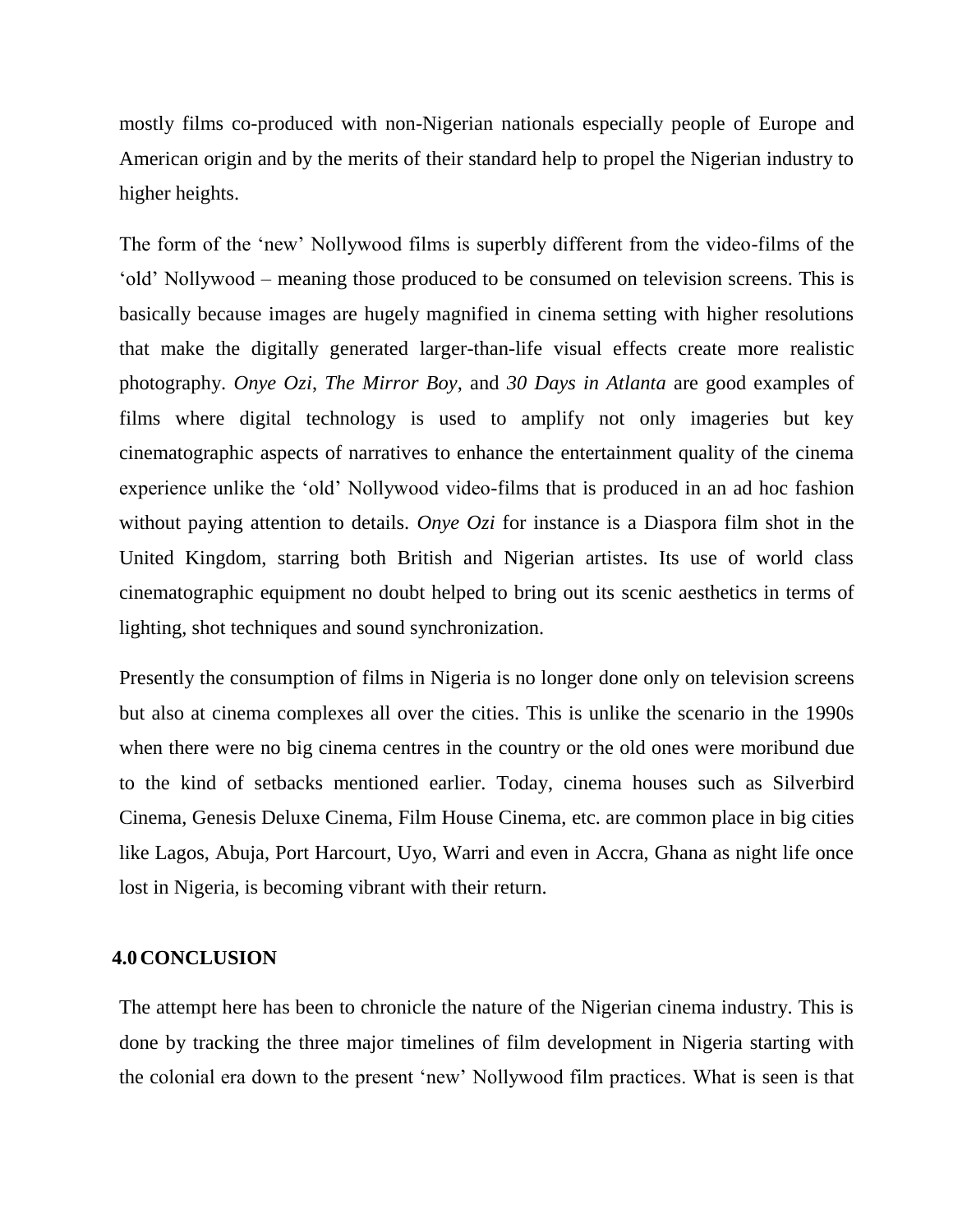mostly films co-produced with non-Nigerian nationals especially people of Europe and American origin and by the merits of their standard help to propel the Nigerian industry to higher heights.

The form of the 'new' Nollywood films is superbly different from the video-films of the 'old' Nollywood – meaning those produced to be consumed on television screens. This is basically because images are hugely magnified in cinema setting with higher resolutions that make the digitally generated larger-than-life visual effects create more realistic photography. *Onye Ozi*, *The Mirror Boy*, and *30 Days in Atlanta* are good examples of films where digital technology is used to amplify not only imageries but key cinematographic aspects of narratives to enhance the entertainment quality of the cinema experience unlike the 'old' Nollywood video-films that is produced in an ad hoc fashion without paying attention to details. *Onye Ozi* for instance is a Diaspora film shot in the United Kingdom, starring both British and Nigerian artistes. Its use of world class cinematographic equipment no doubt helped to bring out its scenic aesthetics in terms of lighting, shot techniques and sound synchronization.

Presently the consumption of films in Nigeria is no longer done only on television screens but also at cinema complexes all over the cities. This is unlike the scenario in the 1990s when there were no big cinema centres in the country or the old ones were moribund due to the kind of setbacks mentioned earlier. Today, cinema houses such as Silverbird Cinema, Genesis Deluxe Cinema, Film House Cinema, etc. are common place in big cities like Lagos, Abuja, Port Harcourt, Uyo, Warri and even in Accra, Ghana as night life once lost in Nigeria, is becoming vibrant with their return.

## 4.0 CONCLUSION

The attempt here has been to chronicle the nature of the Nigerian cinema industry. This is done by tracking the three major timelines of film development in Nigeria starting with the colonial era down to the present 'new' Nollywood film practices. What is seen is that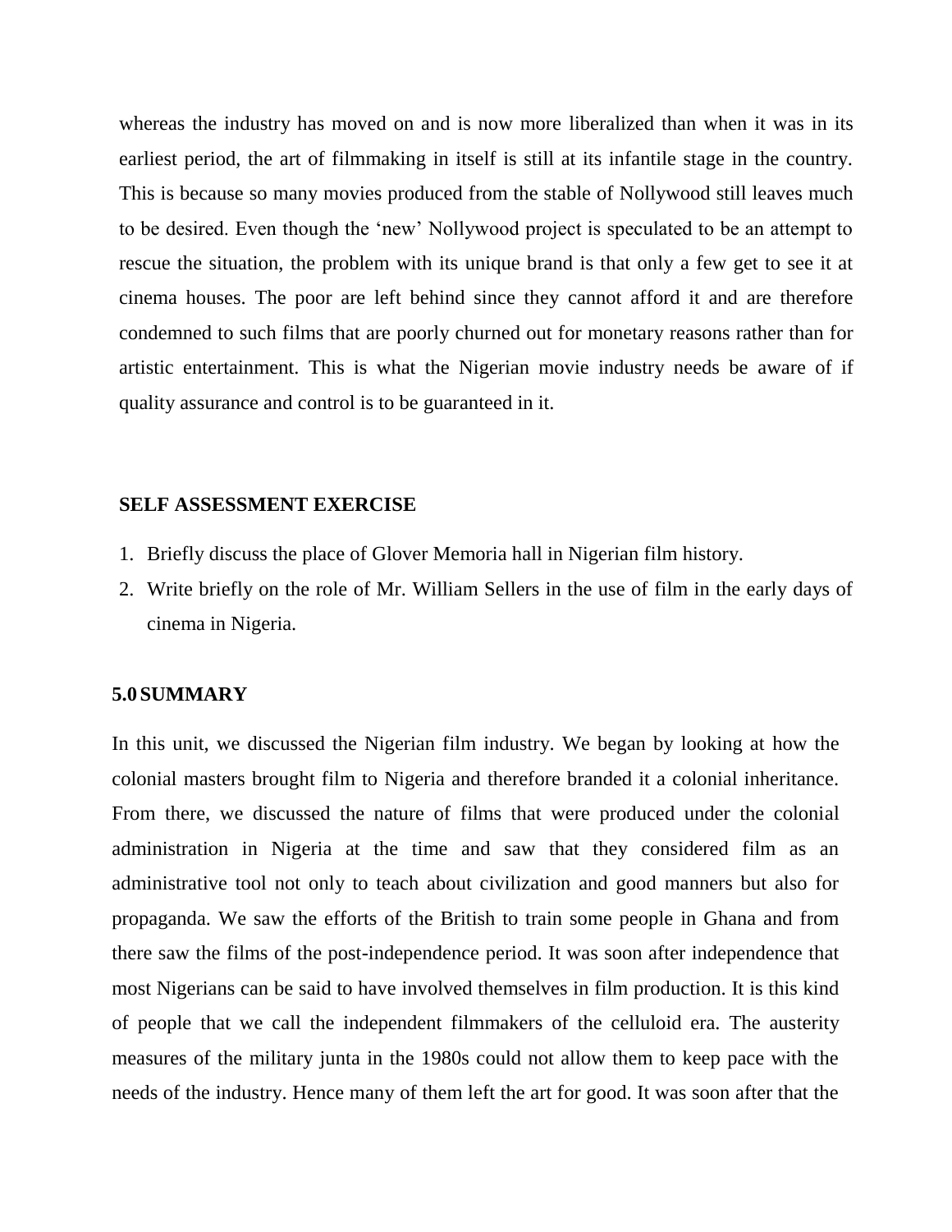whereas the industry has moved on and is now more liberalized than when it was in its earliest period, the art of filmmaking in itself is still at its infantile stage in the country. This is because so many movies produced from the stable of Nollywood still leaves much to be desired. Even though the 'new' Nollywood project is speculated to be an attempt to rescue the situation, the problem with its unique brand is that only a few get to see it at cinema houses. The poor are left behind since they cannot afford it and are therefore condemned to such films that are poorly churned out for monetary reasons rather than for artistic entertainment. This is what the Nigerian movie industry needs be aware of if quality assurance and control is to be guaranteed in it.

**SELF ASSESSMENT EXERCISE**

1. Briefly discuss the place of Glover Memoria hall in Nigerian film history.
2. Write briefly on the role of Mr. William Sellers in the use of film in the early days of cinema in Nigeria.

## 5.0 SUMMARY

In this unit, we discussed the Nigerian film industry. We began by looking at how the colonial masters brought film to Nigeria and therefore branded it a colonial inheritance. From there, we discussed the nature of films that were produced under the colonial administration in Nigeria at the time and saw that they considered film as an administrative tool not only to teach about civilization and good manners but also for propaganda. We saw the efforts of the British to train some people in Ghana and from there saw the films of the post-independence period. It was soon after independence that most Nigerians can be said to have involved themselves in film production. It is this kind of people that we call the independent filmmakers of the celluloid era. The austerity measures of the military junta in the 1980s could not allow them to keep pace with the needs of the industry. Hence many of them left the art for good. It was soon after that the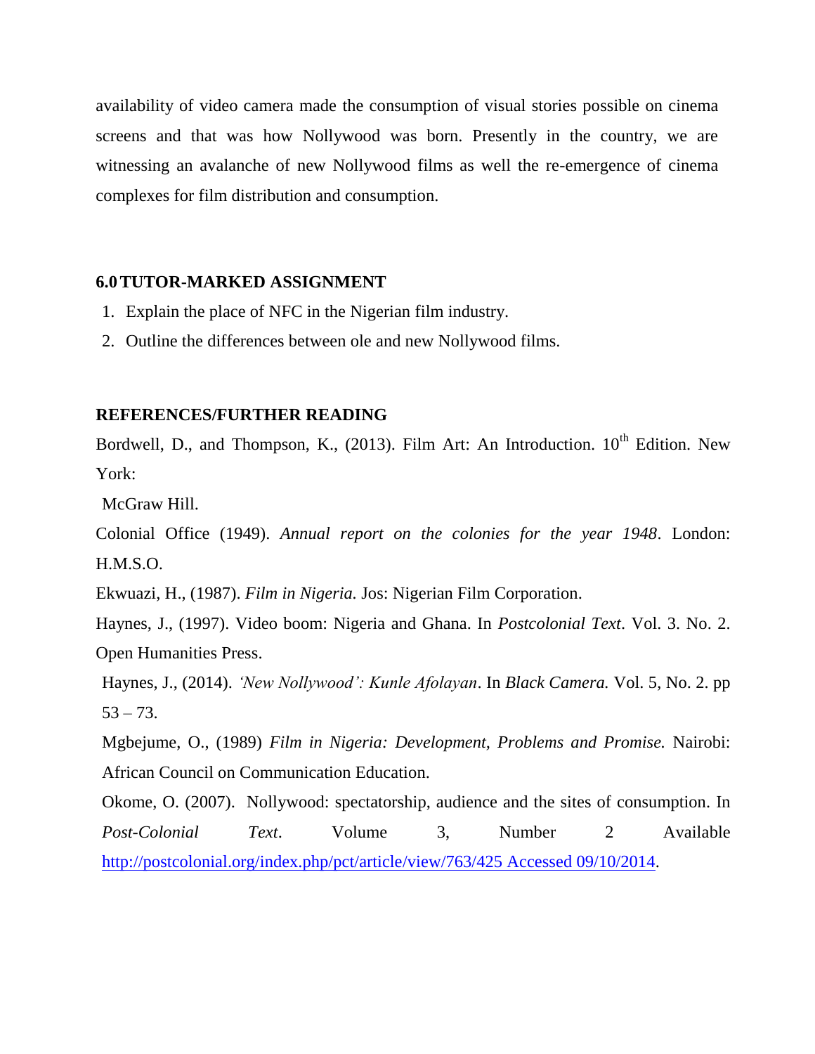availability of video camera made the consumption of visual stories possible on cinema screens and that was how Nollywood was born. Presently in the country, we are witnessing an avalanche of new Nollywood films as well the re-emergence of cinema complexes for film distribution and consumption.

## 6.0 TUTOR-MARKED ASSIGNMENT

1. Explain the place of NFC in the Nigerian film industry.
2. Outline the differences between ole and new Nollywood films.

## REFERENCES/FURTHER READING

Bordwell, D., and Thompson, K., (2013). Film Art: An Introduction. 10th Edition. New York: McGraw Hill.

Colonial Office (1949). *Annual report on the colonies for the year 1948*. London: H.M.S.O.

Ekwuazi, H., (1987). *Film in Nigeria.* Jos: Nigerian Film Corporation.

Haynes, J., (1997). Video boom: Nigeria and Ghana. In *Postcolonial Text*. Vol. 3. No. 2. Open Humanities Press.

Haynes, J., (2014). *'New Nollywood': Kunle Afolayan*. In *Black Camera.* Vol. 5, No. 2. pp 53 – 73.

Mgbejume, O., (1989) *Film in Nigeria: Development, Problems and Promise.* Nairobi: African Council on Communication Education.

Okome, O. (2007). Nollywood: spectatorship, audience and the sites of consumption. In *Post-Colonial Text*. Volume 3, Number 2 Available http://postcolonial.org/index.php/pct/article/view/763/425 Accessed 09/10/2014.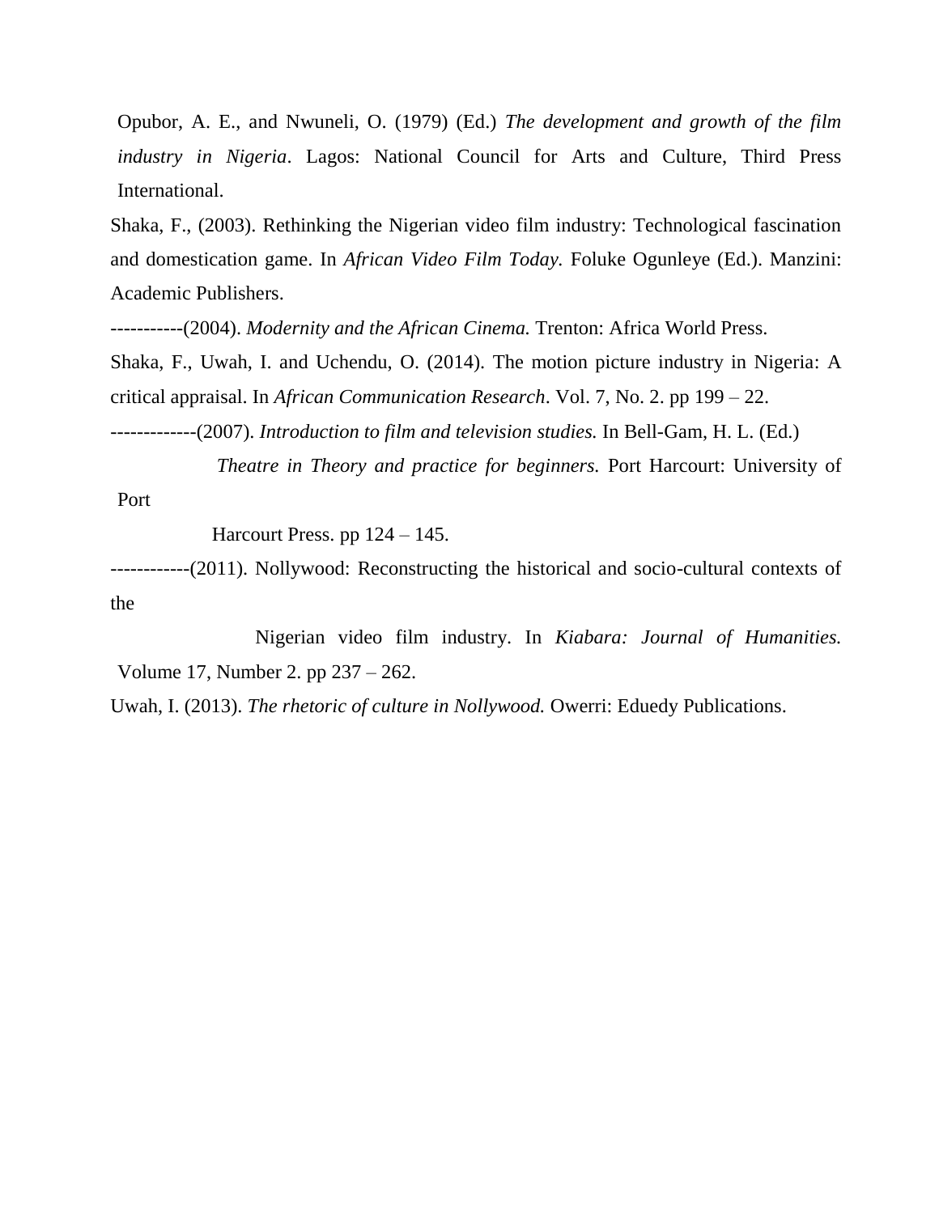Opubor, A. E., and Nwuneli, O. (1979) (Ed.) *The development and growth of the film industry in Nigeria*. Lagos: National Council for Arts and Culture, Third Press International.

Shaka, F., (2003). Rethinking the Nigerian video film industry: Technological fascination and domestication game. In *African Video Film Today.* Foluke Ogunleye (Ed.). Manzini: Academic Publishers.

-----------(2004). *Modernity and the African Cinema.* Trenton: Africa World Press.

Shaka, F., Uwah, I. and Uchendu, O. (2014). The motion picture industry in Nigeria: A critical appraisal. In *African Communication Research*. Vol. 7, No. 2. pp 199 – 22.

-------------(2007). *Introduction to film and television studies.* In Bell-Gam, H. L. (Ed.) *Theatre in Theory and practice for beginners.* Port Harcourt: University of Port Harcourt Press. pp 124 – 145.

------------(2011). Nollywood: Reconstructing the historical and socio-cultural contexts of the Nigerian video film industry. In *Kiabara: Journal of Humanities.* Volume 17, Number 2. pp 237 – 262.

Uwah, I. (2013). *The rhetoric of culture in Nollywood.* Owerri: Eduedy Publications.